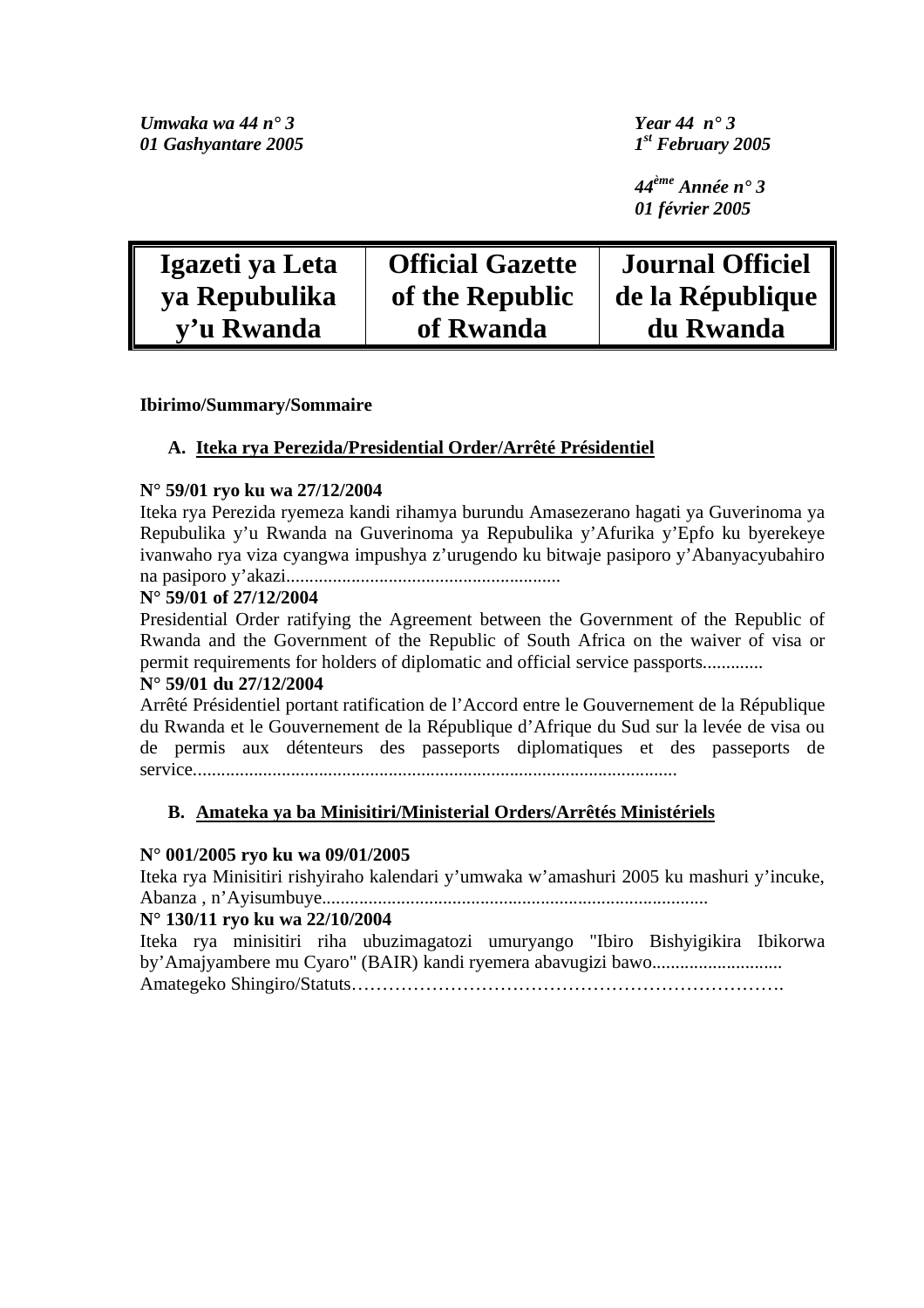*Umwaka wa 44 n° 3*
*01 Gashyantare 2005*

*Year 44 n° 3*
*1st February 2005*

*44ème Année n° 3*
*01 février 2005*

| Igazeti ya Leta ya Repubulika y'u Rwanda | Official Gazette of the Republic of Rwanda | Journal Officiel de la République du Rwanda |
|---|---|---|

**Ibirimo/Summary/Sommaire**

## A. Iteka rya Perezida/Presidential Order/Arrêté Présidentiel

**N° 59/01 ryo ku wa 27/12/2004**
Iteka rya Perezida ryemeza kandi rihamya burundu Amasezerano hagati ya Guverinoma ya Repubulika y'u Rwanda na Guverinoma ya Repubulika y'Afurika y'Epfo ku byerekeye ivanwaho rya viza cyangwa impushya z'urugendo ku bitwaje pasiporo y'Abanyacyubahiro na pasiporo y'akazi..........................................................

**N° 59/01 of 27/12/2004**
Presidential Order ratifying the Agreement between the Government of the Republic of Rwanda and the Government of the Republic of South Africa on the waiver of visa or permit requirements for holders of diplomatic and official service passports.............

**N° 59/01 du 27/12/2004**
Arrêté Présidentiel portant ratification de l'Accord entre le Gouvernement de la République du Rwanda et le Gouvernement de la République d'Afrique du Sud sur la levée de visa ou de permis aux détenteurs des passeports diplomatiques et des passeports de service.......................................................................................................

## B. Amateka ya ba Minisitiri/Ministerial Orders/Arrêtés Ministériels

**N° 001/2005 ryo ku wa 09/01/2005**
Iteka rya Minisitiri rishyiraho kalendari y'umwaka w'amashuri 2005 ku mashuri y'incuke, Abanza , n'Ayisumbuye..................................................................................

**N° 130/11 ryo ku wa 22/10/2004**
Iteka rya minisitiri riha ubuzimagatozi umuryango "Ibiro Bishyigikira Ibikorwa by'Amajyambere mu Cyaro" (BAIR) kandi ryemera abavugizi bawo............................
Amategeko Shingiro/Statuts…………………………………………………………….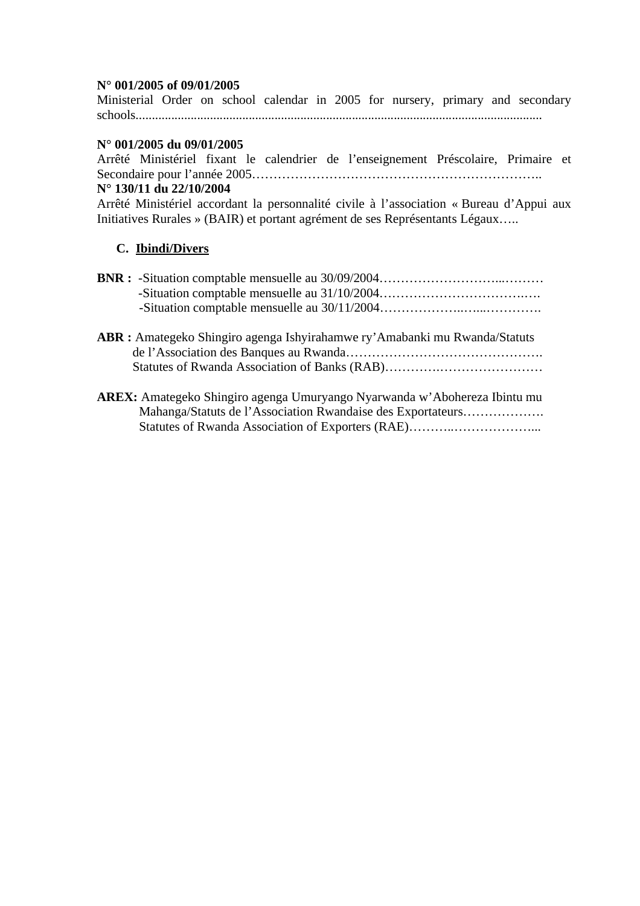**N° 001/2005 of 09/01/2005**
Ministerial Order on school calendar in 2005 for nursery, primary and secondary schools.............................................................................................................................

**N° 001/2005 du 09/01/2005**
Arrêté Ministériel fixant le calendrier de l'enseignement Préscolaire, Primaire et Secondaire pour l'année 2005……………………………………………………………..
**N° 130/11 du 22/10/2004**
Arrêté Ministériel accordant la personnalité civile à l'association « Bureau d'Appui aux Initiatives Rurales » (BAIR) et portant agrément de ses Représentants Légaux…..

## C. Ibindi/Divers

**BNR :** -Situation comptable mensuelle au 30/09/2004………………………...………
-Situation comptable mensuelle au 31/10/2004……………………………..….
-Situation comptable mensuelle au 30/11/2004………………..…...………….

**ABR :** Amategeko Shingiro agenga Ishyirahamwe ry'Amabanki mu Rwanda/Statuts de l'Association des Banques au Rwanda……………………………………….
Statutes of Rwanda Association of Banks (RAB)………….……………………

**AREX:** Amategeko Shingiro agenga Umuryango Nyarwanda w'Abohereza Ibintu mu Mahanga/Statuts de l'Association Rwandaise des Exportateurs……………….
Statutes of Rwanda Association of Exporters (RAE)………..………………...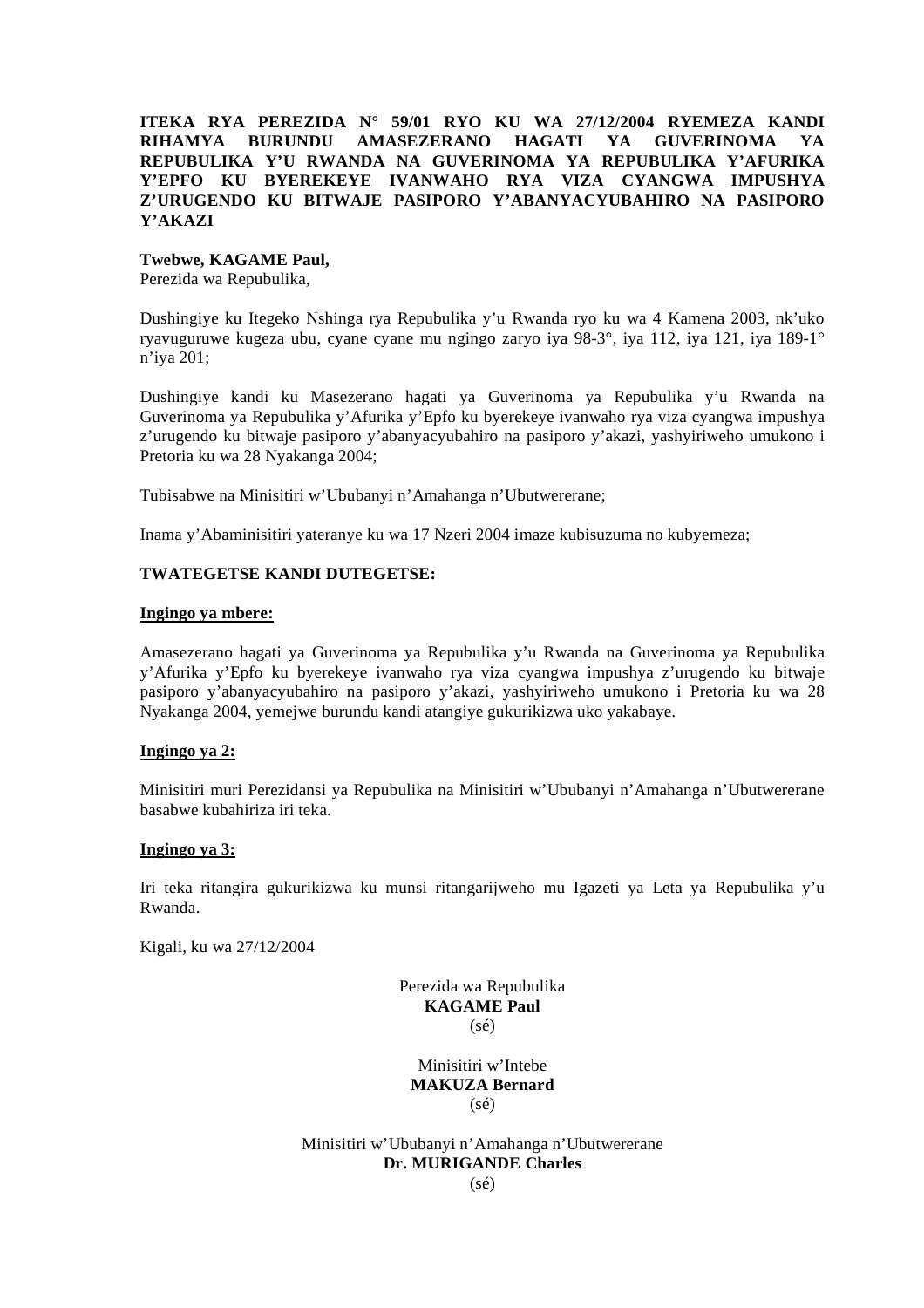**ITEKA RYA PEREZIDA N° 59/01 RYO KU WA 27/12/2004 RYEMEZA KANDI RIHAMYA BURUNDU AMASEZERANO HAGATI YA GUVERINOMA YA REPUBULIKA Y'U RWANDA NA GUVERINOMA YA REPUBULIKA Y'AFURIKA Y'EPFO KU BYEREKEYE IVANWAHO RYA VIZA CYANGWA IMPUSHYA Z'URUGENDO KU BITWAJE PASIPORO Y'ABANYACYUBAHIRO NA PASIPORO Y'AKAZI**

**Twebwe, KAGAME Paul,**
Perezida wa Repubulika,

Dushingiye ku Itegeko Nshinga rya Repubulika y'u Rwanda ryo ku wa 4 Kamena 2003, nk'uko ryavuguruwe kugeza ubu, cyane cyane mu ngingo zaryo iya 98-3°, iya 112, iya 121, iya 189-1° n'iya 201;

Dushingiye kandi ku Masezerano hagati ya Guverinoma ya Repubulika y'u Rwanda na Guverinoma ya Repubulika y'Afurika y'Epfo ku byerekeye ivanwaho rya viza cyangwa impushya z'urugendo ku bitwaje pasiporo y'abanyacyubahiro na pasiporo y'akazi, yashyiriweho umukono i Pretoria ku wa 28 Nyakanga 2004;

Tubisabwe na Minisitiri w'Ububanyi n'Amahanga n'Ubutwererane;

Inama y'Abaminisitiri yateranye ku wa 17 Nzeri 2004 imaze kubisuzuma no kubyemeza;

**TWATEGETSE KANDI DUTEGETSE:**

**Ingingo ya mbere:**

Amasezerano hagati ya Guverinoma ya Repubulika y'u Rwanda na Guverinoma ya Repubulika y'Afurika y'Epfo ku byerekeye ivanwaho rya viza cyangwa impushya z'urugendo ku bitwaje pasiporo y'abanyacyubahiro na pasiporo y'akazi, yashyiriweho umukono i Pretoria ku wa 28 Nyakanga 2004, yemejwe burundu kandi atangiye gukurikizwa uko yakabaye.

**Ingingo ya 2:**

Minisitiri muri Perezidansi ya Repubulika na Minisitiri w'Ububanyi n'Amahanga n'Ubutwererane basabwe kubahiriza iri teka.

**Ingingo ya 3:**

Iri teka ritangira gukurikizwa ku munsi ritangarijweho mu Igazeti ya Leta ya Repubulika y'u Rwanda.

Kigali, ku wa 27/12/2004

Perezida wa Repubulika
**KAGAME Paul**
(sé)

Minisitiri w'Intebe
**MAKUZA Bernard**
(sé)

Minisitiri w'Ububanyi n'Amahanga n'Ubutwererane
**Dr. MURIGANDE Charles**
(sé)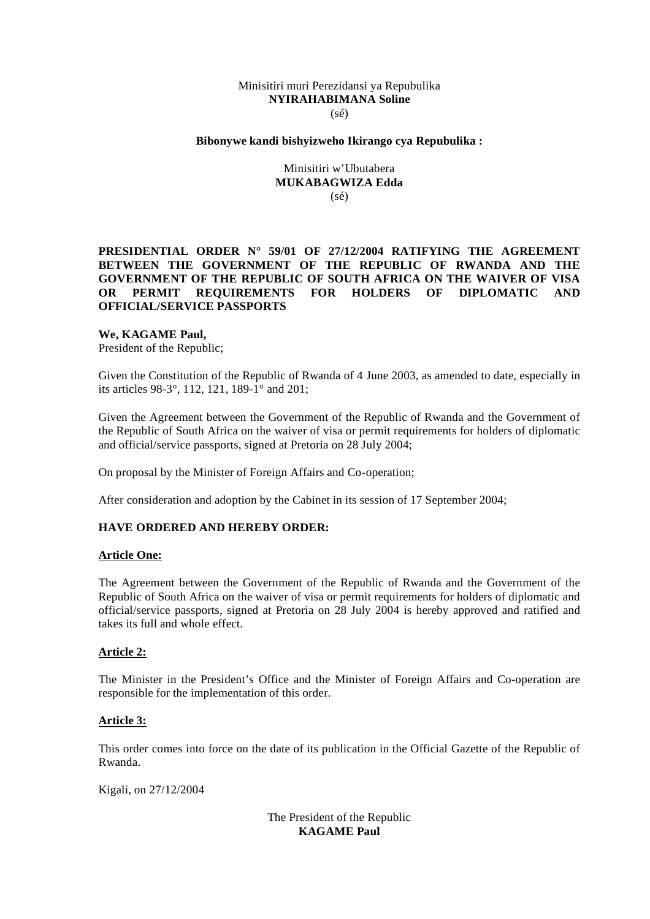Minisitiri muri Perezidansi ya Repubulika
**NYIRAHABIMANA Soline**
(sé)

**Bibonywe kandi bishyizweho Ikirango cya Repubulika :**

Minisitiri w'Ubutabera
**MUKABAGWIZA Edda**
(sé)

**PRESIDENTIAL ORDER N° 59/01 OF 27/12/2004 RATIFYING THE AGREEMENT BETWEEN THE GOVERNMENT OF THE REPUBLIC OF RWANDA AND THE GOVERNMENT OF THE REPUBLIC OF SOUTH AFRICA ON THE WAIVER OF VISA OR PERMIT REQUIREMENTS FOR HOLDERS OF DIPLOMATIC AND OFFICIAL/SERVICE PASSPORTS**

**We, KAGAME Paul,**
President of the Republic;

Given the Constitution of the Republic of Rwanda of 4 June 2003, as amended to date, especially in its articles 98-3°, 112, 121, 189-1° and 201;

Given the Agreement between the Government of the Republic of Rwanda and the Government of the Republic of South Africa on the waiver of visa or permit requirements for holders of diplomatic and official/service passports, signed at Pretoria on 28 July 2004;

On proposal by the Minister of Foreign Affairs and Co-operation;

After consideration and adoption by the Cabinet in its session of 17 September 2004;

**HAVE ORDERED AND HEREBY ORDER:**

**Article One:**

The Agreement between the Government of the Republic of Rwanda and the Government of the Republic of South Africa on the waiver of visa or permit requirements for holders of diplomatic and official/service passports, signed at Pretoria on 28 July 2004 is hereby approved and ratified and takes its full and whole effect.

**Article 2:**

The Minister in the President's Office and the Minister of Foreign Affairs and Co-operation are responsible for the implementation of this order.

**Article 3:**

This order comes into force on the date of its publication in the Official Gazette of the Republic of Rwanda.

Kigali, on 27/12/2004

The President of the Republic
**KAGAME Paul**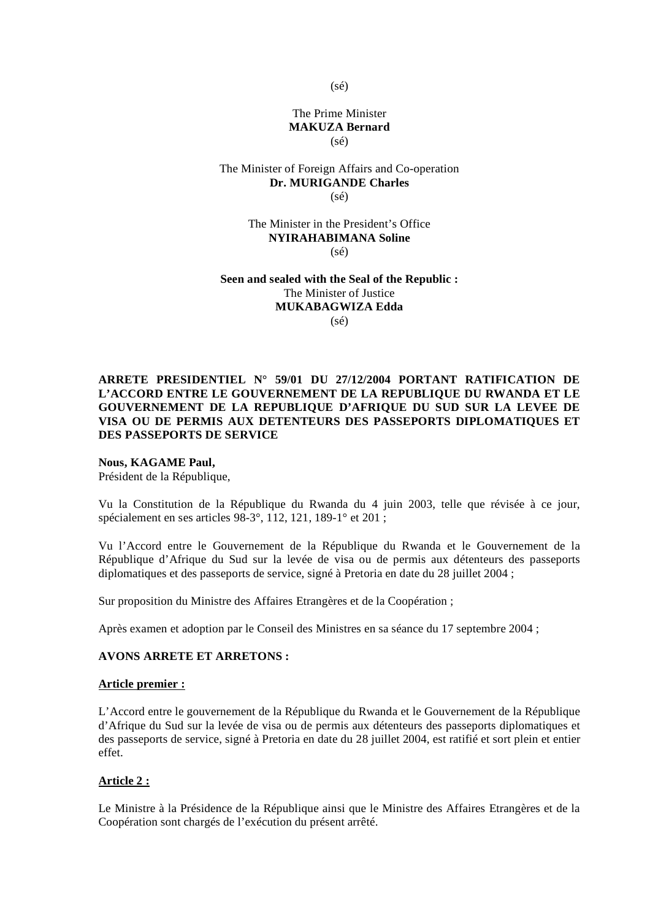(sé)

The Prime Minister
**MAKUZA Bernard**
(sé)

The Minister of Foreign Affairs and Co-operation
**Dr. MURIGANDE Charles**
(sé)

The Minister in the President's Office
**NYIRAHABIMANA Soline**
(sé)

**Seen and sealed with the Seal of the Republic :**
The Minister of Justice
**MUKABAGWIZA Edda**
(sé)

**ARRETE PRESIDENTIEL N° 59/01 DU 27/12/2004 PORTANT RATIFICATION DE L'ACCORD ENTRE LE GOUVERNEMENT DE LA REPUBLIQUE DU RWANDA ET LE GOUVERNEMENT DE LA REPUBLIQUE D'AFRIQUE DU SUD SUR LA LEVEE DE VISA OU DE PERMIS AUX DETENTEURS DES PASSEPORTS DIPLOMATIQUES ET DES PASSEPORTS DE SERVICE**

**Nous, KAGAME Paul,**
Président de la République,

Vu la Constitution de la République du Rwanda du 4 juin 2003, telle que révisée à ce jour, spécialement en ses articles 98-3°, 112, 121, 189-1° et 201 ;

Vu l'Accord entre le Gouvernement de la République du Rwanda et le Gouvernement de la République d'Afrique du Sud sur la levée de visa ou de permis aux détenteurs des passeports diplomatiques et des passeports de service, signé à Pretoria en date du 28 juillet 2004 ;

Sur proposition du Ministre des Affaires Etrangères et de la Coopération ;

Après examen et adoption par le Conseil des Ministres en sa séance du 17 septembre 2004 ;

**AVONS ARRETE ET ARRETONS :**

**Article premier :**

L'Accord entre le gouvernement de la République du Rwanda et le Gouvernement de la République d'Afrique du Sud sur la levée de visa ou de permis aux détenteurs des passeports diplomatiques et des passeports de service, signé à Pretoria en date du 28 juillet 2004, est ratifié et sort plein et entier effet.

**Article 2 :**

Le Ministre à la Présidence de la République ainsi que le Ministre des Affaires Etrangères et de la Coopération sont chargés de l'exécution du présent arrêté.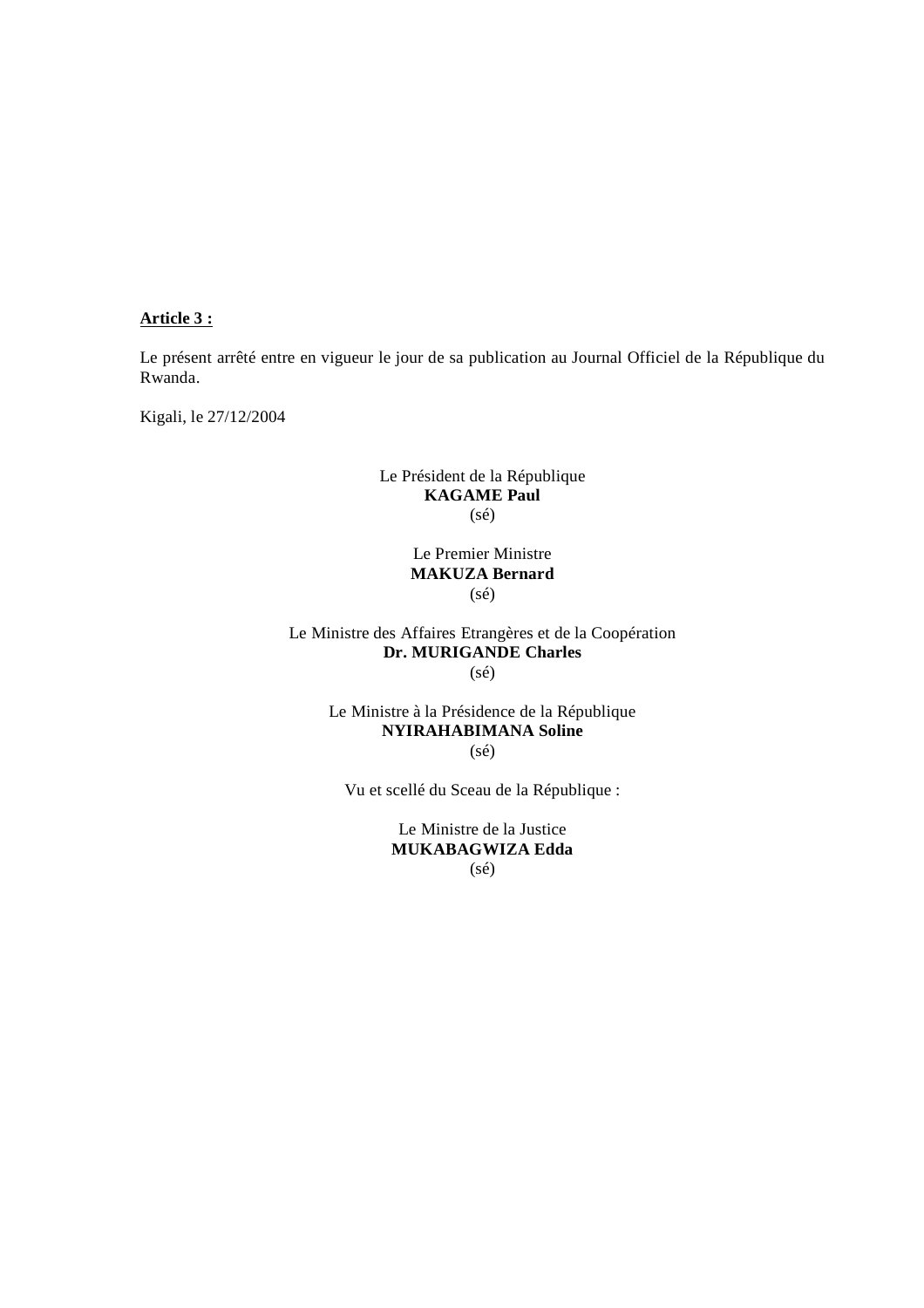**Article 3 :**

Le présent arrêté entre en vigueur le jour de sa publication au Journal Officiel de la République du Rwanda.

Kigali, le 27/12/2004

Le Président de la République
**KAGAME Paul**
(sé)

Le Premier Ministre
**MAKUZA Bernard**
(sé)

Le Ministre des Affaires Etrangères et de la Coopération
**Dr. MURIGANDE Charles**
(sé)

Le Ministre à la Présidence de la République
**NYIRAHABIMANA Soline**
(sé)

Vu et scellé du Sceau de la République :

Le Ministre de la Justice
**MUKABAGWIZA Edda**
(sé)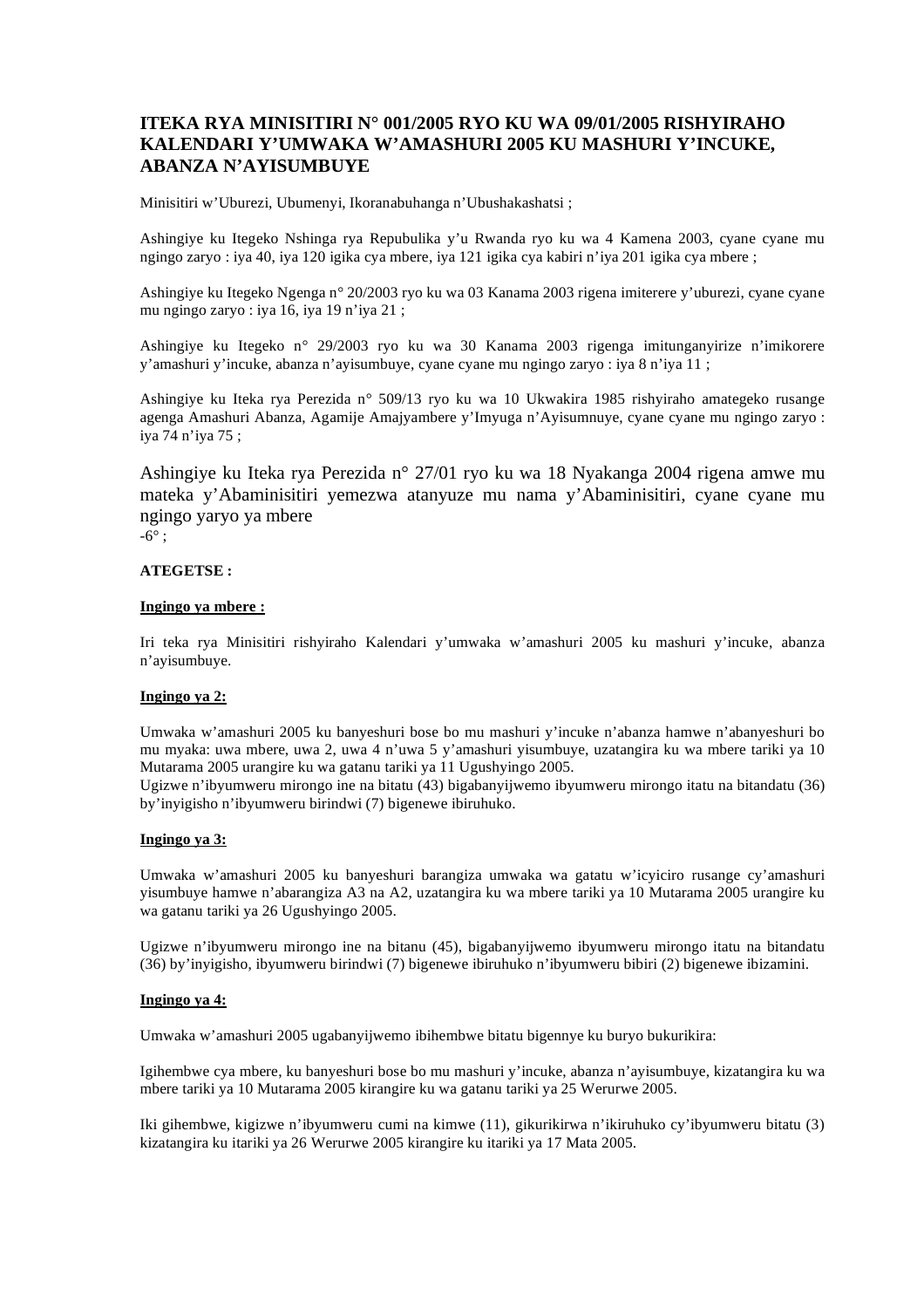**ITEKA RYA MINISITIRI N° 001/2005 RYO KU WA 09/01/2005 RISHYIRAHO KALENDARI Y'UMWAKA W'AMASHURI 2005 KU MASHURI Y'INCUKE, ABANZA N'AYISUMBUYE**

Minisitiri w'Uburezi, Ubumenyi, Ikoranabuhanga n'Ubushakashatsi ;

Ashingiye ku Itegeko Nshinga rya Repubulika y'u Rwanda ryo ku wa 4 Kamena 2003, cyane cyane mu ngingo zaryo : iya 40, iya 120 igika cya mbere, iya 121 igika cya kabiri n'iya 201 igika cya mbere ;

Ashingiye ku Itegeko Ngenga n° 20/2003 ryo ku wa 03 Kanama 2003 rigena imiterere y'uburezi, cyane cyane mu ngingo zaryo : iya 16, iya 19 n'iya 21 ;

Ashingiye ku Itegeko n° 29/2003 ryo ku wa 30 Kanama 2003 rigenga imitunganyirize n'imikorere y'amashuri y'incuke, abanza n'ayisumbuye, cyane cyane mu ngingo zaryo : iya 8 n'iya 11 ;

Ashingiye ku Iteka rya Perezida n° 509/13 ryo ku wa 10 Ukwakira 1985 rishyiraho amategeko rusange agenga Amashuri Abanza, Agamije Amajyambere y'Imyuga n'Ayisumnuye, cyane cyane mu ngingo zaryo : iya 74 n'iya 75 ;

Ashingiye ku Iteka rya Perezida n° 27/01 ryo ku wa 18 Nyakanga 2004 rigena amwe mu mateka y'Abaminisitiri yemezwa atanyuze mu nama y'Abaminisitiri, cyane cyane mu ngingo yaryo ya mbere
-6° ;

**ATEGETSE :**

**Ingingo ya mbere :**

Iri teka rya Minisitiri rishyiraho Kalendari y'umwaka w'amashuri 2005 ku mashuri y'incuke, abanza n'ayisumbuye.

**Ingingo ya 2:**

Umwaka w'amashuri 2005 ku banyeshuri bose bo mu mashuri y'incuke n'abanza hamwe n'abanyeshuri bo mu myaka: uwa mbere, uwa 2, uwa 4 n'uwa 5 y'amashuri yisumbuye, uzatangira ku wa mbere tariki ya 10 Mutarama 2005 urangire ku wa gatanu tariki ya 11 Ugushyingo 2005.
Ugizwe n'ibyumweru mirongo ine na bitatu (43) bigabanyijwemo ibyumweru mirongo itatu na bitandatu (36) by'inyigisho n'ibyumweru birindwi (7) bigenewe ibiruhuko.

**Ingingo ya 3:**

Umwaka w'amashuri 2005 ku banyeshuri barangiza umwaka wa gatatu w'icyiciro rusange cy'amashuri yisumbuye hamwe n'abarangiza A3 na A2, uzatangira ku wa mbere tariki ya 10 Mutarama 2005 urangire ku wa gatanu tariki ya 26 Ugushyingo 2005.

Ugizwe n'ibyumweru mirongo ine na bitanu (45), bigabanyijwemo ibyumweru mirongo itatu na bitandatu (36) by'inyigisho, ibyumweru birindwi (7) bigenewe ibiruhuko n'ibyumweru bibiri (2) bigenewe ibizamini.

**Ingingo ya 4:**

Umwaka w'amashuri 2005 ugabanyijwemo ibihembwe bitatu bigennye ku buryo bukurikira:

Igihembwe cya mbere, ku banyeshuri bose bo mu mashuri y'incuke, abanza n'ayisumbuye, kizatangira ku wa mbere tariki ya 10 Mutarama 2005 kirangire ku wa gatanu tariki ya 25 Werurwe 2005.

Iki gihembwe, kigizwe n'ibyumweru cumi na kimwe (11), gikurikirwa n'ikiruhuko cy'ibyumweru bitatu (3) kizatangira ku itariki ya 26 Werurwe 2005 kirangire ku itariki ya 17 Mata 2005.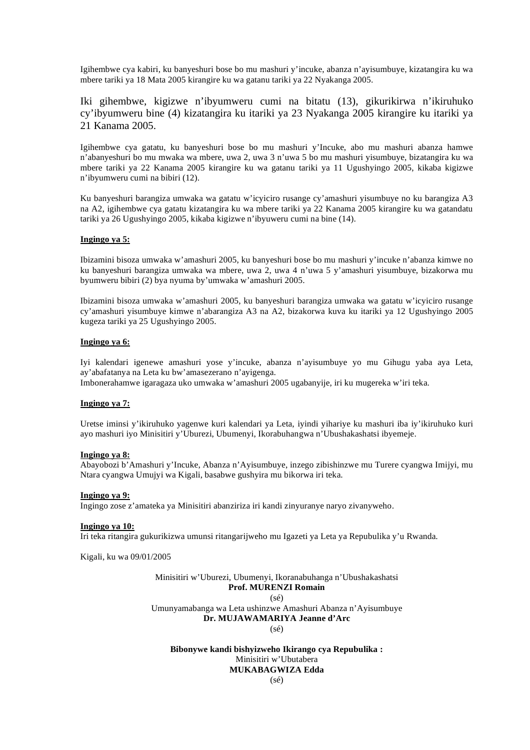Igihembwe cya kabiri, ku banyeshuri bose bo mu mashuri y'incuke, abanza n'ayisumbuye, kizatangira ku wa mbere tariki ya 18 Mata 2005 kirangire ku wa gatanu tariki ya 22 Nyakanga 2005.

Iki gihembwe, kigizwe n'ibyumweru cumi na bitatu (13), gikurikirwa n'ikiruhuko cy'ibyumweru bine (4) kizatangira ku itariki ya 23 Nyakanga 2005 kirangire ku itariki ya 21 Kanama 2005.

Igihembwe cya gatatu, ku banyeshuri bose bo mu mashuri y'Incuke, abo mu mashuri abanza hamwe n'abanyeshuri bo mu mwaka wa mbere, uwa 2, uwa 3 n'uwa 5 bo mu mashuri yisumbuye, bizatangira ku wa mbere tariki ya 22 Kanama 2005 kirangire ku wa gatanu tariki ya 11 Ugushyingo 2005, kikaba kigizwe n'ibyumweru cumi na bibiri (12).

Ku banyeshuri barangiza umwaka wa gatatu w'icyiciro rusange cy'amashuri yisumbuye no ku barangiza A3 na A2, igihembwe cya gatatu kizatangira ku wa mbere tariki ya 22 Kanama 2005 kirangire ku wa gatandatu tariki ya 26 Ugushyingo 2005, kikaba kigizwe n'ibyuweru cumi na bine (14).

**Ingingo ya 5:**

Ibizamini bisoza umwaka w'amashuri 2005, ku banyeshuri bose bo mu mashuri y'incuke n'abanza kimwe no ku banyeshuri barangiza umwaka wa mbere, uwa 2, uwa 4 n'uwa 5 y'amashuri yisumbuye, bizakorwa mu byumweru bibiri (2) bya nyuma by'umwaka w'amashuri 2005.

Ibizamini bisoza umwaka w'amashuri 2005, ku banyeshuri barangiza umwaka wa gatatu w'icyiciro rusange cy'amashuri yisumbuye kimwe n'abarangiza A3 na A2, bizakorwa kuva ku itariki ya 12 Ugushyingo 2005 kugeza tariki ya 25 Ugushyingo 2005.

**Ingingo ya 6:**

Iyi kalendari igenewe amashuri yose y'incuke, abanza n'ayisumbuye yo mu Gihugu yaba aya Leta, ay'abafatanya na Leta ku bw'amasezerano n'ayigenga.
Imbonerahamwe igaragaza uko umwaka w'amashuri 2005 ugabanyije, iri ku mugereka w'iri teka.

**Ingingo ya 7:**

Uretse iminsi y'ikiruhuko yagenwe kuri kalendari ya Leta, iyindi yihariye ku mashuri iba iy'ikiruhuko kuri ayo mashuri iyo Minisitiri y'Uburezi, Ubumenyi, Ikorabuhangwa n'Ubushakashatsi ibyemeje.

**Ingingo ya 8:**
Abayobozi b'Amashuri y'Incuke, Abanza n'Ayisumbuye, inzego zibishinzwe mu Turere cyangwa Imijyi, mu Ntara cyangwa Umujyi wa Kigali, basabwe gushyira mu bikorwa iri teka.

**Ingingo ya 9:**
Ingingo zose z'amateka ya Minisitiri abanziriza iri kandi zinyuranye naryo zivanyweho.

**Ingingo ya 10:**
Iri teka ritangira gukurikizwa umunsi ritangarijweho mu Igazeti ya Leta ya Repubulika y'u Rwanda.

Kigali, ku wa 09/01/2005

Minisitiri w'Uburezi, Ubumenyi, Ikoranabuhanga n'Ubushakashatsi
**Prof. MURENZI Romain**
(sé)
Umunyamabanga wa Leta ushinzwe Amashuri Abanza n'Ayisumbuye
**Dr. MUJAWAMARIYA Jeanne d'Arc**
(sé)

**Bibonywe kandi bishyizweho Ikirango cya Repubulika :**
Minisitiri w'Ubutabera
**MUKABAGWIZA Edda**
(sé)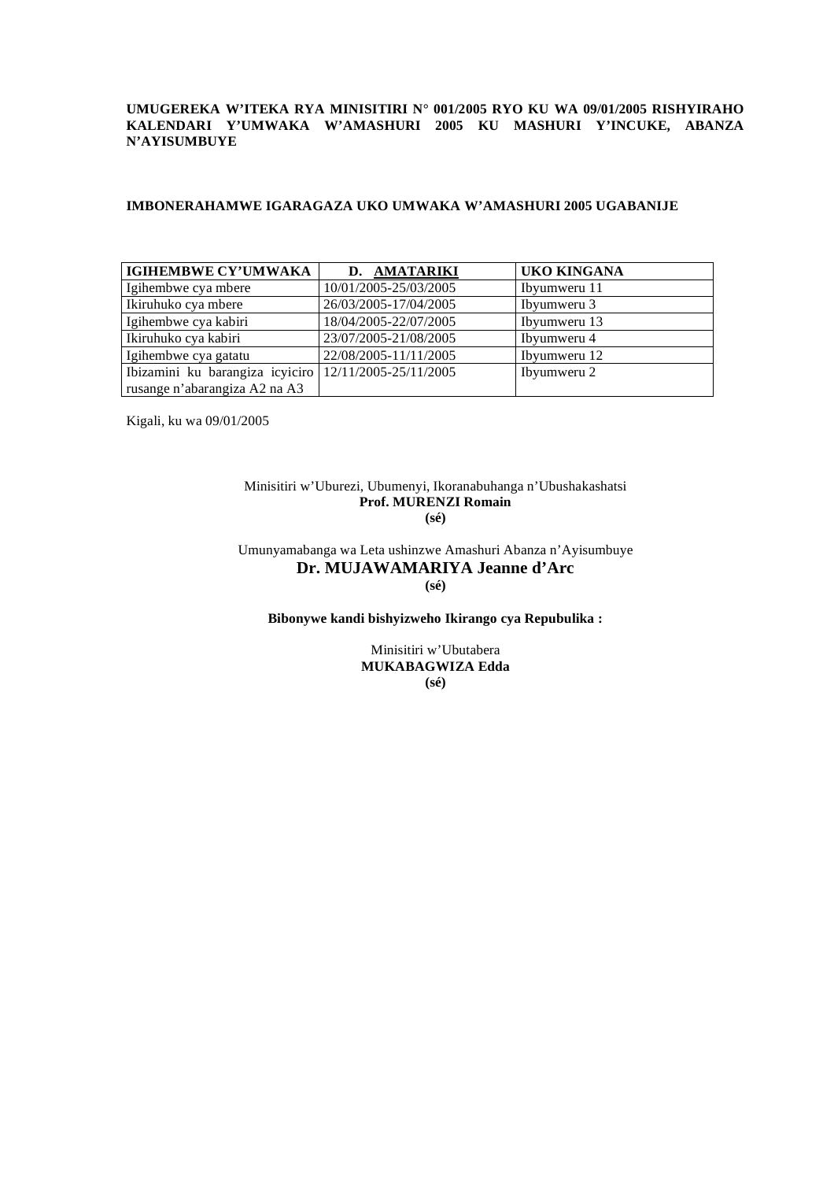**UMUGEREKA W'ITEKA RYA MINISITIRI N° 001/2005 RYO KU WA 09/01/2005 RISHYIRAHO KALENDARI Y'UMWAKA W'AMASHURI 2005 KU MASHURI Y'INCUKE, ABANZA N'AYISUMBUYE**

**IMBONERAHAMWE IGARAGAZA UKO UMWAKA W'AMASHURI 2005 UGABANIJE**

| IGIHEMBWE CY'UMWAKA | D. AMATARIKI | UKO KINGANA |
|---|---|---|
| Igihembwe cya mbere | 10/01/2005-25/03/2005 | Ibyumweru 11 |
| Ikiruhuko cya mbere | 26/03/2005-17/04/2005 | Ibyumweru 3 |
| Igihembwe cya kabiri | 18/04/2005-22/07/2005 | Ibyumweru 13 |
| Ikiruhuko cya kabiri | 23/07/2005-21/08/2005 | Ibyumweru 4 |
| Igihembwe cya gatatu | 22/08/2005-11/11/2005 | Ibyumweru 12 |
| Ibizamini ku barangiza icyiciro rusange n'abarangiza A2 na A3 | 12/11/2005-25/11/2005 | Ibyumweru 2 |

Kigali, ku wa 09/01/2005

Minisitiri w'Uburezi, Ubumenyi, Ikoranabuhanga n'Ubushakashatsi
**Prof. MURENZI Romain**
**(sé)**

Umunyamabanga wa Leta ushinzwe Amashuri Abanza n'Ayisumbuye
**Dr. MUJAWAMARIYA Jeanne d'Arc**
**(sé)**

**Bibonywe kandi bishyizweho Ikirango cya Repubulika :**

Minisitiri w'Ubutabera
**MUKABAGWIZA Edda**
**(sé)**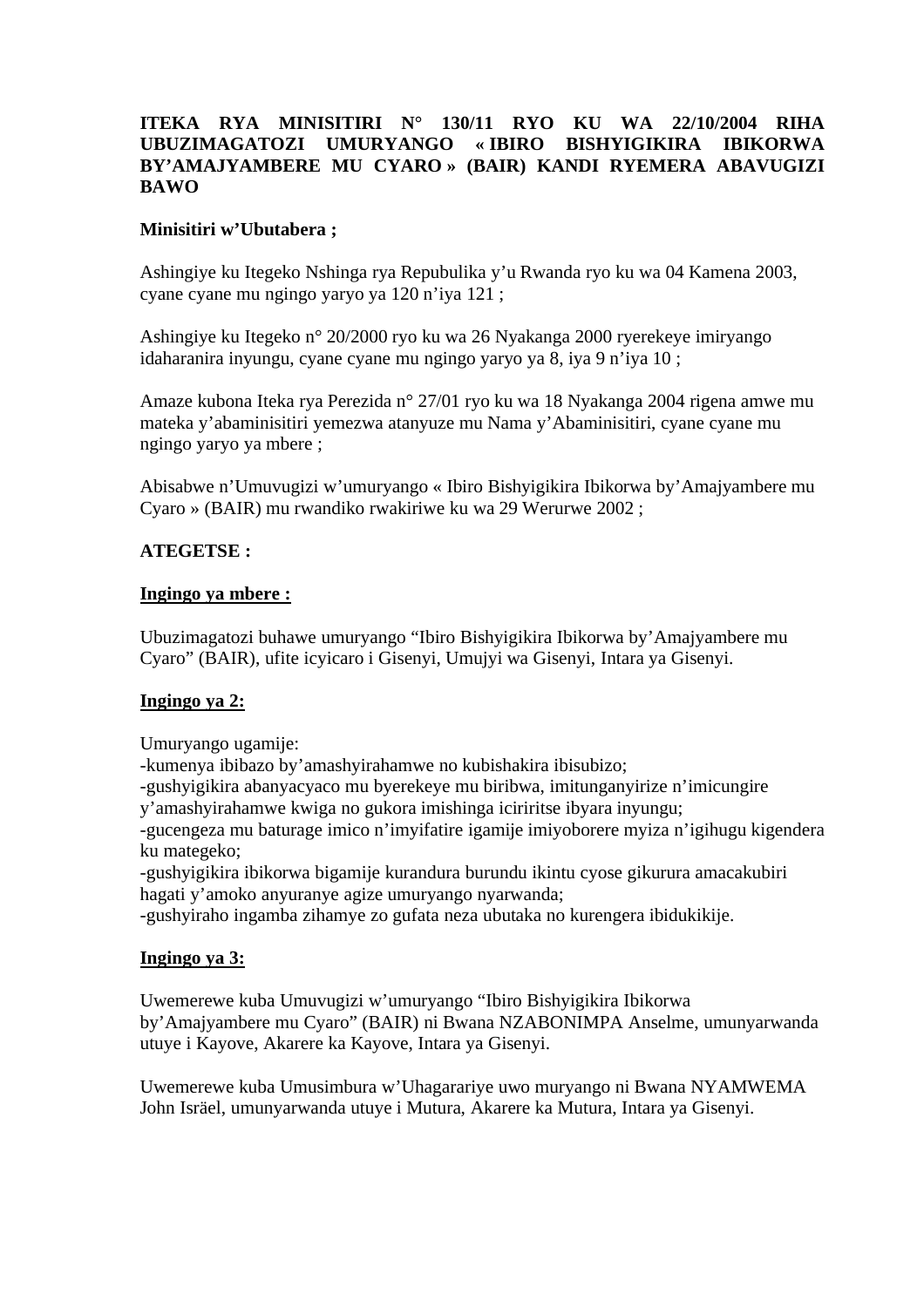**ITEKA RYA MINISITIRI N° 130/11 RYO KU WA 22/10/2004 RIHA UBUZIMAGATOZI UMURYANGO « IBIRO BISHYIGIKIRA IBIKORWA BY'AMAJYAMBERE MU CYARO » (BAIR) KANDI RYEMERA ABAVUGIZI BAWO**

**Minisitiri w'Ubutabera ;**

Ashingiye ku Itegeko Nshinga rya Repubulika y'u Rwanda ryo ku wa 04 Kamena 2003, cyane cyane mu ngingo yaryo ya 120 n'iya 121 ;

Ashingiye ku Itegeko n° 20/2000 ryo ku wa 26 Nyakanga 2000 ryerekeye imiryango idaharanira inyungu, cyane cyane mu ngingo yaryo ya 8, iya 9 n'iya 10 ;

Amaze kubona Iteka rya Perezida n° 27/01 ryo ku wa 18 Nyakanga 2004 rigena amwe mu mateka y'abaminisitiri yemezwa atanyuze mu Nama y'Abaminisitiri, cyane cyane mu ngingo yaryo ya mbere ;

Abisabwe n'Umuvugizi w'umuryango « Ibiro Bishyigikira Ibikorwa by'Amajyambere mu Cyaro » (BAIR) mu rwandiko rwakiriwe ku wa 29 Werurwe 2002 ;

**ATEGETSE :**

**<u>Ingingo ya mbere :</u>**

Ubuzimagatozi buhawe umuryango "Ibiro Bishyigikira Ibikorwa by'Amajyambere mu Cyaro" (BAIR), ufite icyicaro i Gisenyi, Umujyi wa Gisenyi, Intara ya Gisenyi.

**<u>Ingingo ya 2:</u>**

Umuryango ugamije:
-kumenya ibibazo by'amashyirahamwe no kubishakira ibisubizo;
-gushyigikira abanyacyaco mu byerekeye mu biribwa, imitunganyirize n'imicungire y'amashyirahamwe kwiga no gukora imishinga iciriritse ibyara inyungu;
-gucengeza mu baturage imico n'imyifatire igamije imiyoborere myiza n'igihugu kigendera ku mategeko;
-gushyigikira ibikorwa bigamije kurandura burundu ikintu cyose gikurura amacakubiri hagati y'amoko anyuranye agize umuryango nyarwanda;
-gushyiraho ingamba zihamye zo gufata neza ubutaka no kurengera ibidukikije.

**<u>Ingingo ya 3:</u>**

Uwemerewe kuba Umuvugizi w'umuryango "Ibiro Bishyigikira Ibikorwa by'Amajyambere mu Cyaro" (BAIR) ni Bwana NZABONIMPA Anselme, umunyarwanda utuye i Kayove, Akarere ka Kayove, Intara ya Gisenyi.

Uwemerewe kuba Umusimbura w'Uhagarariye uwo muryango ni Bwana NYAMWEMA John Isräel, umunyarwanda utuye i Mutura, Akarere ka Mutura, Intara ya Gisenyi.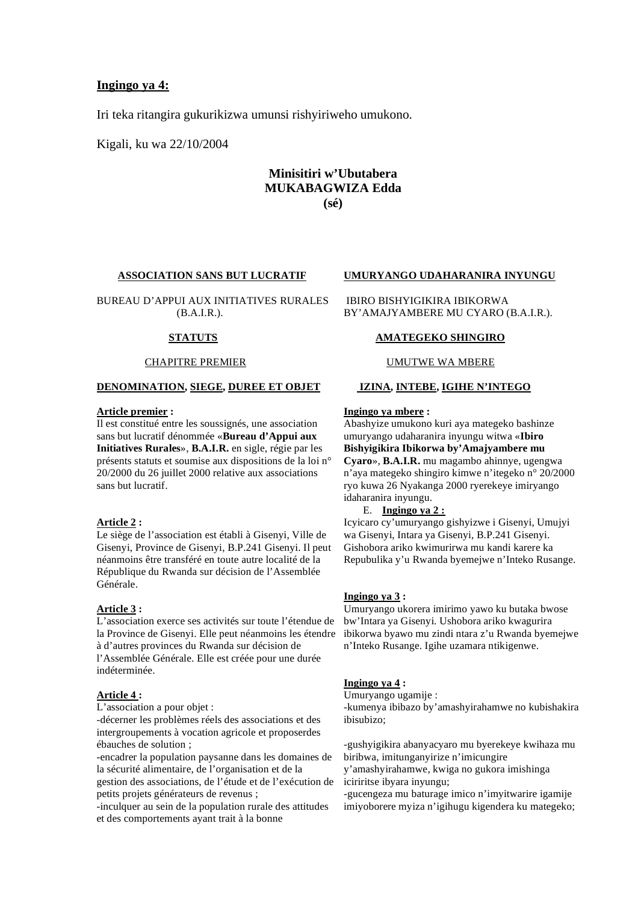**Ingingo ya 4:**

Iri teka ritangira gukurikizwa umunsi rishyiriweho umukono.

Kigali, ku wa 22/10/2004

**Minisitiri w'Ubutabera**
**MUKABAGWIZA Edda**
**(sé)**

**ASSOCIATION SANS BUT LUCRATIF**

BUREAU D'APPUI AUX INITIATIVES RURALES (B.A.I.R.).

**STATUTS**

CHAPITRE PREMIER

**DENOMINATION, SIEGE, DUREE ET OBJET**

**Article premier :**
Il est constitué entre les soussignés, une association sans but lucratif dénommée «**Bureau d'Appui aux Initiatives Rurales**», **B.A.I.R.** en sigle, régie par les présents statuts et soumise aux dispositions de la loi n° 20/2000 du 26 juillet 2000 relative aux associations sans but lucratif.

**Article 2 :**
Le siège de l'association est établi à Gisenyi, Ville de Gisenyi, Province de Gisenyi, B.P.241 Gisenyi. Il peut néanmoins être transféré en toute autre localité de la République du Rwanda sur décision de l'Assemblée Générale.

**Article 3 :**
L'association exerce ses activités sur toute l'étendue de la Province de Gisenyi. Elle peut néanmoins les étendre à d'autres provinces du Rwanda sur décision de l'Assemblée Générale. Elle est créée pour une durée indéterminée.

**Article 4 :**
L'association a pour objet :
-décerner les problèmes réels des associations et des intergroupements à vocation agricole et proposerdes ébauches de solution ;
-encadrer la population paysanne dans les domaines de la sécurité alimentaire, de l'organisation et de la gestion des associations, de l'étude et de l'exécution de petits projets générateurs de revenus ;
-inculquer au sein de la population rurale des attitudes et des comportements ayant trait à la bonne

**UMURYANGO UDAHARANIRA INYUNGU**

IBIRO BISHYIGIKIRA IBIKORWA BY'AMAJYAMBERE MU CYARO (B.A.I.R.).

**AMATEGEKO SHINGIRO**

UMUTWE WA MBERE

**IZINA, INTEBE, IGIHE N'INTEGO**

**Ingingo ya mbere :**
Abashyize umukono kuri aya mategeko bashinze umuryango udaharanira inyungu witwa «**Ibiro Bishyigikira Ibikorwa by'Amajyambere mu Cyaro**», **B.A.I.R.** mu magambo ahinnye, ugengwa n'aya mategeko shingiro kimwe n'itegeko n° 20/2000 ryo kuwa 26 Nyakanga 2000 ryerekeye imiryango idaharanira inyungu.

**Ingingo ya 2 :**
Icyicaro cy'umuryango gishyizwe i Gisenyi, Umujyi wa Gisenyi, Intara ya Gisenyi, B.P.241 Gisenyi. Gishobora ariko kwimurirwa mu kandi karere ka Repubulika y'u Rwanda byemejwe n'Inteko Rusange.

**Ingingo ya 3 :**
Umuryango ukorera imirimo yawo ku butaka bwose bw'Intara ya Gisenyi. Ushobora ariko kwagurira ibikorwa byawo mu zindi ntara z'u Rwanda byemejwe n'Inteko Rusange. Igihe uzamara ntikigenwe.

**Ingingo ya 4 :**
Umuryango ugamije :
-kumenya ibibazo by'amashyirahamwe no kubishakira ibisubizo;

-gushyigikira abanyacyaro mu byerekeye kwihaza mu biribwa, imitunganyirize n'imicungire y'amashyirahamwe, kwiga no gukora imishinga iciriritse ibyara inyungu;
-gucengeza mu baturage imico n'imyitwarire igamije imiyoborere myiza n'igihugu kigendera ku mategeko;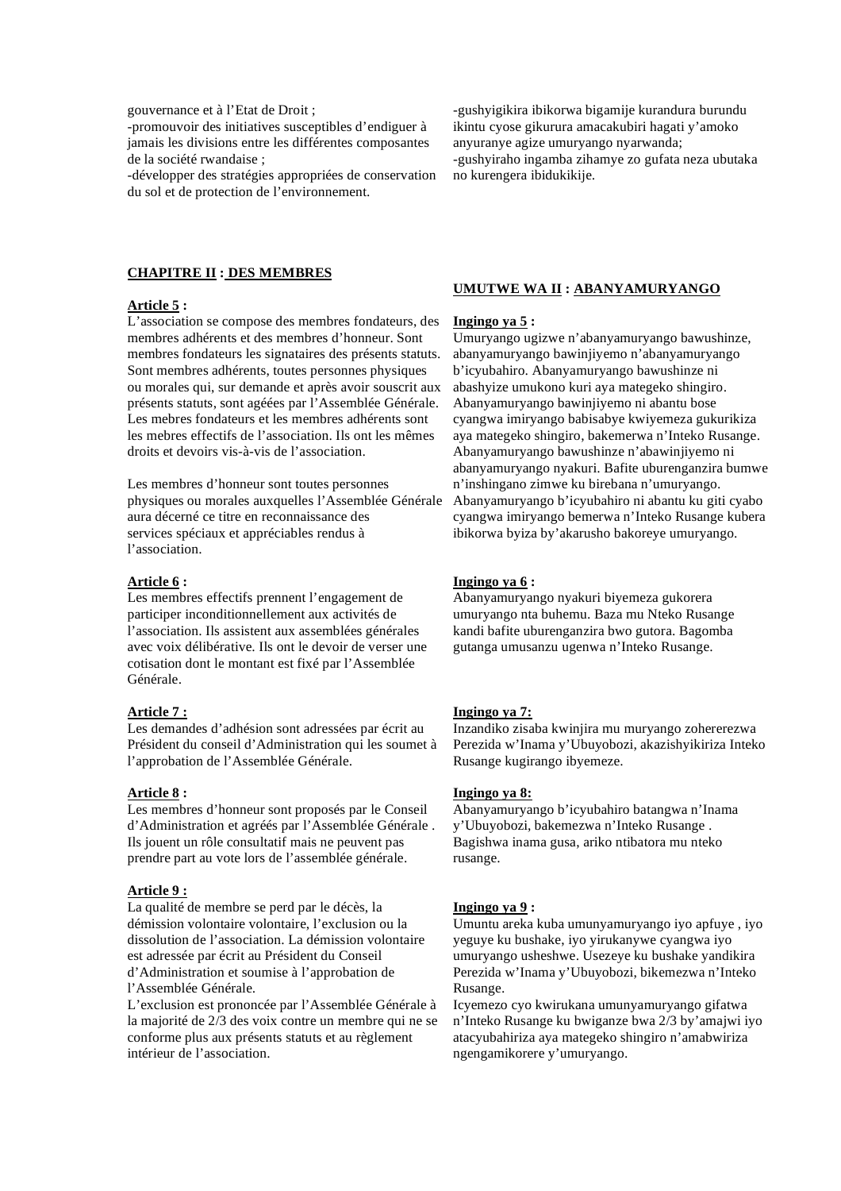gouvernance et à l'Etat de Droit ;
-promouvoir des initiatives susceptibles d'endiguer à jamais les divisions entre les différentes composantes de la société rwandaise ;
-développer des stratégies appropriées de conservation du sol et de protection de l'environnement.

-gushyigikira ibikorwa bigamije kurandura burundu ikintu cyose gikurura amacakubiri hagati y'amoko anyuranye agize umuryango nyarwanda;
-gushyiraho ingamba zihamye zo gufata neza ubutaka no kurengera ibidukikije.

**CHAPITRE II : DES MEMBRES**

**Article 5 :**
L'association se compose des membres fondateurs, des membres adhérents et des membres d'honneur. Sont membres fondateurs les signataires des présents statuts. Sont membres adhérents, toutes personnes physiques ou morales qui, sur demande et après avoir souscrit aux présents statuts, sont agéées par l'Assemblée Générale. Les mebres fondateurs et les membres adhérents sont les mebres effectifs de l'association. Ils ont les mêmes droits et devoirs vis-à-vis de l'association.

Les membres d'honneur sont toutes personnes physiques ou morales auxquelles l'Assemblée Générale aura décerné ce titre en reconnaissance des services spéciaux et appréciables rendus à l'association.

**Article 6 :**
Les membres effectifs prennent l'engagement de participer inconditionnellement aux activités de l'association. Ils assistent aux assemblées générales avec voix délibérative. Ils ont le devoir de verser une cotisation dont le montant est fixé par l'Assemblée Générale.

**Article 7 :**
Les demandes d'adhésion sont adressées par écrit au Président du conseil d'Administration qui les soumet à l'approbation de l'Assemblée Générale.

**Article 8 :**
Les membres d'honneur sont proposés par le Conseil d'Administration et agréés par l'Assemblée Générale . Ils jouent un rôle consultatif mais ne peuvent pas prendre part au vote lors de l'assemblée générale.

**Article 9 :**
La qualité de membre se perd par le décès, la démission volontaire volontaire, l'exclusion ou la dissolution de l'association. La démission volontaire est adressée par écrit au Président du Conseil d'Administration et soumise à l'approbation de l'Assemblée Générale.
L'exclusion est prononcée par l'Assemblée Générale à la majorité de 2/3 des voix contre un membre qui ne se conforme plus aux présents statuts et au règlement intérieur de l'association.

**UMUTWE WA II : ABANYAMURYANGO**

**Ingingo ya 5 :**
Umuryango ugizwe n'abanyamuryango bawushinze, abanyamuryango bawinjiyemo n'abanyamuryango b'icyubahiro. Abanyamuryango bawushinze ni abashyize umukono kuri aya mategeko shingiro. Abanyamuryango bawinjiyemo ni abantu bose cyangwa imiryango babisabye kwiyemeza gukurikiza aya mategeko shingiro, bakemerwa n'Inteko Rusange. Abanyamuryango bawushinze n'abawinjiyemo ni abanyamuryango nyakuri. Bafite uburenganzira bumwe n'inshingano zimwe ku birebana n'umuryango. Abanyamuryango b'icyubahiro ni abantu ku giti cyabo cyangwa imiryango bemerwa n'Inteko Rusange kubera ibikorwa byiza by'akarusho bakoreye umuryango.

**Ingingo ya 6 :**
Abanyamuryango nyakuri biyemeza gukorera umuryango nta buhemu. Baza mu Nteko Rusange kandi bafite uburenganzira bwo gutora. Bagomba gutanga umusanzu ugenwa n'Inteko Rusange.

**Ingingo ya 7:**
Inzandiko zisaba kwinjira mu muryango zohererezwa Perezida w'Inama y'Ubuyobozi, akazishyikiriza Inteko Rusange kugirango ibyemeze.

**Ingingo ya 8:**
Abanyamuryango b'icyubahiro batangwa n'Inama y'Ubuyobozi, bakemezwa n'Inteko Rusange . Bagishwa inama gusa, ariko ntibatora mu nteko rusange.

**Ingingo ya 9 :**
Umuntu areka kuba umunyamuryango iyo apfuye , iyo yeguye ku bushake, iyo yirukanywe cyangwa iyo umuryango usheshwe. Usezeye ku bushake yandikira Perezida w'Inama y'Ubuyobozi, bikemezwa n'Inteko Rusange.
Icyemezo cyo kwirukana umunyamuryango gifatwa n'Inteko Rusange ku bwiganze bwa 2/3 by'amajwi iyo atacyubahiriza aya mategeko shingiro n'amabwiriza ngengamikorere y'umuryango.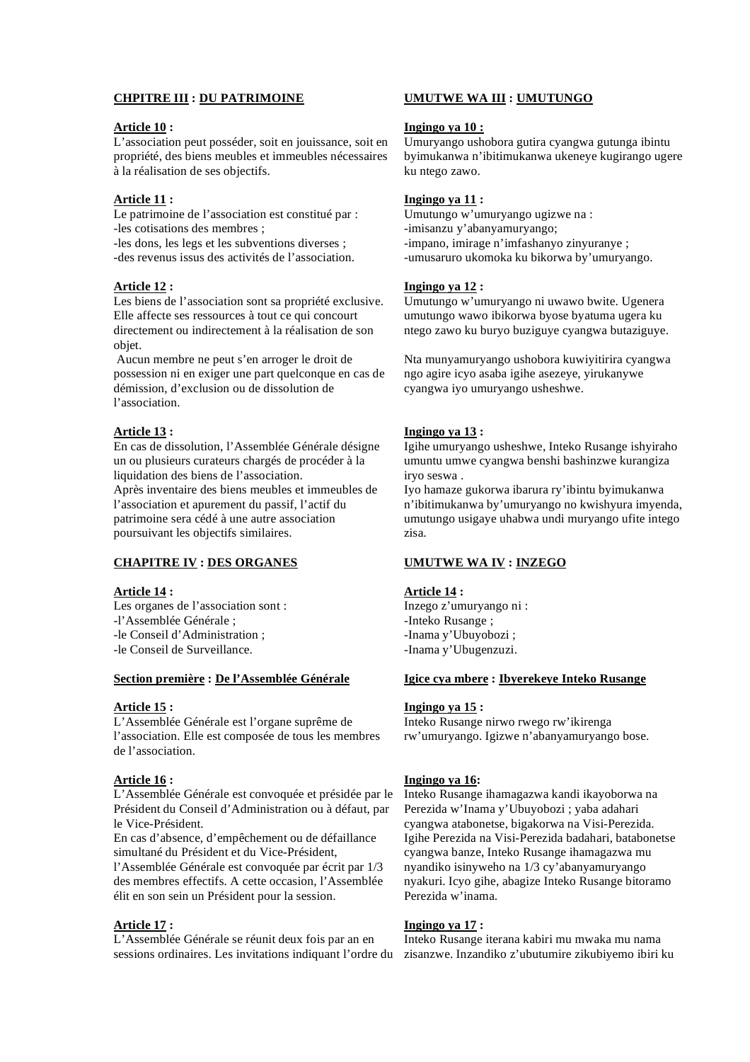**CHPITRE III : DU PATRIMOINE**

**Article 10 :**
L'association peut posséder, soit en jouissance, soit en propriété, des biens meubles et immeubles nécessaires à la réalisation de ses objectifs.

**Article 11 :**
Le patrimoine de l'association est constitué par :
-les cotisations des membres ;
-les dons, les legs et les subventions diverses ;
-des revenus issus des activités de l'association.

**Article 12 :**
Les biens de l'association sont sa propriété exclusive. Elle affecte ses ressources à tout ce qui concourt directement ou indirectement à la réalisation de son objet.
Aucun membre ne peut s'en arroger le droit de possession ni en exiger une part quelconque en cas de démission, d'exclusion ou de dissolution de l'association.

**Article 13 :**
En cas de dissolution, l'Assemblée Générale désigne un ou plusieurs curateurs chargés de procéder à la liquidation des biens de l'association.
Après inventaire des biens meubles et immeubles de l'association et apurement du passif, l'actif du patrimoine sera cédé à une autre association poursuivant les objectifs similaires.

**CHAPITRE IV : DES ORGANES**

**Article 14 :**
Les organes de l'association sont :
-l'Assemblée Générale ;
-le Conseil d'Administration ;
-le Conseil de Surveillance.

**Section première : De l'Assemblée Générale**

**Article 15 :**
L'Assemblée Générale est l'organe suprême de l'association. Elle est composée de tous les membres de l'association.

**Article 16 :**
L'Assemblée Générale est convoquée et présidée par le Président du Conseil d'Administration ou à défaut, par le Vice-Président.
En cas d'absence, d'empêchement ou de défaillance simultané du Président et du Vice-Président, l'Assemblée Générale est convoquée par écrit par 1/3 des membres effectifs. A cette occasion, l'Assemblée élit en son sein un Président pour la session.

**Article 17 :**
L'Assemblée Générale se réunit deux fois par an en sessions ordinaires. Les invitations indiquant l'ordre du

**UMUTWE WA III : UMUTUNGO**

**Ingingo ya 10 :**
Umuryango ushobora gutira cyangwa gutunga ibintu byimukanwa n'ibitimukanwa ukeneye kugirango ugere ku ntego zawo.

**Ingingo ya 11 :**
Umutungo w'umuryango ugizwe na :
-imisanzu y'abanyamuryango;
-impano, imirage n'imfashanyo zinyuranye ;
-umusaruro ukomoka ku bikorwa by'umuryango.

**Ingingo ya 12 :**
Umutungo w'umuryango ni uwawo bwite. Ugenera umutungo wawo ibikorwa byose byatuma ugera ku ntego zawo ku buryo buziguye cyangwa butaziguye.

Nta munyamuryango ushobora kuwiyitirira cyangwa ngo agire icyo asaba igihe asezeye, yirukanywe cyangwa iyo umuryango usheshwe.

**Ingingo ya 13 :**
Igihe umuryango usheshwe, Inteko Rusange ishyiraho umuntu umwe cyangwa benshi bashinzwe kurangiza iryo seswa .
Iyo hamaze gukorwa ibarura ry'ibintu byimukanwa n'ibitimukanwa by'umuryango no kwishyura imyenda, umutungo usigaye uhabwa undi muryango ufite intego zisa.

**UMUTWE WA IV : INZEGO**

**Article 14 :**
Inzego z'umuryango ni :
-Inteko Rusange ;
-Inama y'Ubuyobozi ;
-Inama y'Ubugenzuzi.

**Igice cya mbere : Ibyerekeye Inteko Rusange**

**Ingingo ya 15 :**
Inteko Rusange nirwo rwego rw'ikirenga rw'umuryango. Igizwe n'abanyamuryango bose.

**Ingingo ya 16:**
Inteko Rusange ihamagazwa kandi ikayoborwa na Perezida w'Inama y'Ubuyobozi ; yaba adahari cyangwa atabonetse, bigakorwa na Visi-Perezida.
Igihe Perezida na Visi-Perezida badahari, batabonetse cyangwa banze, Inteko Rusange ihamagazwa mu nyandiko isinyweho na 1/3 cy'abanyamuryango nyakuri. Icyo gihe, abagize Inteko Rusange bitoramo Perezida w'inama.

**Ingingo ya 17 :**
Inteko Rusange iterana kabiri mu mwaka mu nama zisanzwe. Inzandiko z'ubutumire zikubiyemo ibiri ku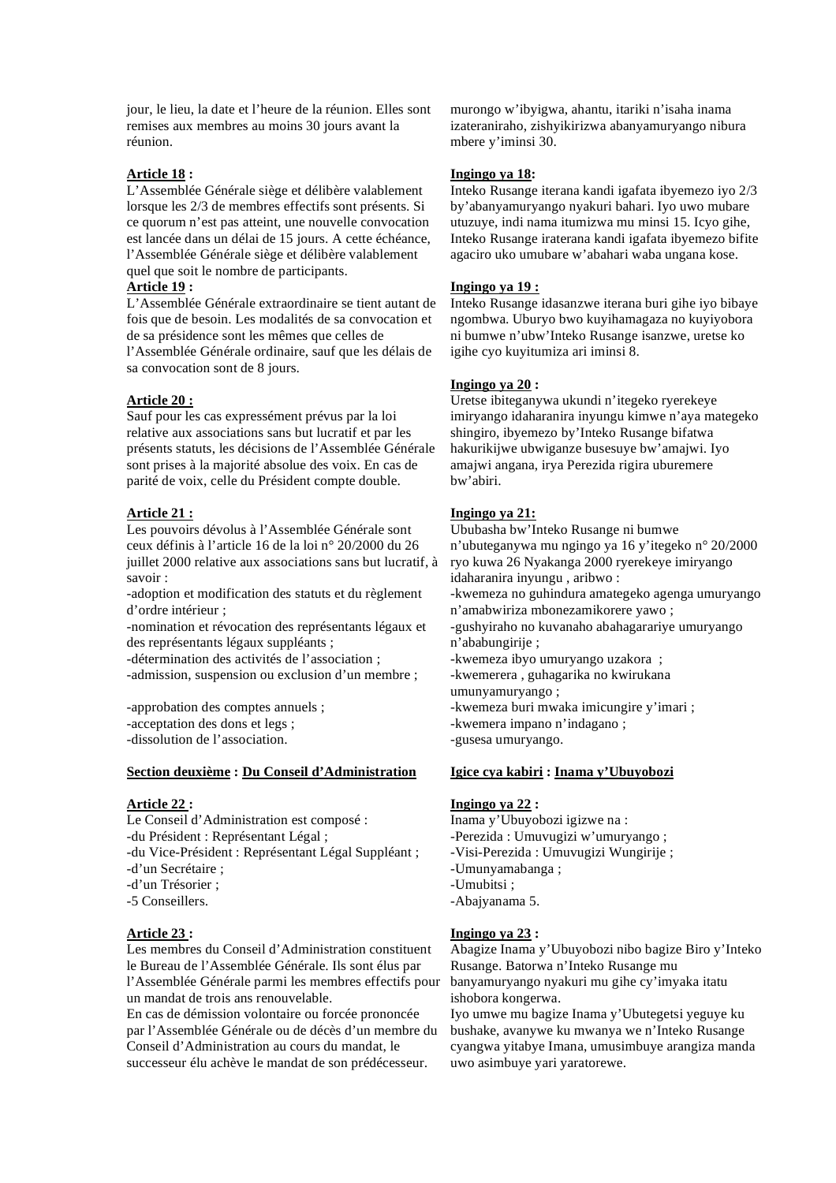jour, le lieu, la date et l'heure de la réunion. Elles sont remises aux membres au moins 30 jours avant la réunion.

**Article 18 :**
L'Assemblée Générale siège et délibère valablement lorsque les 2/3 de membres effectifs sont présents. Si ce quorum n'est pas atteint, une nouvelle convocation est lancée dans un délai de 15 jours. A cette échéance, l'Assemblée Générale siège et délibère valablement quel que soit le nombre de participants.

**Article 19 :**
L'Assemblée Générale extraordinaire se tient autant de fois que de besoin. Les modalités de sa convocation et de sa présidence sont les mêmes que celles de l'Assemblée Générale ordinaire, sauf que les délais de sa convocation sont de 8 jours.

**Article 20 :**
Sauf pour les cas expressément prévus par la loi relative aux associations sans but lucratif et par les présents statuts, les décisions de l'Assemblée Générale sont prises à la majorité absolue des voix. En cas de parité de voix, celle du Président compte double.

**Article 21 :**
Les pouvoirs dévolus à l'Assemblée Générale sont ceux définis à l'article 16 de la loi n° 20/2000 du 26 juillet 2000 relative aux associations sans but lucratif, à savoir :
-adoption et modification des statuts et du règlement d'ordre intérieur ;
-nomination et révocation des représentants légaux et des représentants légaux suppléants ;
-détermination des activités de l'association ;
-admission, suspension ou exclusion d'un membre ;
-approbation des comptes annuels ;
-acceptation des dons et legs ;
-dissolution de l'association.

**Section deuxième : Du Conseil d'Administration**

**Article 22 :**
Le Conseil d'Administration est composé :
-du Président : Représentant Légal ;
-du Vice-Président : Représentant Légal Suppléant ;
-d'un Secrétaire ;
-d'un Trésorier ;
-5 Conseillers.

**Article 23 :**
Les membres du Conseil d'Administration constituent le Bureau de l'Assemblée Générale. Ils sont élus par l'Assemblée Générale parmi les membres effectifs pour un mandat de trois ans renouvelable.
En cas de démission volontaire ou forcée prononcée par l'Assemblée Générale ou de décès d'un membre du Conseil d'Administration au cours du mandat, le successeur élu achève le mandat de son prédécesseur.

murongo w'ibyigwa, ahantu, itariki n'isaha inama izateraniraho, zishyikirizwa abanyamuryango nibura mbere y'iminsi 30.

**Ingingo ya 18:**
Inteko Rusange iterana kandi igafata ibyemezo iyo 2/3 by'abanyamuryango nyakuri bahari. Iyo uwo mubare utuzuye, indi nama itumizwa mu minsi 15. Icyo gihe, Inteko Rusange iraterana kandi igafata ibyemezo bifite agaciro uko umubare w'abahari waba ungana kose.

**Ingingo ya 19 :**
Inteko Rusange idasanzwe iterana buri gihe iyo bibaye ngombwa. Uburyo bwo kuyihamagaza no kuyiyobora ni bumwe n'ubw'Inteko Rusange isanzwe, uretse ko igihe cyo kuyitumiza ari iminsi 8.

**Ingingo ya 20 :**
Uretse ibiteganywa ukundi n'itegeko ryerekeye imiryango idaharanira inyungu kimwe n'aya mategeko shingiro, ibyemezo by'Inteko Rusange bifatwa hakurikijwe ubwiganze busesuye bw'amajwi. Iyo amajwi angana, irya Perezida rigira uburemere bw'abiri.

**Ingingo ya 21:**
Ububasha bw'Inteko Rusange ni bumwe n'ubuteganywa mu ngingo ya 16 y'itegeko n° 20/2000 ryo kuwa 26 Nyakanga 2000 ryerekeye imiryango idaharanira inyungu , aribwo :
-kwemeza no guhindura amategeko agenga umuryango n'amabwiriza mbonezamikorere yawo ;
-gushyiraho no kuvanaho abahagarariye umuryango n'ababungirije ;
-kwemeza ibyo umuryango uzakora ;
-kwemerera , guhagarika no kwirukana umunyamuryango ;
-kwemeza buri mwaka imicungire y'imari ;
-kwemera impano n'indagano ;
-gusesa umuryango.

**Igice cya kabiri : Inama y'Ubuyobozi**

**Ingingo ya 22 :**
Inama y'Ubuyobozi igizwe na :
-Perezida : Umuvugizi w'umuryango ;
-Visi-Perezida : Umuvugizi Wungirije ;
-Umunyamabanga ;
-Umubitsi ;
-Abajyanama 5.

**Ingingo ya 23 :**
Abagize Inama y'Ubuyobozi nibo bagize Biro y'Inteko Rusange. Batorwa n'Inteko Rusange mu banyamuryango nyakuri mu gihe cy'imyaka itatu ishobora kongerwa.
Iyo umwe mu bagize Inama y'Ubutegetsi yeguye ku bushake, avanywe ku mwanya we n'Inteko Rusange cyangwa yitabye Imana, umusimbuye arangiza manda uwo asimbuye yari yaratorewe.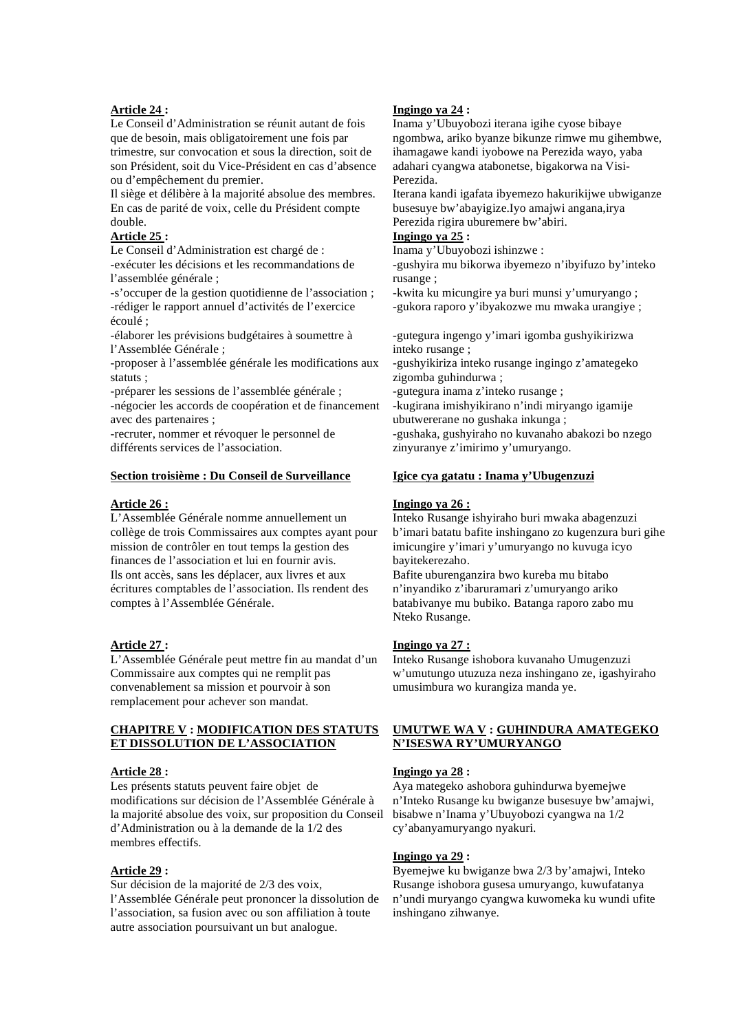**Article 24 :**

Le Conseil d'Administration se réunit autant de fois que de besoin, mais obligatoirement une fois par trimestre, sur convocation et sous la direction, soit de son Président, soit du Vice-Président en cas d'absence ou d'empêchement du premier.

Il siège et délibère à la majorité absolue des membres. En cas de parité de voix, celle du Président compte double.

**Article 25 :**

Le Conseil d'Administration est chargé de :

-exécuter les décisions et les recommandations de l'assemblée générale ;

-s'occuper de la gestion quotidienne de l'association ;

-rédiger le rapport annuel d'activités de l'exercice écoulé ;

-élaborer les prévisions budgétaires à soumettre à l'Assemblée Générale ;

-proposer à l'assemblée générale les modifications aux statuts ;

-préparer les sessions de l'assemblée générale ;

-négocier les accords de coopération et de financement avec des partenaires ;

-recruter, nommer et révoquer le personnel de différents services de l'association.

**Section troisième : Du Conseil de Surveillance**

**Article 26 :**

L'Assemblée Générale nomme annuellement un collège de trois Commissaires aux comptes ayant pour mission de contrôler en tout temps la gestion des finances de l'association et lui en fournir avis.

Ils ont accès, sans les déplacer, aux livres et aux écritures comptables de l'association. Ils rendent des comptes à l'Assemblée Générale.

**Article 27 :**

L'Assemblée Générale peut mettre fin au mandat d'un Commissaire aux comptes qui ne remplit pas convenablement sa mission et pourvoir à son remplacement pour achever son mandat.

**CHAPITRE V : MODIFICATION DES STATUTS ET DISSOLUTION DE L'ASSOCIATION**

**Article 28 :**

Les présents statuts peuvent faire objet de modifications sur décision de l'Assemblée Générale à la majorité absolue des voix, sur proposition du Conseil d'Administration ou à la demande de la 1/2 des membres effectifs.

**Article 29 :**

Sur décision de la majorité de 2/3 des voix, l'Assemblée Générale peut prononcer la dissolution de l'association, sa fusion avec ou son affiliation à toute autre association poursuivant un but analogue.

**Ingingo ya 24 :**

Inama y'Ubuyobozi iterana igihe cyose bibaye ngombwa, ariko byanze bikunze rimwe mu gihembwe, ihamagawe kandi iyobowe na Perezida wayo, yaba adahari cyangwa atabonetse, bigakorwa na Visi-Perezida.

Iterana kandi igafata ibyemezo hakurikijwe ubwiganze busesuye bw'abayigize.Iyo amajwi angana,irya Perezida rigira uburemere bw'abiri.

**Ingingo ya 25 :**

Inama y'Ubuyobozi ishinzwe :

-gushyira mu bikorwa ibyemezo n'ibyifuzo by'inteko rusange ;

-kwita ku micungire ya buri munsi y'umuryango ;

-gukora raporo y'ibyakozwe mu mwaka urangiye ;

-gutegura ingengo y'imari igomba gushyikirizwa inteko rusange ;

-gushyikiriza inteko rusange ingingo z'amategeko zigomba guhindurwa ;

-gutegura inama z'inteko rusange ;

-kugirana imishyikirano n'indi miryango igamije ubutwererane no gushaka inkunga ;

-gushaka, gushyiraho no kuvanaho abakozi bo nzego zinyuranye z'imirimo y'umuryango.

**Igice cya gatatu : Inama y'Ubugenzuzi**

**Ingingo ya 26 :**

Inteko Rusange ishyiraho buri mwaka abagenzuzi b'imari batatu bafite inshingano zo kugenzura buri gihe imicungire y'imari y'umuryango no kuvuga icyo bayitekerezaho.

Bafite uburenganzira bwo kureba mu bitabo n'inyandiko z'ibaruramari z'umuryango ariko batabivanye mu bubiko. Batanga raporo zabo mu Nteko Rusange.

**Ingingo ya 27 :**

Inteko Rusange ishobora kuvanaho Umugenzuzi w'umutungo utuzuza neza inshingano ze, igashyiraho umusimbura wo kurangiza manda ye.

**UMUTWE WA V : GUHINDURA AMATEGEKO N'ISESWA RY'UMURYANGO**

**Ingingo ya 28 :**

Aya mategeko ashobora guhindurwa byemejwe n'Inteko Rusange ku bwiganze busesuye bw'amajwi, bisabwe n'Inama y'Ubuyobozi cyangwa na 1/2 cy'abanyamuryango nyakuri.

**Ingingo ya 29 :**

Byemejwe ku bwiganze bwa 2/3 by'amajwi, Inteko Rusange ishobora gusesa umuryango, kuwufatanya n'undi muryango cyangwa kuwomeka ku wundi ufite inshingano zihwanye.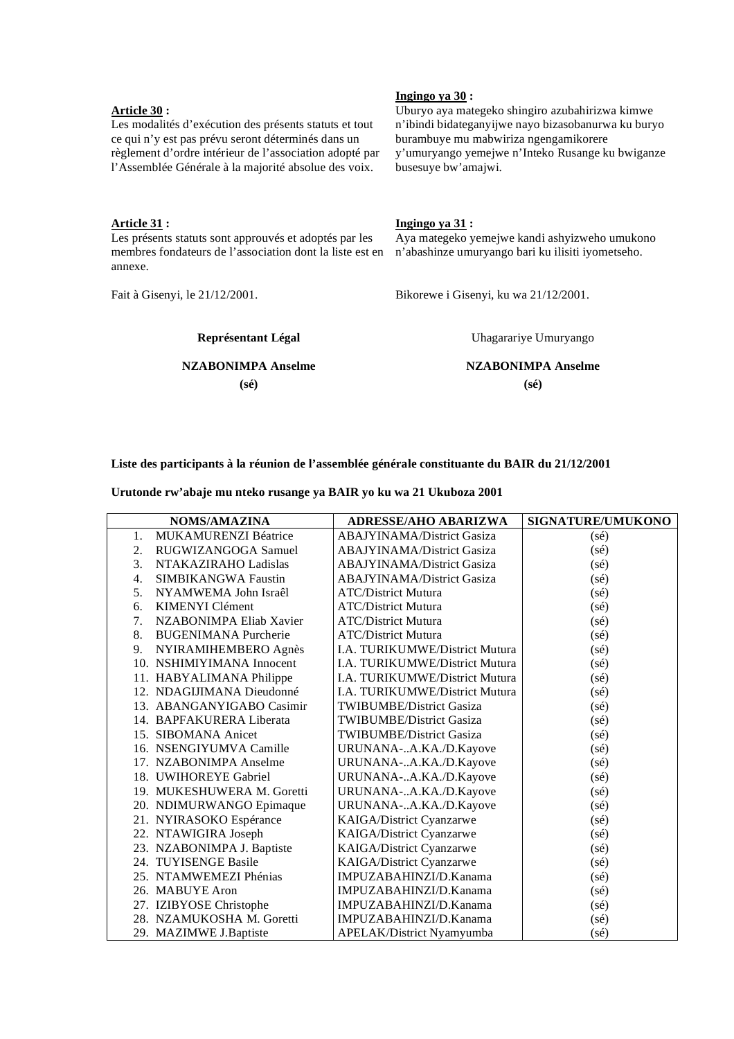**Article 30 :**
Les modalités d'exécution des présents statuts et tout ce qui n'y est pas prévu seront déterminés dans un règlement d'ordre intérieur de l'association adopté par l'Assemblée Générale à la majorité absolue des voix.

**Ingingo ya 30 :**
Uburyo aya mategeko shingiro azubahirizwa kimwe n'ibindi bidateganyijwe nayo bizasobanurwa ku buryo burambuye mu mabwiriza ngengamikorere y'umuryango yemejwe n'Inteko Rusange ku bwiganze busesuye bw'amajwi.

**Article 31 :**
Les présents statuts sont approuvés et adoptés par les membres fondateurs de l'association dont la liste est en annexe.

**Ingingo ya 31 :**
Aya mategeko yemejwe kandi ashyizweho umukono n'abashinze umuryango bari ku ilisiti iyometseho.

Fait à Gisenyi, le 21/12/2001.

Bikorewe i Gisenyi, ku wa 21/12/2001.

**Représentant Légal**

**NZABONIMPA Anselme**

**(sé)**

Uhagarariye Umuryango

**NZABONIMPA Anselme**

**(sé)**

**Liste des participants à la réunion de l'assemblée générale constituante du BAIR du 21/12/2001**

**Urutonde rw'abaje mu nteko rusange ya BAIR yo ku wa 21 Ukuboza 2001**

| NOMS/AMAZINA | ADRESSE/AHO ABARIZWA | SIGNATURE/UMUKONO |
|---|---|---|
| 1. MUKAMURENZI Béatrice | ABAJYINAMA/District Gasiza | (sé) |
| 2. RUGWIZANGOGA Samuel | ABAJYINAMA/District Gasiza | (sé) |
| 3. NTAKAZIRAHO Ladislas | ABAJYINAMA/District Gasiza | (sé) |
| 4. SIMBIKANGWA Faustin | ABAJYINAMA/District Gasiza | (sé) |
| 5. NYAMWEMA John Israêl | ATC/District Mutura | (sé) |
| 6. KIMENYI Clément | ATC/District Mutura | (sé) |
| 7. NZABONIMPA Eliab Xavier | ATC/District Mutura | (sé) |
| 8. BUGENIMANA Purcherie | ATC/District Mutura | (sé) |
| 9. NYIRAMIHEMBERO Agnès | I.A. TURIKUMWE/District Mutura | (sé) |
| 10. NSHIMIYIMANA Innocent | I.A. TURIKUMWE/District Mutura | (sé) |
| 11. HABYALIMANA Philippe | I.A. TURIKUMWE/District Mutura | (sé) |
| 12. NDAGIJIMANA Dieudonné | I.A. TURIKUMWE/District Mutura | (sé) |
| 13. ABANGANYIGABO Casimir | TWIBUMBE/District Gasiza | (sé) |
| 14. BAPFAKURERA Liberata | TWIBUMBE/District Gasiza | (sé) |
| 15. SIBOMANA Anicet | TWIBUMBE/District Gasiza | (sé) |
| 16. NSENGIYUMVA Camille | URUNANA-..A.KA./D.Kayove | (sé) |
| 17. NZABONIMPA Anselme | URUNANA-..A.KA./D.Kayove | (sé) |
| 18. UWIHOREYE Gabriel | URUNANA-..A.KA./D.Kayove | (sé) |
| 19. MUKESHUWERA M. Goretti | URUNANA-..A.KA./D.Kayove | (sé) |
| 20. NDIMURWANGO Epimaque | URUNANA-..A.KA./D.Kayove | (sé) |
| 21. NYIRASOKO Espérance | KAIGA/District Cyanzarwe | (sé) |
| 22. NTAWIGIRA Joseph | KAIGA/District Cyanzarwe | (sé) |
| 23. NZABONIMPA J. Baptiste | KAIGA/District Cyanzarwe | (sé) |
| 24. TUYISENGE Basile | KAIGA/District Cyanzarwe | (sé) |
| 25. NTAMWEMEZI Phénias | IMPUZABAHINZI/D.Kanama | (sé) |
| 26. MABUYE Aron | IMPUZABAHINZI/D.Kanama | (sé) |
| 27. IZIBYOSE Christophe | IMPUZABAHINZI/D.Kanama | (sé) |
| 28. NZAMUKOSHA M. Goretti | IMPUZABAHINZI/D.Kanama | (sé) |
| 29. MAZIMWE J.Baptiste | APELAK/District Nyamyumba | (sé) |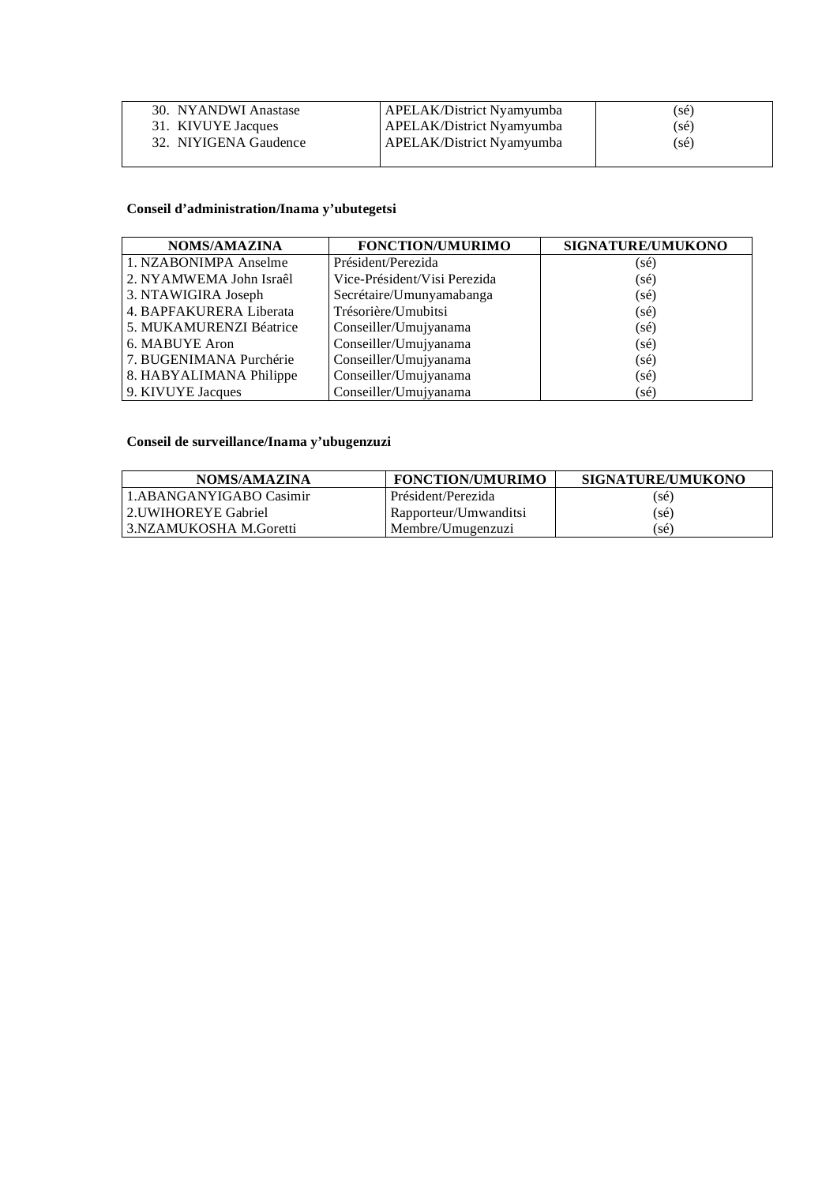| | | |
|---|---|---|
| 30. NYANDWI Anastase | APELAK/District Nyamyumba | (sé) |
| 31. KIVUYE Jacques | APELAK/District Nyamyumba | (sé) |
| 32. NIYIGENA Gaudence | APELAK/District Nyamyumba | (sé) |

**Conseil d'administration/Inama y'ubutegetsi**

| NOMS/AMAZINA | FONCTION/UMURIMO | SIGNATURE/UMUKONO |
|---|---|---|
| 1. NZABONIMPA Anselme | Président/Perezida | (sé) |
| 2. NYAMWEMA John Israêl | Vice-Président/Visi Perezida | (sé) |
| 3. NTAWIGIRA Joseph | Secrétaire/Umunyamabanga | (sé) |
| 4. BAPFAKURERA Liberata | Trésorière/Umubitsi | (sé) |
| 5. MUKAMURENZI Béatrice | Conseiller/Umujyanama | (sé) |
| 6. MABUYE Aron | Conseiller/Umujyanama | (sé) |
| 7. BUGENIMANA Purchérie | Conseiller/Umujyanama | (sé) |
| 8. HABYALIMANA Philippe | Conseiller/Umujyanama | (sé) |
| 9. KIVUYE Jacques | Conseiller/Umujyanama | (sé) |

**Conseil de surveillance/Inama y'ubugenzuzi**

| NOMS/AMAZINA | FONCTION/UMURIMO | SIGNATURE/UMUKONO |
|---|---|---|
| 1.ABANGANYIGABO Casimir | Président/Perezida | (sé) |
| 2.UWIHOREYE Gabriel | Rapporteur/Umwanditsi | (sé) |
| 3.NZAMUKOSHA M.Goretti | Membre/Umugenzuzi | (sé) |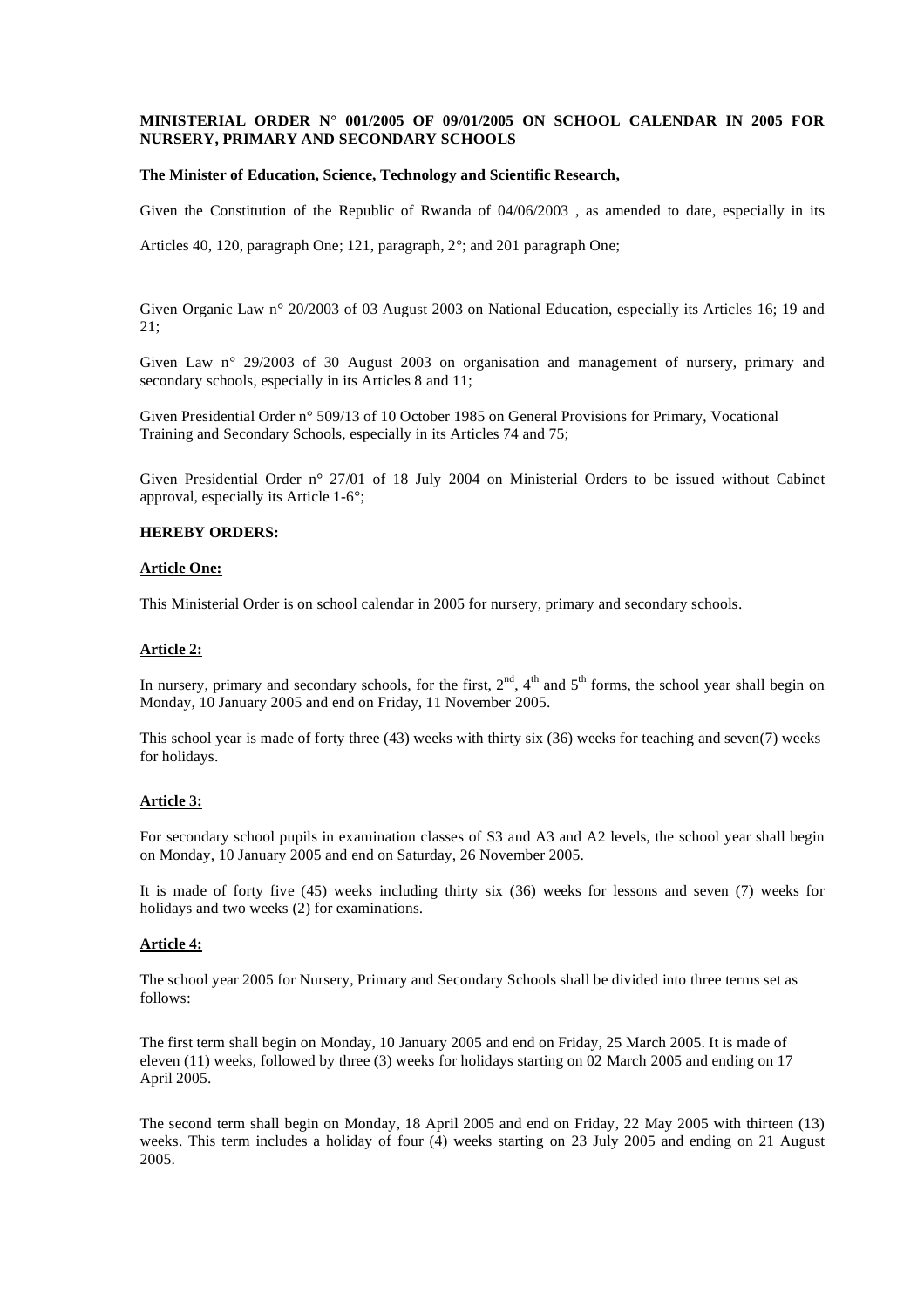**MINISTERIAL ORDER N° 001/2005 OF 09/01/2005 ON SCHOOL CALENDAR IN 2005 FOR NURSERY, PRIMARY AND SECONDARY SCHOOLS**

**The Minister of Education, Science, Technology and Scientific Research,**

Given the Constitution of the Republic of Rwanda of 04/06/2003 , as amended to date, especially in its Articles 40, 120, paragraph One; 121, paragraph, 2°; and 201 paragraph One;

Given Organic Law n° 20/2003 of 03 August 2003 on National Education, especially its Articles 16; 19 and 21;

Given Law n° 29/2003 of 30 August 2003 on organisation and management of nursery, primary and secondary schools, especially in its Articles 8 and 11;

Given Presidential Order n° 509/13 of 10 October 1985 on General Provisions for Primary, Vocational Training and Secondary Schools, especially in its Articles 74 and 75;

Given Presidential Order n° 27/01 of 18 July 2004 on Ministerial Orders to be issued without Cabinet approval, especially its Article 1-6°;

**HEREBY ORDERS:**

**Article One:**

This Ministerial Order is on school calendar in 2005 for nursery, primary and secondary schools.

**Article 2:**

In nursery, primary and secondary schools, for the first, 2nd, 4th and 5th forms, the school year shall begin on Monday, 10 January 2005 and end on Friday, 11 November 2005.

This school year is made of forty three (43) weeks with thirty six (36) weeks for teaching and seven(7) weeks for holidays.

**Article 3:**

For secondary school pupils in examination classes of S3 and A3 and A2 levels, the school year shall begin on Monday, 10 January 2005 and end on Saturday, 26 November 2005.

It is made of forty five (45) weeks including thirty six (36) weeks for lessons and seven (7) weeks for holidays and two weeks (2) for examinations.

**Article 4:**

The school year 2005 for Nursery, Primary and Secondary Schools shall be divided into three terms set as follows:

The first term shall begin on Monday, 10 January 2005 and end on Friday, 25 March 2005. It is made of eleven (11) weeks, followed by three (3) weeks for holidays starting on 02 March 2005 and ending on 17 April 2005.

The second term shall begin on Monday, 18 April 2005 and end on Friday, 22 May 2005 with thirteen (13) weeks. This term includes a holiday of four (4) weeks starting on 23 July 2005 and ending on 21 August 2005.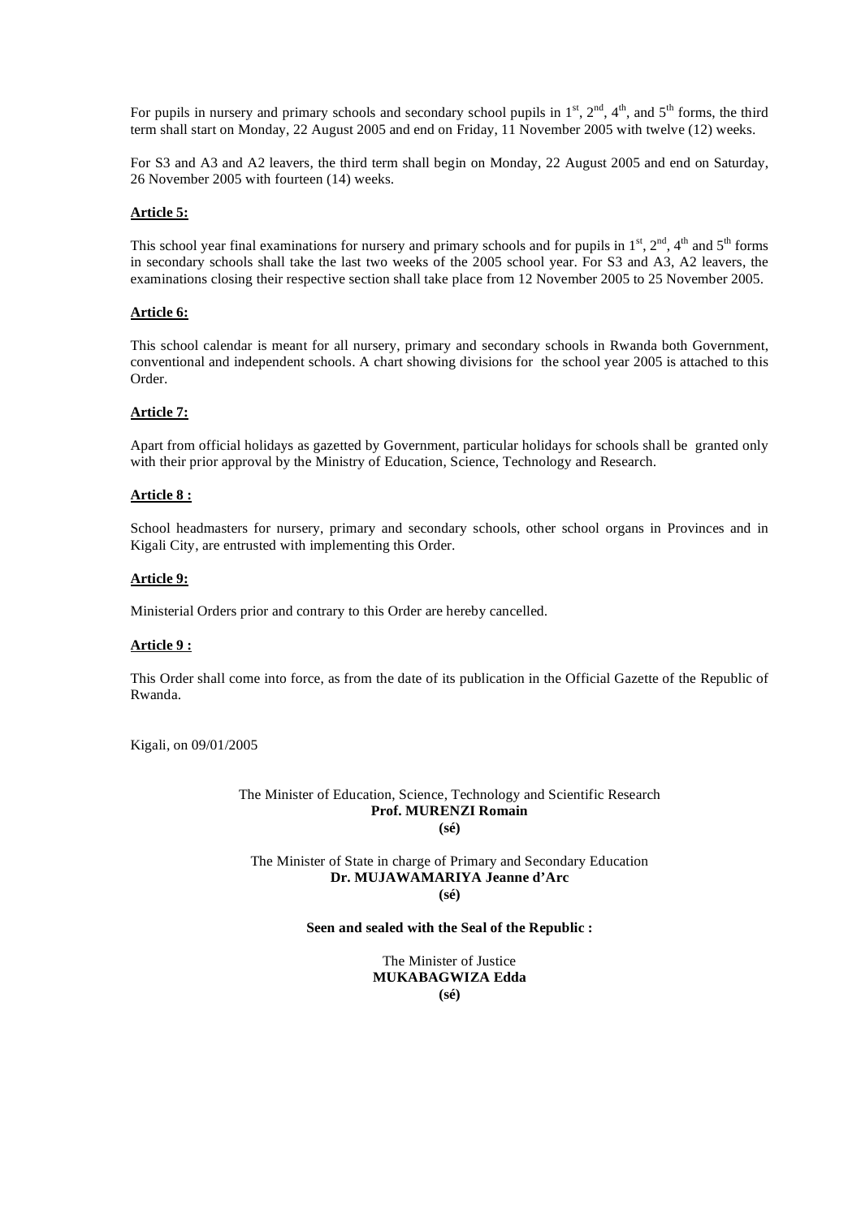For pupils in nursery and primary schools and secondary school pupils in 1st, 2nd, 4th, and 5th forms, the third term shall start on Monday, 22 August 2005 and end on Friday, 11 November 2005 with twelve (12) weeks.

For S3 and A3 and A2 leavers, the third term shall begin on Monday, 22 August 2005 and end on Saturday, 26 November 2005 with fourteen (14) weeks.

**Article 5:**

This school year final examinations for nursery and primary schools and for pupils in 1st, 2nd, 4th and 5th forms in secondary schools shall take the last two weeks of the 2005 school year. For S3 and A3, A2 leavers, the examinations closing their respective section shall take place from 12 November 2005 to 25 November 2005.

**Article 6:**

This school calendar is meant for all nursery, primary and secondary schools in Rwanda both Government, conventional and independent schools. A chart showing divisions for the school year 2005 is attached to this Order.

**Article 7:**

Apart from official holidays as gazetted by Government, particular holidays for schools shall be granted only with their prior approval by the Ministry of Education, Science, Technology and Research.

**Article 8 :**

School headmasters for nursery, primary and secondary schools, other school organs in Provinces and in Kigali City, are entrusted with implementing this Order.

**Article 9:**

Ministerial Orders prior and contrary to this Order are hereby cancelled.

**Article 9 :**

This Order shall come into force, as from the date of its publication in the Official Gazette of the Republic of Rwanda.

Kigali, on 09/01/2005

The Minister of Education, Science, Technology and Scientific Research
**Prof. MURENZI Romain**
**(sé)**

The Minister of State in charge of Primary and Secondary Education
**Dr. MUJAWAMARIYA Jeanne d'Arc**
**(sé)**

**Seen and sealed with the Seal of the Republic :**

The Minister of Justice
**MUKABAGWIZA Edda**
**(sé)**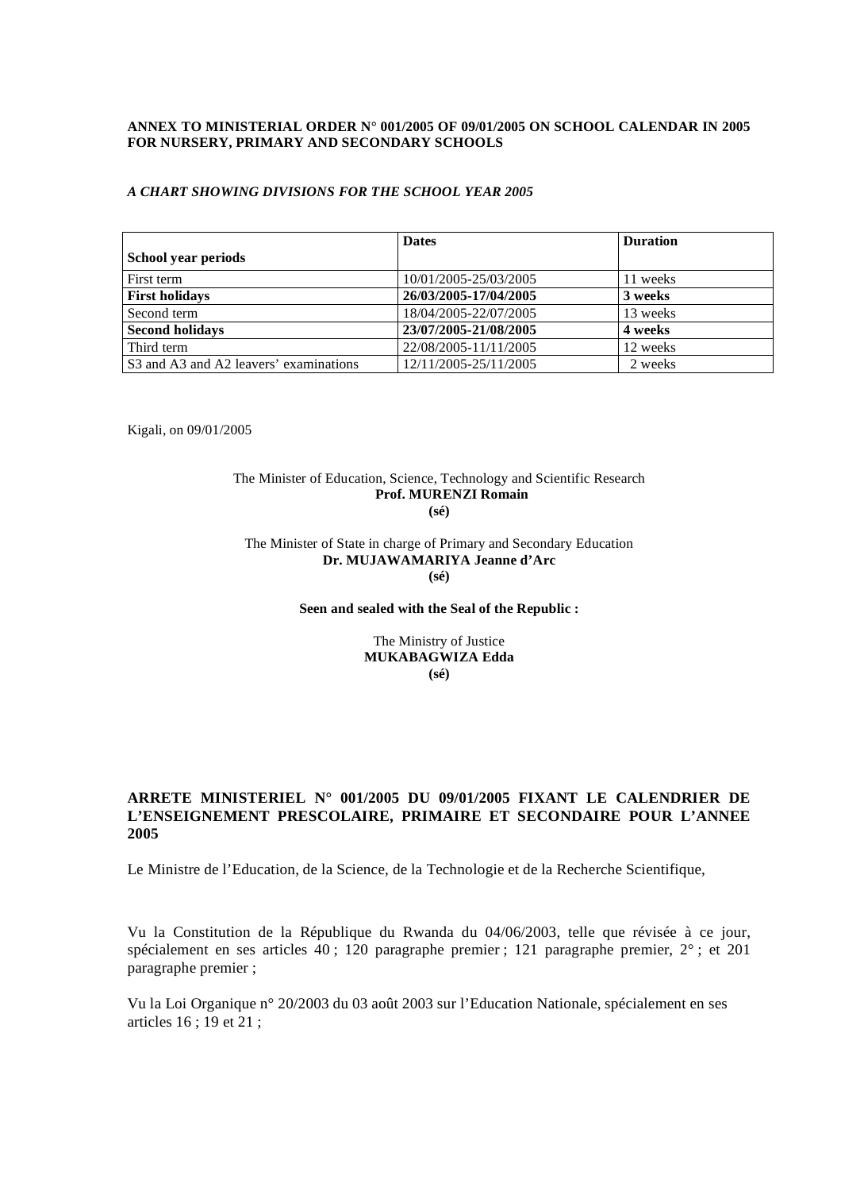**ANNEX TO MINISTERIAL ORDER N° 001/2005 OF 09/01/2005 ON SCHOOL CALENDAR IN 2005 FOR NURSERY, PRIMARY AND SECONDARY SCHOOLS**

***A CHART SHOWING DIVISIONS FOR THE SCHOOL YEAR 2005***

| School year periods | Dates | Duration |
|---|---|---|
| First term | 10/01/2005-25/03/2005 | 11 weeks |
| **First holidays** | **26/03/2005-17/04/2005** | **3 weeks** |
| Second term | 18/04/2005-22/07/2005 | 13 weeks |
| **Second holidays** | **23/07/2005-21/08/2005** | **4 weeks** |
| Third term | 22/08/2005-11/11/2005 | 12 weeks |
| S3 and A3 and A2 leavers' examinations | 12/11/2005-25/11/2005 | 2 weeks |

Kigali, on 09/01/2005

The Minister of Education, Science, Technology and Scientific Research
**Prof. MURENZI Romain**
**(sé)**

The Minister of State in charge of Primary and Secondary Education
**Dr. MUJAWAMARIYA Jeanne d'Arc**
**(sé)**

**Seen and sealed with the Seal of the Republic :**

The Ministry of Justice
**MUKABAGWIZA Edda**
**(sé)**

## ARRETE MINISTERIEL N° 001/2005 DU 09/01/2005 FIXANT LE CALENDRIER DE L'ENSEIGNEMENT PRESCOLAIRE, PRIMAIRE ET SECONDAIRE POUR L'ANNEE 2005

Le Ministre de l'Education, de la Science, de la Technologie et de la Recherche Scientifique,

Vu la Constitution de la République du Rwanda du 04/06/2003, telle que révisée à ce jour, spécialement en ses articles 40 ; 120 paragraphe premier ; 121 paragraphe premier, 2° ; et 201 paragraphe premier ;

Vu la Loi Organique n° 20/2003 du 03 août 2003 sur l'Education Nationale, spécialement en ses articles 16 ; 19 et 21 ;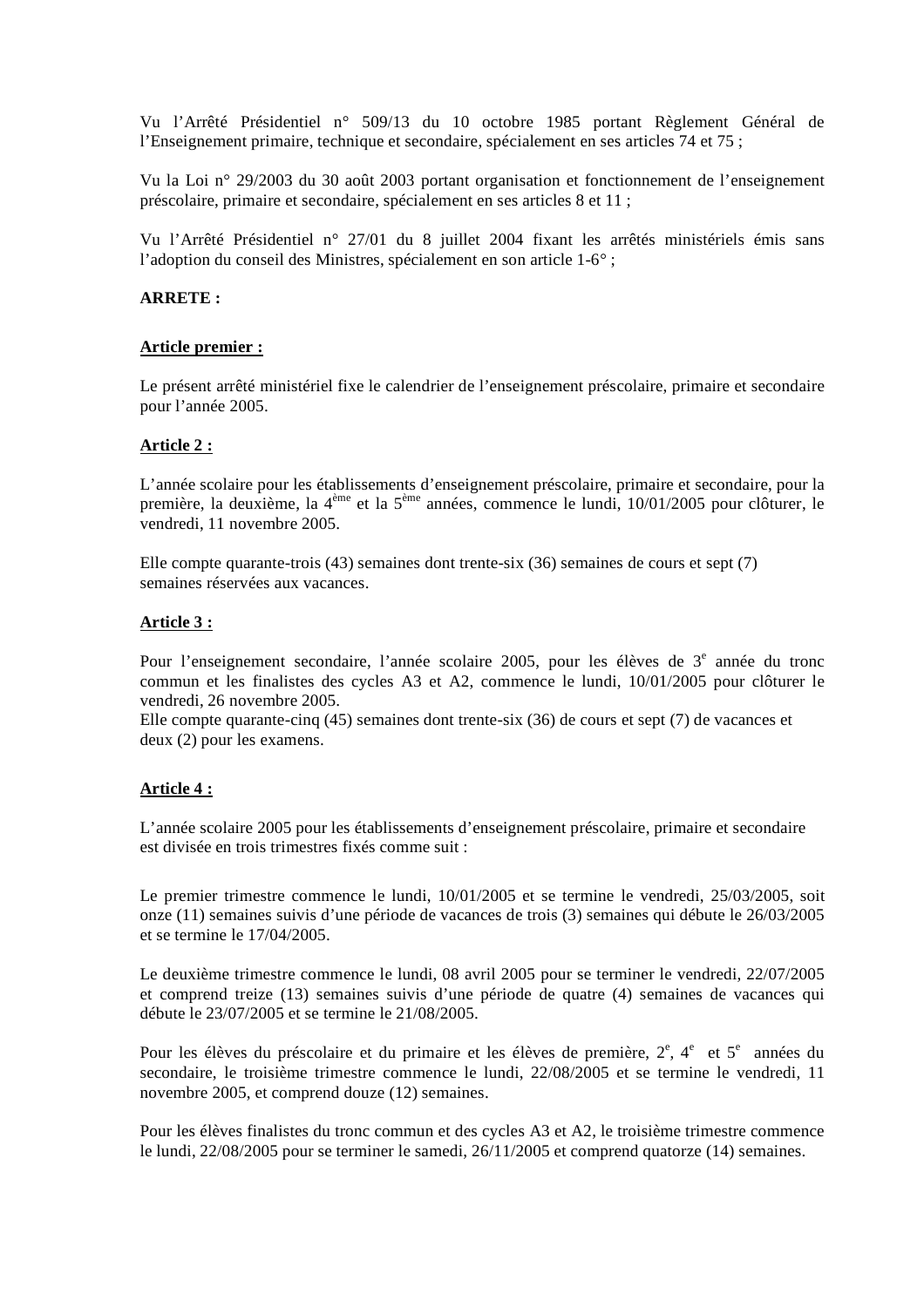Vu l'Arrêté Présidentiel n° 509/13 du 10 octobre 1985 portant Règlement Général de l'Enseignement primaire, technique et secondaire, spécialement en ses articles 74 et 75 ;

Vu la Loi n° 29/2003 du 30 août 2003 portant organisation et fonctionnement de l'enseignement préscolaire, primaire et secondaire, spécialement en ses articles 8 et 11 ;

Vu l'Arrêté Présidentiel n° 27/01 du 8 juillet 2004 fixant les arrêtés ministériels émis sans l'adoption du conseil des Ministres, spécialement en son article 1-6° ;

**ARRETE :**

**Article premier :**

Le présent arrêté ministériel fixe le calendrier de l'enseignement préscolaire, primaire et secondaire pour l'année 2005.

**Article 2 :**

L'année scolaire pour les établissements d'enseignement préscolaire, primaire et secondaire, pour la première, la deuxième, la 4ème et la 5ème années, commence le lundi, 10/01/2005 pour clôturer, le vendredi, 11 novembre 2005.

Elle compte quarante-trois (43) semaines dont trente-six (36) semaines de cours et sept (7) semaines réservées aux vacances.

**Article 3 :**

Pour l'enseignement secondaire, l'année scolaire 2005, pour les élèves de 3e année du tronc commun et les finalistes des cycles A3 et A2, commence le lundi, 10/01/2005 pour clôturer le vendredi, 26 novembre 2005.
Elle compte quarante-cinq (45) semaines dont trente-six (36) de cours et sept (7) de vacances et deux (2) pour les examens.

**Article 4 :**

L'année scolaire 2005 pour les établissements d'enseignement préscolaire, primaire et secondaire est divisée en trois trimestres fixés comme suit :

Le premier trimestre commence le lundi, 10/01/2005 et se termine le vendredi, 25/03/2005, soit onze (11) semaines suivis d'une période de vacances de trois (3) semaines qui débute le 26/03/2005 et se termine le 17/04/2005.

Le deuxième trimestre commence le lundi, 08 avril 2005 pour se terminer le vendredi, 22/07/2005 et comprend treize (13) semaines suivis d'une période de quatre (4) semaines de vacances qui débute le 23/07/2005 et se termine le 21/08/2005.

Pour les élèves du préscolaire et du primaire et les élèves de première, 2e, 4e et 5e années du secondaire, le troisième trimestre commence le lundi, 22/08/2005 et se termine le vendredi, 11 novembre 2005, et comprend douze (12) semaines.

Pour les élèves finalistes du tronc commun et des cycles A3 et A2, le troisième trimestre commence le lundi, 22/08/2005 pour se terminer le samedi, 26/11/2005 et comprend quatorze (14) semaines.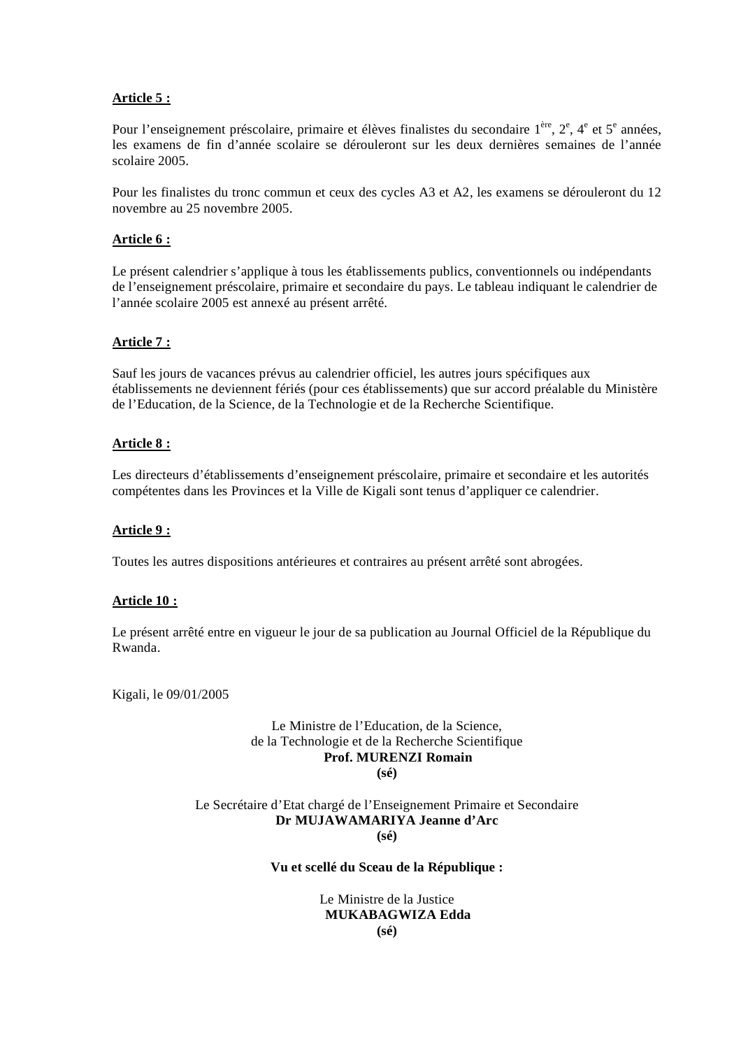**Article 5 :**

Pour l'enseignement préscolaire, primaire et élèves finalistes du secondaire 1ère, 2e, 4e et 5e années, les examens de fin d'année scolaire se dérouleront sur les deux dernières semaines de l'année scolaire 2005.

Pour les finalistes du tronc commun et ceux des cycles A3 et A2, les examens se dérouleront du 12 novembre au 25 novembre 2005.

**Article 6 :**

Le présent calendrier s'applique à tous les établissements publics, conventionnels ou indépendants de l'enseignement préscolaire, primaire et secondaire du pays. Le tableau indiquant le calendrier de l'année scolaire 2005 est annexé au présent arrêté.

**Article 7 :**

Sauf les jours de vacances prévus au calendrier officiel, les autres jours spécifiques aux établissements ne deviennent fériés (pour ces établissements) que sur accord préalable du Ministère de l'Education, de la Science, de la Technologie et de la Recherche Scientifique.

**Article 8 :**

Les directeurs d'établissements d'enseignement préscolaire, primaire et secondaire et les autorités compétentes dans les Provinces et la Ville de Kigali sont tenus d'appliquer ce calendrier.

**Article 9 :**

Toutes les autres dispositions antérieures et contraires au présent arrêté sont abrogées.

**Article 10 :**

Le présent arrêté entre en vigueur le jour de sa publication au Journal Officiel de la République du Rwanda.

Kigali, le 09/01/2005

Le Ministre de l'Education, de la Science,
de la Technologie et de la Recherche Scientifique
**Prof. MURENZI Romain**
**(sé)**

Le Secrétaire d'Etat chargé de l'Enseignement Primaire et Secondaire
**Dr MUJAWAMARIYA Jeanne d'Arc**
**(sé)**

**Vu et scellé du Sceau de la République :**

Le Ministre de la Justice
**MUKABAGWIZA Edda**
**(sé)**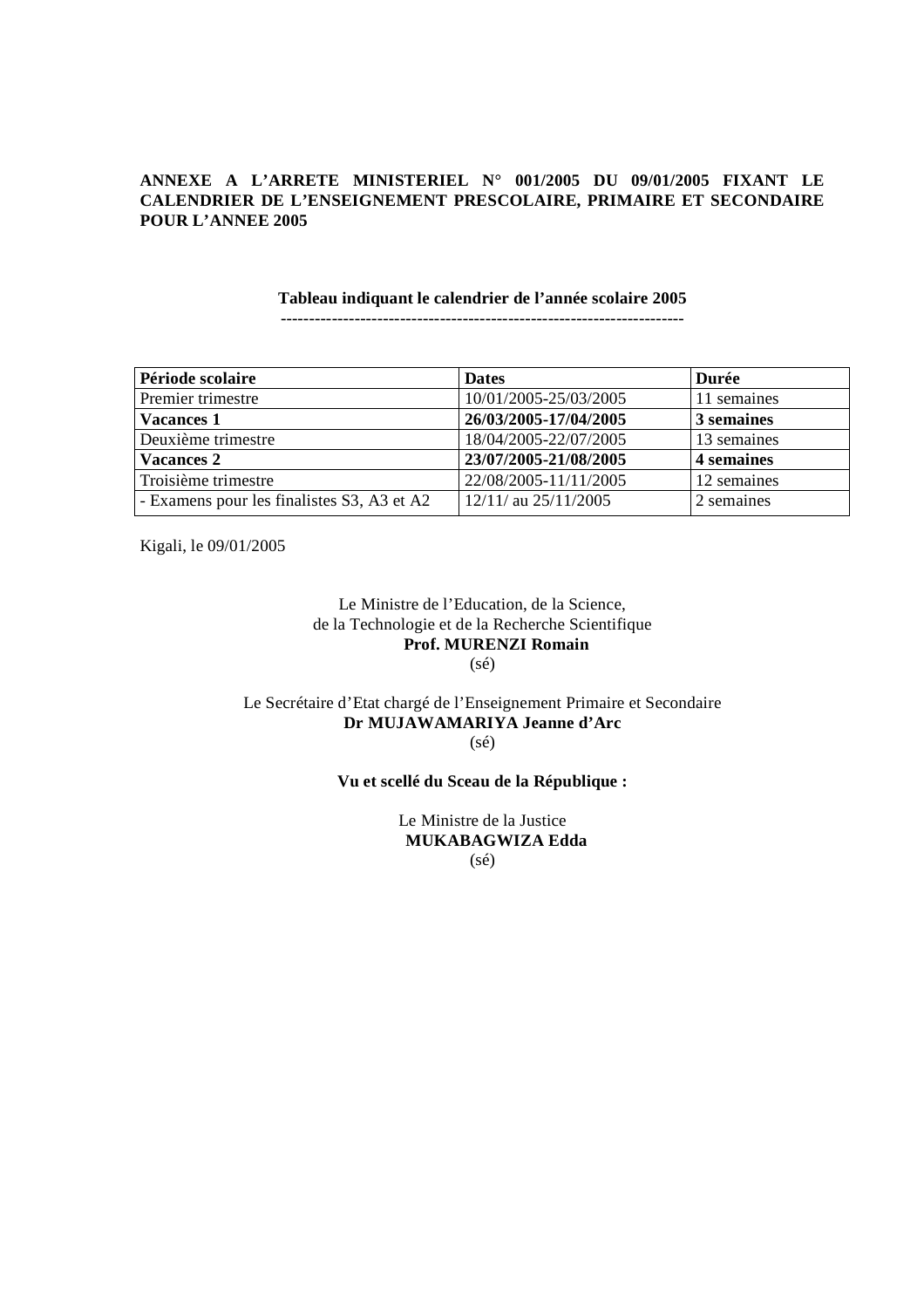**ANNEXE A L'ARRETE MINISTERIEL N° 001/2005 DU 09/01/2005 FIXANT LE CALENDRIER DE L'ENSEIGNEMENT PRESCOLAIRE, PRIMAIRE ET SECONDAIRE POUR L'ANNEE 2005**

**Tableau indiquant le calendrier de l'année scolaire 2005**

----------------------------------------------------------------------

| **Période scolaire** | **Dates** | **Durée** |
|---|---|---|
| Premier trimestre | 10/01/2005-25/03/2005 | 11 semaines |
| **Vacances 1** | **26/03/2005-17/04/2005** | **3 semaines** |
| Deuxième trimestre | 18/04/2005-22/07/2005 | 13 semaines |
| **Vacances 2** | **23/07/2005-21/08/2005** | **4 semaines** |
| Troisième trimestre | 22/08/2005-11/11/2005 | 12 semaines |
| - Examens pour les finalistes S3, A3 et A2 | 12/11/ au 25/11/2005 | 2 semaines |

Kigali, le 09/01/2005

Le Ministre de l'Education, de la Science,
de la Technologie et de la Recherche Scientifique
**Prof. MURENZI Romain**
(sé)

Le Secrétaire d'Etat chargé de l'Enseignement Primaire et Secondaire
**Dr MUJAWAMARIYA Jeanne d'Arc**
(sé)

**Vu et scellé du Sceau de la République :**

Le Ministre de la Justice
**MUKABAGWIZA Edda**
(sé)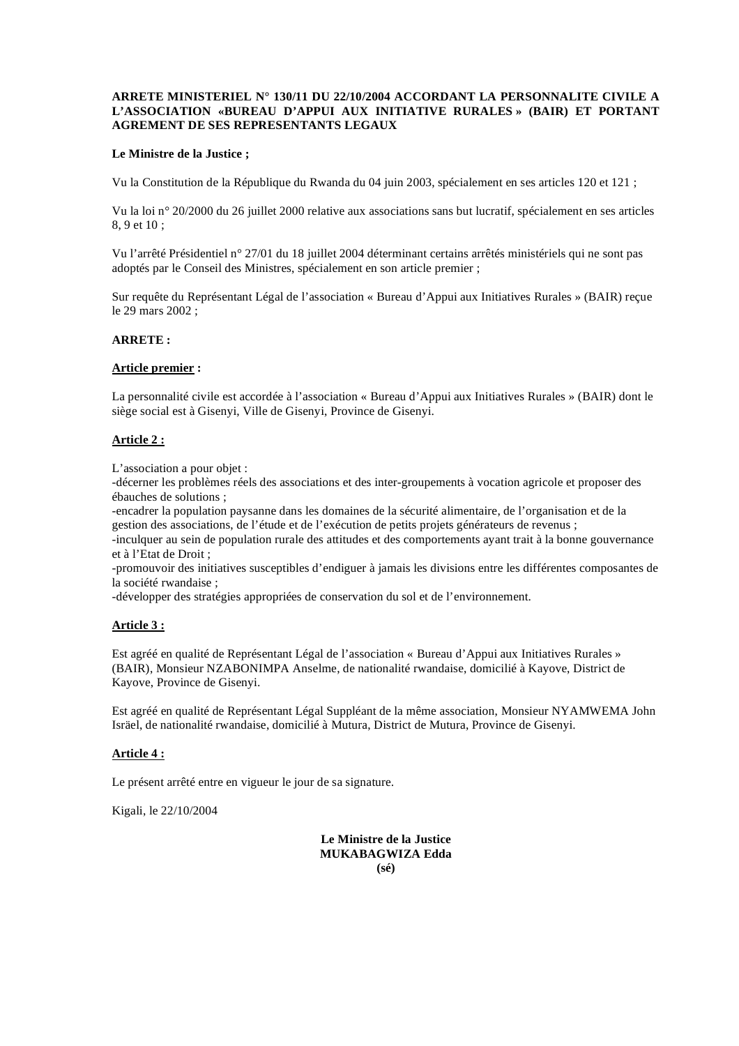**ARRETE MINISTERIEL N° 130/11 DU 22/10/2004 ACCORDANT LA PERSONNALITE CIVILE A L'ASSOCIATION «BUREAU D'APPUI AUX INITIATIVE RURALES » (BAIR) ET PORTANT AGREMENT DE SES REPRESENTANTS LEGAUX**

**Le Ministre de la Justice ;**

Vu la Constitution de la République du Rwanda du 04 juin 2003, spécialement en ses articles 120 et 121 ;

Vu la loi n° 20/2000 du 26 juillet 2000 relative aux associations sans but lucratif, spécialement en ses articles 8, 9 et 10 ;

Vu l'arrêté Présidentiel n° 27/01 du 18 juillet 2004 déterminant certains arrêtés ministériels qui ne sont pas adoptés par le Conseil des Ministres, spécialement en son article premier ;

Sur requête du Représentant Légal de l'association « Bureau d'Appui aux Initiatives Rurales » (BAIR) reçue le 29 mars 2002 ;

**ARRETE :**

**Article premier :**

La personnalité civile est accordée à l'association « Bureau d'Appui aux Initiatives Rurales » (BAIR) dont le siège social est à Gisenyi, Ville de Gisenyi, Province de Gisenyi.

**Article 2 :**

L'association a pour objet :
-décerner les problèmes réels des associations et des inter-groupements à vocation agricole et proposer des ébauches de solutions ;
-encadrer la population paysanne dans les domaines de la sécurité alimentaire, de l'organisation et de la gestion des associations, de l'étude et de l'exécution de petits projets générateurs de revenus ;
-inculquer au sein de population rurale des attitudes et des comportements ayant trait à la bonne gouvernance et à l'Etat de Droit ;
-promouvoir des initiatives susceptibles d'endiguer à jamais les divisions entre les différentes composantes de la société rwandaise ;
-développer des stratégies appropriées de conservation du sol et de l'environnement.

**Article 3 :**

Est agréé en qualité de Représentant Légal de l'association « Bureau d'Appui aux Initiatives Rurales » (BAIR), Monsieur NZABONIMPA Anselme, de nationalité rwandaise, domicilié à Kayove, District de Kayove, Province de Gisenyi.

Est agréé en qualité de Représentant Légal Suppléant de la même association, Monsieur NYAMWEMA John Isräel, de nationalité rwandaise, domicilié à Mutura, District de Mutura, Province de Gisenyi.

**Article 4 :**

Le présent arrêté entre en vigueur le jour de sa signature.

Kigali, le 22/10/2004

**Le Ministre de la Justice**
**MUKABAGWIZA Edda**
**(sé)**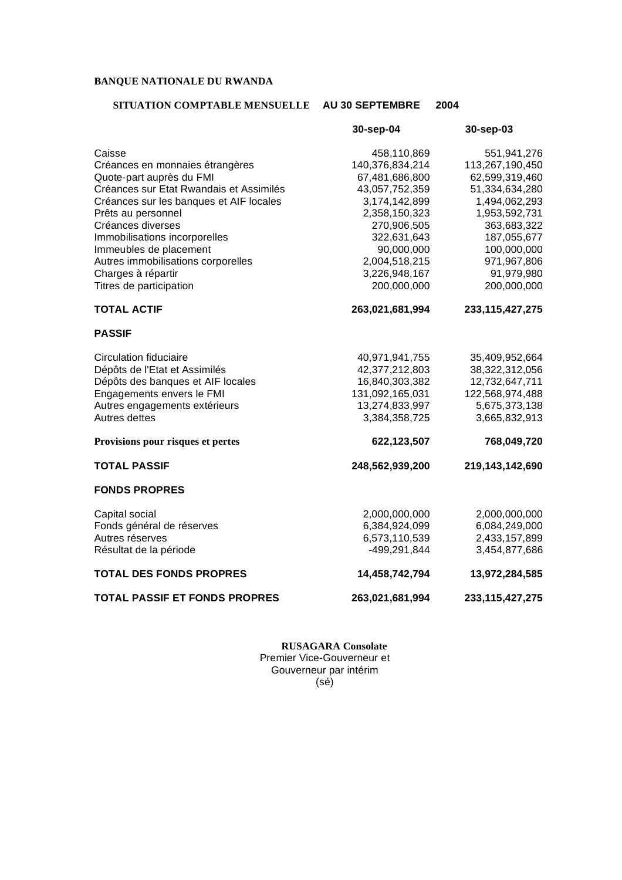**BANQUE NATIONALE DU RWANDA**

**SITUATION COMPTABLE MENSUELLE AU 30 SEPTEMBRE 2004**

| | 30-sep-04 | 30-sep-03 |
|---|---|---|
| Caisse | 458,110,869 | 551,941,276 |
| Créances en monnaies étrangères | 140,376,834,214 | 113,267,190,450 |
| Quote-part auprès du FMI | 67,481,686,800 | 62,599,319,460 |
| Créances sur Etat Rwandais et Assimilés | 43,057,752,359 | 51,334,634,280 |
| Créances sur les banques et AIF locales | 3,174,142,899 | 1,494,062,293 |
| Prêts au personnel | 2,358,150,323 | 1,953,592,731 |
| Créances diverses | 270,906,505 | 363,683,322 |
| Immobilisations incorporelles | 322,631,643 | 187,055,677 |
| Immeubles de placement | 90,000,000 | 100,000,000 |
| Autres immobilisations corporelles | 2,004,518,215 | 971,967,806 |
| Charges à répartir | 3,226,948,167 | 91,979,980 |
| Titres de participation | 200,000,000 | 200,000,000 |
| **TOTAL ACTIF** | **263,021,681,994** | **233,115,427,275** |
| **PASSIF** | | |
| Circulation fiduciaire | 40,971,941,755 | 35,409,952,664 |
| Dépôts de l'Etat et Assimilés | 42,377,212,803 | 38,322,312,056 |
| Dépôts des banques et AIF locales | 16,840,303,382 | 12,732,647,711 |
| Engagements envers le FMI | 131,092,165,031 | 122,568,974,488 |
| Autres engagements extérieurs | 13,274,833,997 | 5,675,373,138 |
| Autres dettes | 3,384,358,725 | 3,665,832,913 |
| **Provisions pour risques et pertes** | **622,123,507** | **768,049,720** |
| **TOTAL PASSIF** | **248,562,939,200** | **219,143,142,690** |
| **FONDS PROPRES** | | |
| Capital social | 2,000,000,000 | 2,000,000,000 |
| Fonds général de réserves | 6,384,924,099 | 6,084,249,000 |
| Autres réserves | 6,573,110,539 | 2,433,157,899 |
| Résultat de la période | -499,291,844 | 3,454,877,686 |
| **TOTAL DES FONDS PROPRES** | **14,458,742,794** | **13,972,284,585** |
| **TOTAL PASSIF ET FONDS PROPRES** | **263,021,681,994** | **233,115,427,275** |

**RUSAGARA Consolate**
Premier Vice-Gouverneur et
Gouverneur par intérim
(sé)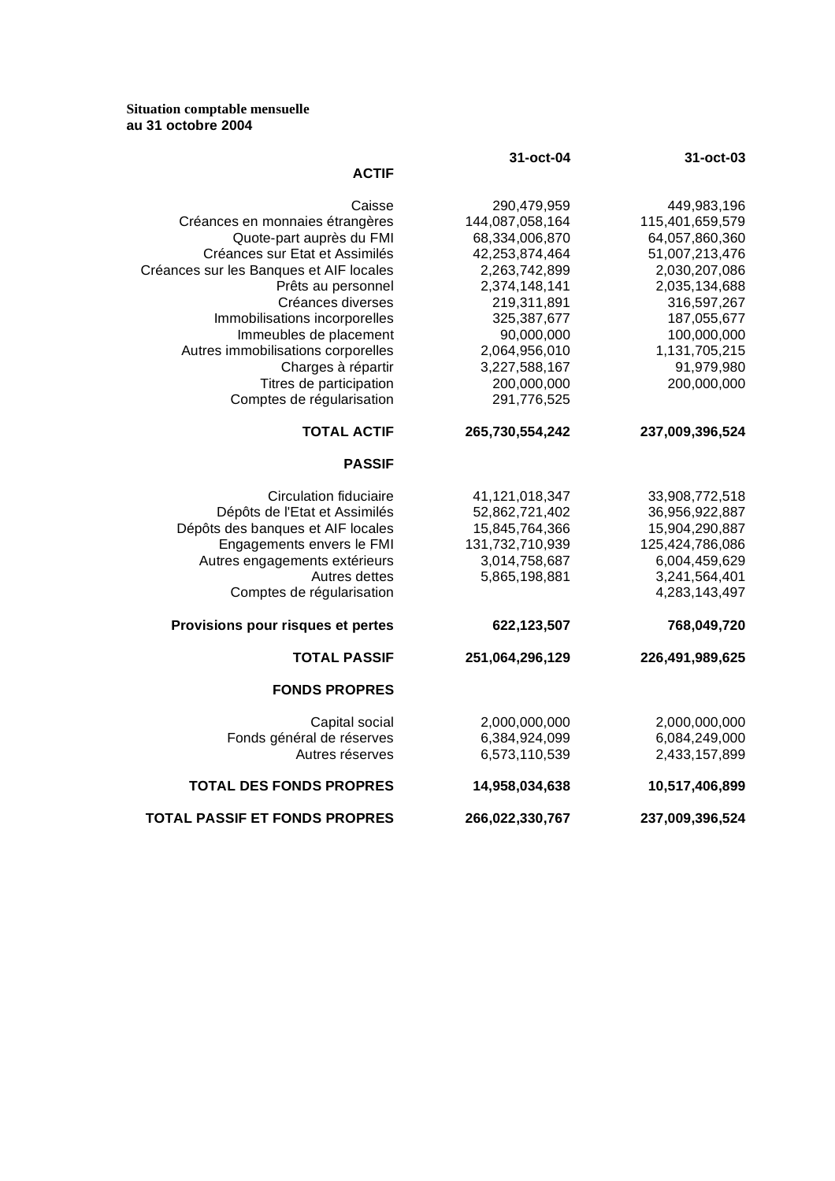**Situation comptable mensuelle**
**au 31 octobre 2004**

| | 31-oct-04 | 31-oct-03 |
|---|---|---|
| **ACTIF** | | |
| Caisse | 290,479,959 | 449,983,196 |
| Créances en monnaies étrangères | 144,087,058,164 | 115,401,659,579 |
| Quote-part auprès du FMI | 68,334,006,870 | 64,057,860,360 |
| Créances sur Etat et Assimilés | 42,253,874,464 | 51,007,213,476 |
| Créances sur les Banques et AIF locales | 2,263,742,899 | 2,030,207,086 |
| Prêts au personnel | 2,374,148,141 | 2,035,134,688 |
| Créances diverses | 219,311,891 | 316,597,267 |
| Immobilisations incorporelles | 325,387,677 | 187,055,677 |
| Immeubles de placement | 90,000,000 | 100,000,000 |
| Autres immobilisations corporelles | 2,064,956,010 | 1,131,705,215 |
| Charges à répartir | 3,227,588,167 | 91,979,980 |
| Titres de participation | 200,000,000 | 200,000,000 |
| Comptes de régularisation | 291,776,525 | |
| **TOTAL ACTIF** | **265,730,554,242** | **237,009,396,524** |
| **PASSIF** | | |
| Circulation fiduciaire | 41,121,018,347 | 33,908,772,518 |
| Dépôts de l'Etat et Assimilés | 52,862,721,402 | 36,956,922,887 |
| Dépôts des banques et AIF locales | 15,845,764,366 | 15,904,290,887 |
| Engagements envers le FMI | 131,732,710,939 | 125,424,786,086 |
| Autres engagements extérieurs | 3,014,758,687 | 6,004,459,629 |
| Autres dettes | 5,865,198,881 | 3,241,564,401 |
| Comptes de régularisation | | 4,283,143,497 |
| **Provisions pour risques et pertes** | **622,123,507** | **768,049,720** |
| **TOTAL PASSIF** | **251,064,296,129** | **226,491,989,625** |
| **FONDS PROPRES** | | |
| Capital social | 2,000,000,000 | 2,000,000,000 |
| Fonds général de réserves | 6,384,924,099 | 6,084,249,000 |
| Autres réserves | 6,573,110,539 | 2,433,157,899 |
| **TOTAL DES FONDS PROPRES** | **14,958,034,638** | **10,517,406,899** |
| **TOTAL PASSIF ET FONDS PROPRES** | **266,022,330,767** | **237,009,396,524** |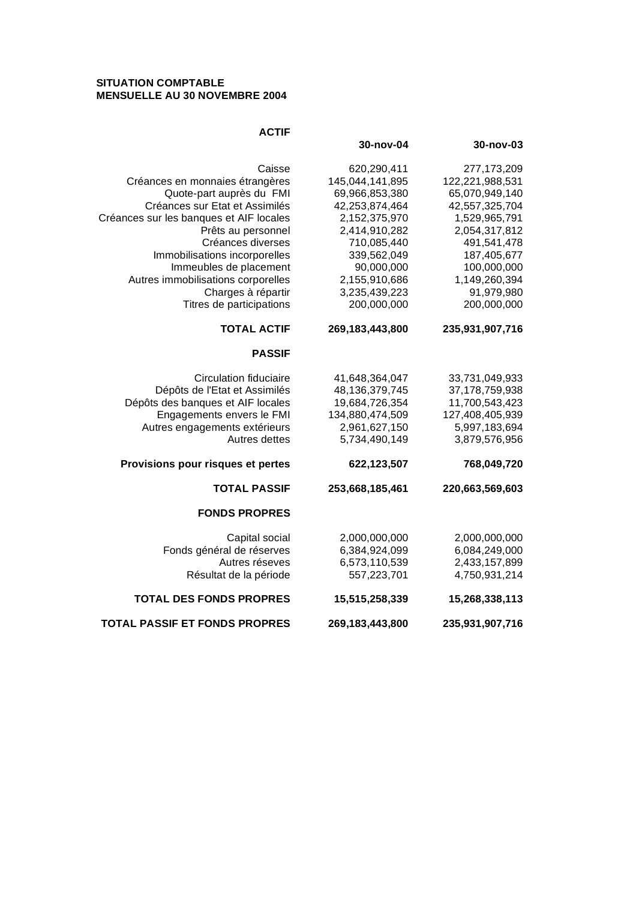**SITUATION COMPTABLE**
**MENSUELLE AU 30 NOVEMBRE 2004**

| **ACTIF** | **30-nov-04** | **30-nov-03** |
|---|---|---|
| Caisse | 620,290,411 | 277,173,209 |
| Créances en monnaies étrangères | 145,044,141,895 | 122,221,988,531 |
| Quote-part auprès du FMI | 69,966,853,380 | 65,070,949,140 |
| Créances sur Etat et Assimilés | 42,253,874,464 | 42,557,325,704 |
| Créances sur les banques et AIF locales | 2,152,375,970 | 1,529,965,791 |
| Prêts au personnel | 2,414,910,282 | 2,054,317,812 |
| Créances diverses | 710,085,440 | 491,541,478 |
| Immobilisations incorporelles | 339,562,049 | 187,405,677 |
| Immeubles de placement | 90,000,000 | 100,000,000 |
| Autres immobilisations corporelles | 2,155,910,686 | 1,149,260,394 |
| Charges à répartir | 3,235,439,223 | 91,979,980 |
| Titres de participations | 200,000,000 | 200,000,000 |
| **TOTAL ACTIF** | **269,183,443,800** | **235,931,907,716** |
| **PASSIF** | | |
| Circulation fiduciaire | 41,648,364,047 | 33,731,049,933 |
| Dépôts de l'Etat et Assimilés | 48,136,379,745 | 37,178,759,938 |
| Dépôts des banques et AIF locales | 19,684,726,354 | 11,700,543,423 |
| Engagements envers le FMI | 134,880,474,509 | 127,408,405,939 |
| Autres engagements extérieurs | 2,961,627,150 | 5,997,183,694 |
| Autres dettes | 5,734,490,149 | 3,879,576,956 |
| **Provisions pour risques et pertes** | **622,123,507** | **768,049,720** |
| **TOTAL PASSIF** | **253,668,185,461** | **220,663,569,603** |
| **FONDS PROPRES** | | |
| Capital social | 2,000,000,000 | 2,000,000,000 |
| Fonds général de réserves | 6,384,924,099 | 6,084,249,000 |
| Autres réseves | 6,573,110,539 | 2,433,157,899 |
| Résultat de la période | 557,223,701 | 4,750,931,214 |
| **TOTAL DES FONDS PROPRES** | **15,515,258,339** | **15,268,338,113** |
| **TOTAL PASSIF ET FONDS PROPRES** | **269,183,443,800** | **235,931,907,716** |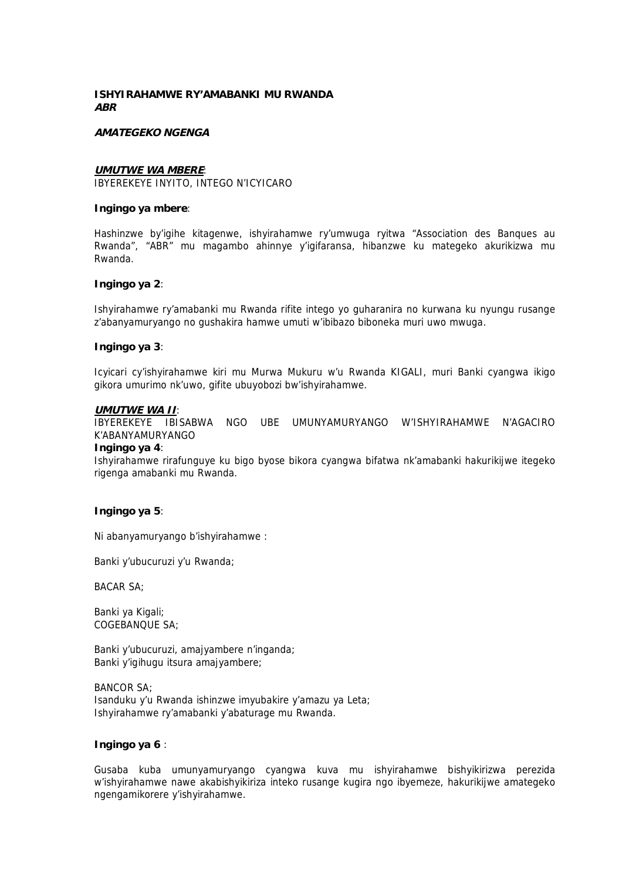**ISHYIRAHAMWE RY'AMABANKI MU RWANDA**
***ABR***

***AMATEGEKO NGENGA***

***UMUTWE WA MBERE***:
IBYEREKEYE INYITO, INTEGO N'ICYICARO

**Ingingo ya mbere**:

Hashinzwe by'igihe kitagenwe, ishyirahamwe ry'umwuga ryitwa "Association des Banques au Rwanda", "ABR" mu magambo ahinnye y'igifaransa, hibanzwe ku mategeko akurikizwa mu Rwanda.

**Ingingo ya 2**:

Ishyirahamwe ry'amabanki mu Rwanda rifite intego yo guharanira no kurwana ku nyungu rusange z'abanyamuryango no gushakira hamwe umuti w'ibibazo biboneka muri uwo mwuga.

**Ingingo ya 3**:

Icyicari cy'ishyirahamwe kiri mu Murwa Mukuru w'u Rwanda KIGALI, muri Banki cyangwa ikigo gikora umurimo nk'uwo, gifite ubuyobozi bw'ishyirahamwe.

***UMUTWE WA II***:
IBYEREKEYE IBISABWA NGO UBE UMUNYAMURYANGO W'ISHYIRAHAMWE N'AGACIRO K'ABANYAMURYANGO

**Ingingo ya 4**:
Ishyirahamwe rirafunguye ku bigo byose bikora cyangwa bifatwa nk'amabanki hakurikijwe itegeko rigenga amabanki mu Rwanda.

**Ingingo ya 5**:

Ni abanyamuryango b'ishyirahamwe :

Banki y'ubucuruzi y'u Rwanda;

BACAR SA;

Banki ya Kigali;
COGEBANQUE SA;

Banki y'ubucuruzi, amajyambere n'inganda;
Banki y'igihugu itsura amajyambere;

BANCOR SA;
Isanduku y'u Rwanda ishinzwe imyubakire y'amazu ya Leta;
Ishyirahamwe ry'amabanki y'abaturage mu Rwanda.

**Ingingo ya 6** :

Gusaba kuba umunyamuryango cyangwa kuva mu ishyirahamwe bishyikirizwa perezida w'ishyirahamwe nawe akabishyikiriza inteko rusange kugira ngo ibyemeze, hakurikijwe amategeko ngengamikorere y'ishyirahamwe.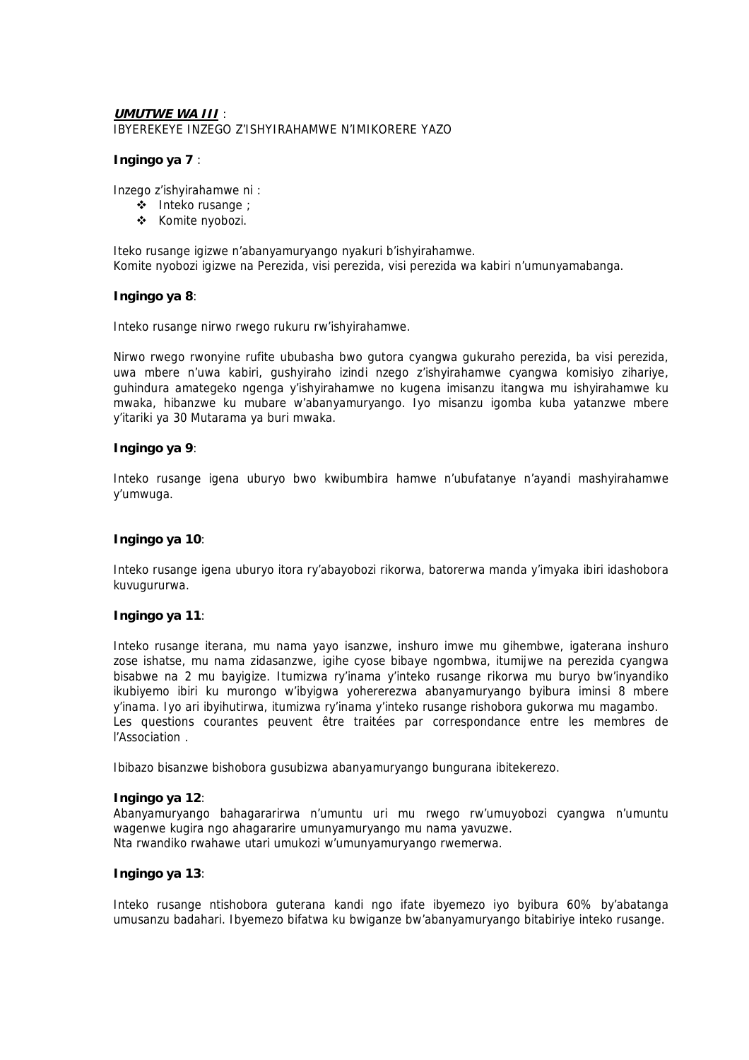***UMUTWE WA III*** :
IBYEREKEYE INZEGO Z'ISHYIRAHAMWE N'IMIKORERE YAZO

**Ingingo ya 7** :

Inzego z'ishyirahamwe ni :

- Inteko rusange ;
- Komite nyobozi.

Iteko rusange igizwe n'abanyamuryango nyakuri b'ishyirahamwe.
Komite nyobozi igizwe na Perezida, visi perezida, visi perezida wa kabiri n'umunyamabanga.

**Ingingo ya 8**:

Inteko rusange nirwo rwego rukuru rw'ishyirahamwe.

Nirwo rwego rwonyine rufite ububasha bwo gutora cyangwa gukuraho perezida, ba visi perezida, uwa mbere n'uwa kabiri, gushyiraho izindi nzego z'ishyirahamwe cyangwa komisiyo zihariye, guhindura amategeko ngenga y'ishyirahamwe no kugena imisanzu itangwa mu ishyirahamwe ku mwaka, hibanzwe ku mubare w'abanyamuryango. Iyo misanzu igomba kuba yatanzwe mbere y'itariki ya 30 Mutarama ya buri mwaka.

**Ingingo ya 9**:

Inteko rusange igena uburyo bwo kwibumbira hamwe n'ubufatanye n'ayandi mashyirahamwe y'umwuga.

**Ingingo ya 10**:

Inteko rusange igena uburyo itora ry'abayobozi rikorwa, batorerwa manda y'imyaka ibiri idashobora kuvugururwa.

**Ingingo ya 11**:

Inteko rusange iterana, mu nama yayo isanzwe, inshuro imwe mu gihembwe, igaterana inshuro zose ishatse, mu nama zidasanzwe, igihe cyose bibaye ngombwa, itumijwe na perezida cyangwa bisabwe na 2 mu bayigize. Itumizwa ry'inama y'inteko rusange rikorwa mu buryo bw'inyandiko ikubiyemo ibiri ku murongo w'ibyigwa yohererezwa abanyamuryango byibura iminsi 8 mbere y'inama. Iyo ari ibyihutirwa, itumizwa ry'inama y'inteko rusange rishobora gukorwa mu magambo.
Les questions courantes peuvent être traitées par correspondance entre les membres de l'Association .

Ibibazo bisanzwe bishobora gusubizwa abanyamuryango bungurana ibitekerezo.

**Ingingo ya 12**:
Abanyamuryango bahagararirwa n'umuntu uri mu rwego rw'umuyobozi cyangwa n'umuntu wagenwe kugira ngo ahagararire umunyamuryango mu nama yavuzwe.
Nta rwandiko rwahawe utari umukozi w'umunyamuryango rwemerwa.

**Ingingo ya 13**:

Inteko rusange ntishobora guterana kandi ngo ifate ibyemezo iyo byibura 60% by'abatanga umusanzu badahari. Ibyemezo bifatwa ku bwiganze bw'abanyamuryango bitabiriye inteko rusange.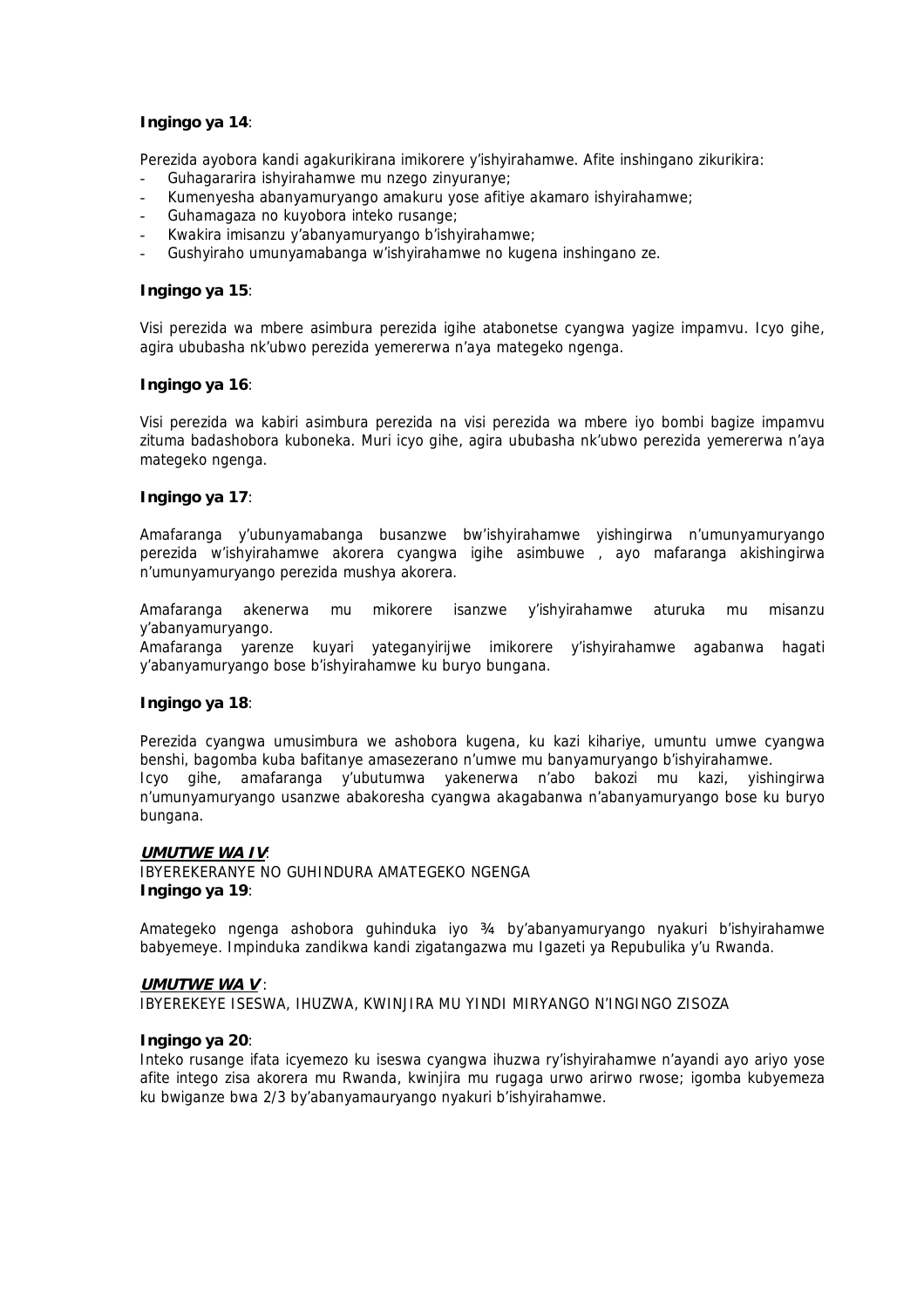**Ingingo ya 14**:

Perezida ayobora kandi agakurikirana imikorere y'ishyirahamwe. Afite inshingano zikurikira:

- Guhagararira ishyirahamwe mu nzego zinyuranye;
- Kumenyesha abanyamuryango amakuru yose afitiye akamaro ishyirahamwe;
- Guhamagaza no kuyobora inteko rusange;
- Kwakira imisanzu y'abanyamuryango b'ishyirahamwe;
- Gushyiraho umunyamabanga w'ishyirahamwe no kugena inshingano ze.

**Ingingo ya 15**:

Visi perezida wa mbere asimbura perezida igihe atabonetse cyangwa yagize impamvu. Icyo gihe, agira ububasha nk'ubwo perezida yemererwa n'aya mategeko ngenga.

**Ingingo ya 16**:

Visi perezida wa kabiri asimbura perezida na visi perezida wa mbere iyo bombi bagize impamvu zituma badashobora kuboneka. Muri icyo gihe, agira ububasha nk'ubwo perezida yemererwa n'aya mategeko ngenga.

**Ingingo ya 17**:

Amafaranga y'ubunyamabanga busanzwe bw'ishyirahamwe yishingirwa n'umunyamuryango perezida w'ishyirahamwe akorera cyangwa igihe asimbuwe , ayo mafaranga akishingirwa n'umunyamuryango perezida mushya akorera.

Amafaranga akenerwa mu mikorere isanzwe y'ishyirahamwe aturuka mu misanzu y'abanyamuryango.
Amafaranga yarenze kuyari yateganyirijwe imikorere y'ishyirahamwe agabanwa hagati y'abanyamuryango bose b'ishyirahamwe ku buryo bungana.

**Ingingo ya 18**:

Perezida cyangwa umusimbura we ashobora kugena, ku kazi kihariye, umuntu umwe cyangwa benshi, bagomba kuba bafitanye amasezerano n'umwe mu banyamuryango b'ishyirahamwe.
Icyo gihe, amafaranga y'ubutumwa yakenerwa n'abo bakozi mu kazi, yishingirwa n'umunyamuryango usanzwe abakoresha cyangwa akagabanwa n'abanyamuryango bose ku buryo bungana.

***UMUTWE WA IV***:
IBYEREKERANYE NO GUHINDURA AMATEGEKO NGENGA
**Ingingo ya 19**:

Amategeko ngenga ashobora guhinduka iyo ¾ by'abanyamuryango nyakuri b'ishyirahamwe babyemeye. Impinduka zandikwa kandi zigatangazwa mu Igazeti ya Repubulika y'u Rwanda.

***UMUTWE WA V*** :
IBYEREKEYE ISESWA, IHUZWA, KWINJIRA MU YINDI MIRYANGO N'INGINGO ZISOZA

**Ingingo ya 20**:
Inteko rusange ifata icyemezo ku iseswa cyangwa ihuzwa ry'ishyirahamwe n'ayandi ayo ariyo yose afite intego zisa akorera mu Rwanda, kwinjira mu rugaga urwo arirwo rwose; igomba kubyemeza ku bwiganze bwa 2/3 by'abanyamauryango nyakuri b'ishyirahamwe.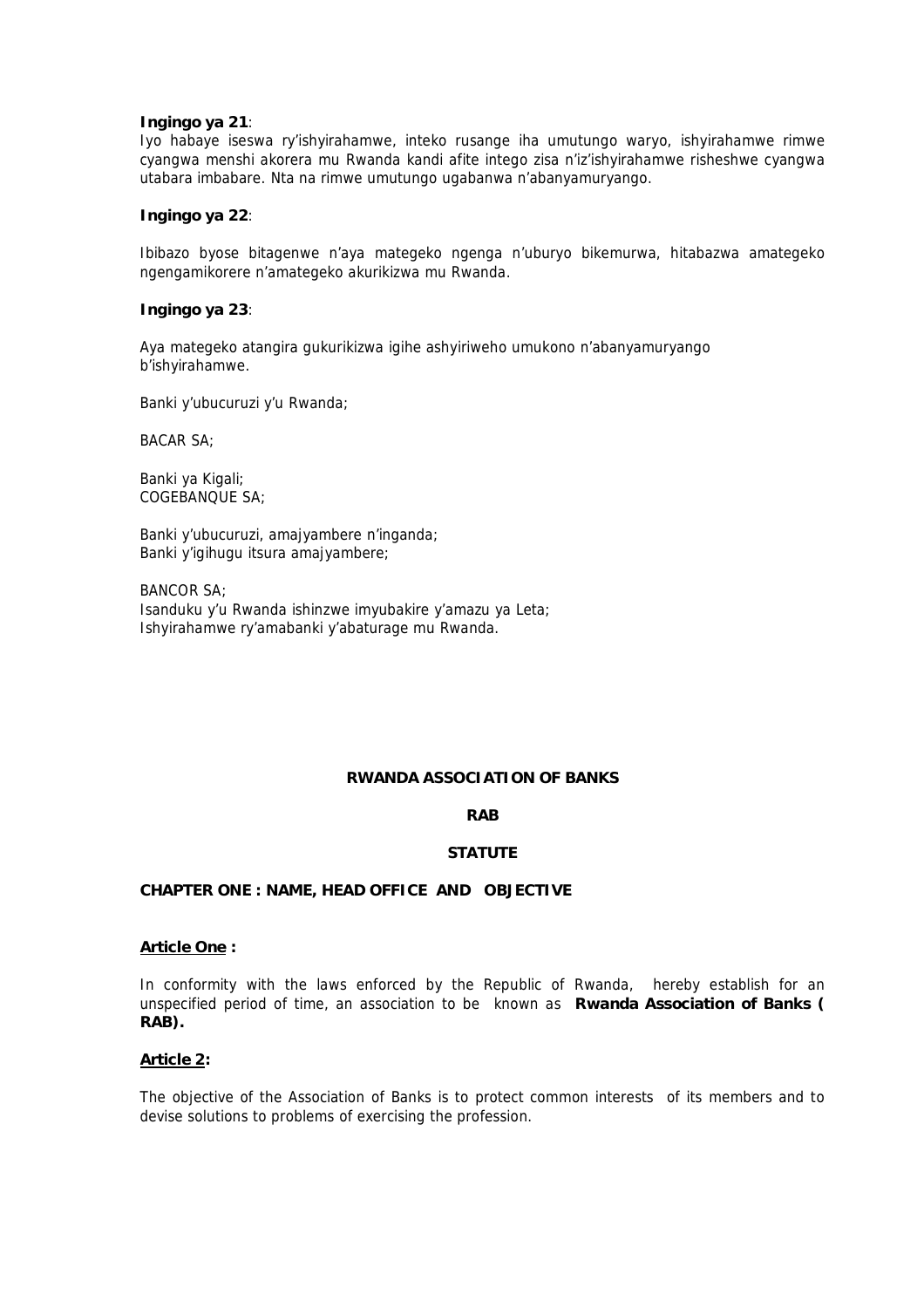**Ingingo ya 21**:
Iyo habaye iseswa ry'ishyirahamwe, inteko rusange iha umutungo waryo, ishyirahamwe rimwe cyangwa menshi akorera mu Rwanda kandi afite intego zisa n'iz'ishyirahamwe risheshwe cyangwa utabara imbabare. Nta na rimwe umutungo ugabanwa n'abanyamuryango.

**Ingingo ya 22**:

Ibibazo byose bitagenwe n'aya mategeko ngenga n'uburyo bikemurwa, hitabazwa amategeko ngengamikorere n'amategeko akurikizwa mu Rwanda.

**Ingingo ya 23**:

Aya mategeko atangira gukurikizwa igihe ashyiriweho umukono n'abanyamuryango b'ishyirahamwe.

Banki y'ubucuruzi y'u Rwanda;

BACAR SA;

Banki ya Kigali;
COGEBANQUE SA;

Banki y'ubucuruzi, amajyambere n'inganda;
Banki y'igihugu itsura amajyambere;

BANCOR SA;
Isanduku y'u Rwanda ishinzwe imyubakire y'amazu ya Leta;
Ishyirahamwe ry'amabanki y'abaturage mu Rwanda.

**RWANDA ASSOCIATION OF BANKS**

**RAB**

**STATUTE**

## CHAPTER ONE : NAME, HEAD OFFICE AND OBJECTIVE

**Article One :**

In conformity with the laws enforced by the Republic of Rwanda, hereby establish for an unspecified period of time, an association to be known as **Rwanda Association of Banks ( RAB).**

**Article 2:**

The objective of the Association of Banks is to protect common interests of its members and to devise solutions to problems of exercising the profession.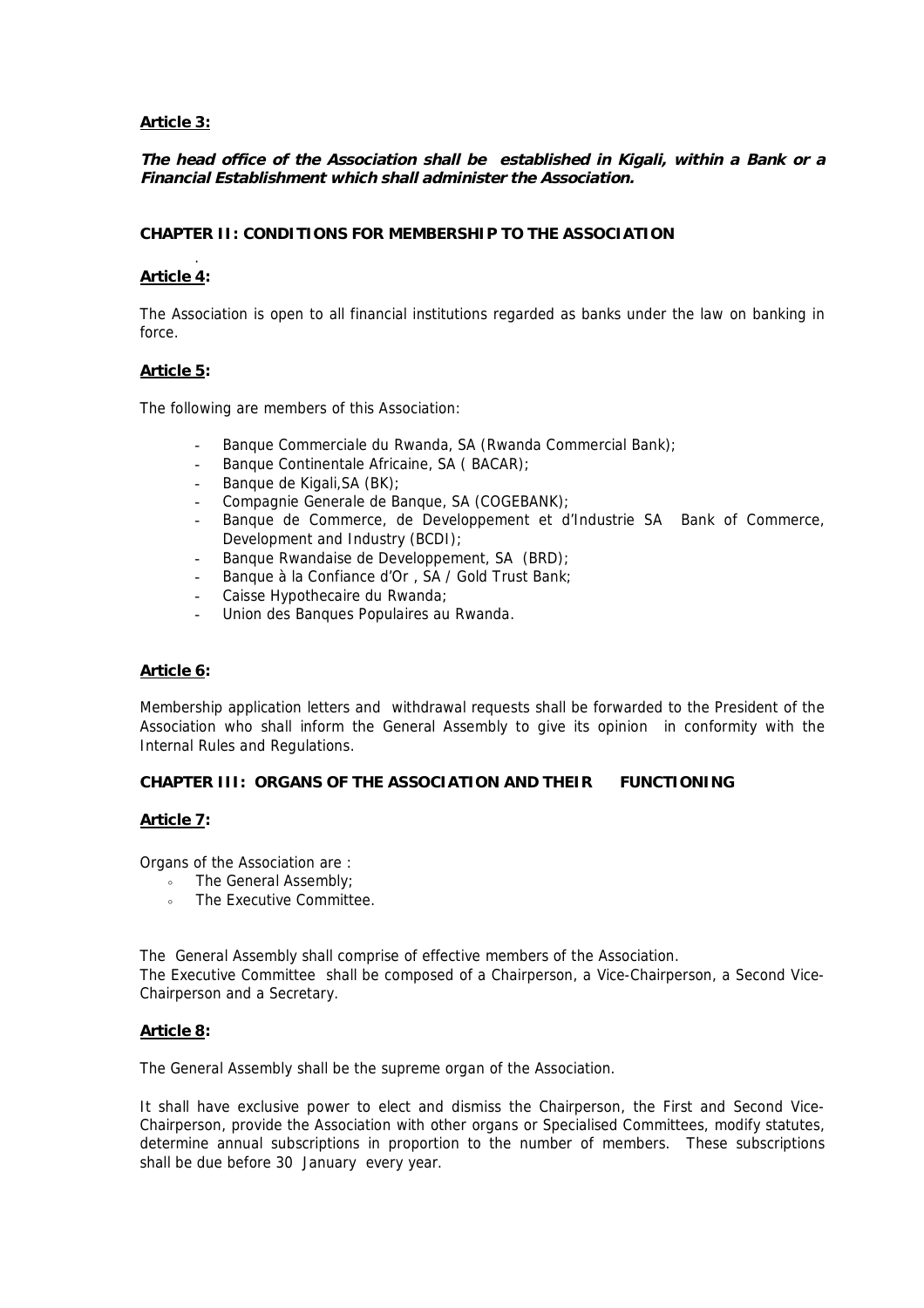**Article 3:**

***The head office of the Association shall be established in Kigali, within a Bank or a Financial Establishment which shall administer the Association.***

**CHAPTER II: CONDITIONS FOR MEMBERSHIP TO THE ASSOCIATION**

**Article 4:**

The Association is open to all financial institutions regarded as banks under the law on banking in force.

**Article 5:**

The following are members of this Association:

- Banque Commerciale du Rwanda, SA (Rwanda Commercial Bank);
- Banque Continentale Africaine, SA ( BACAR);
- Banque de Kigali,SA (BK);
- Compagnie Generale de Banque, SA (COGEBANK);
- Banque de Commerce, de Developpement et d'Industrie SA Bank of Commerce, Development and Industry (BCDI);
- Banque Rwandaise de Developpement, SA (BRD);
- Banque à la Confiance d'Or , SA / Gold Trust Bank;
- Caisse Hypothecaire du Rwanda;
- Union des Banques Populaires au Rwanda.

**Article 6:**

Membership application letters and withdrawal requests shall be forwarded to the President of the Association who shall inform the General Assembly to give its opinion in conformity with the Internal Rules and Regulations.

**CHAPTER III: ORGANS OF THE ASSOCIATION AND THEIR FUNCTIONING**

**Article 7:**

Organs of the Association are :

- The General Assembly;
- The Executive Committee.

The General Assembly shall comprise of effective members of the Association.
The Executive Committee shall be composed of a Chairperson, a Vice-Chairperson, a Second Vice-Chairperson and a Secretary.

**Article 8:**

The General Assembly shall be the supreme organ of the Association.

It shall have exclusive power to elect and dismiss the Chairperson, the First and Second Vice-Chairperson, provide the Association with other organs or Specialised Committees, modify statutes, determine annual subscriptions in proportion to the number of members. These subscriptions shall be due before 30 January every year.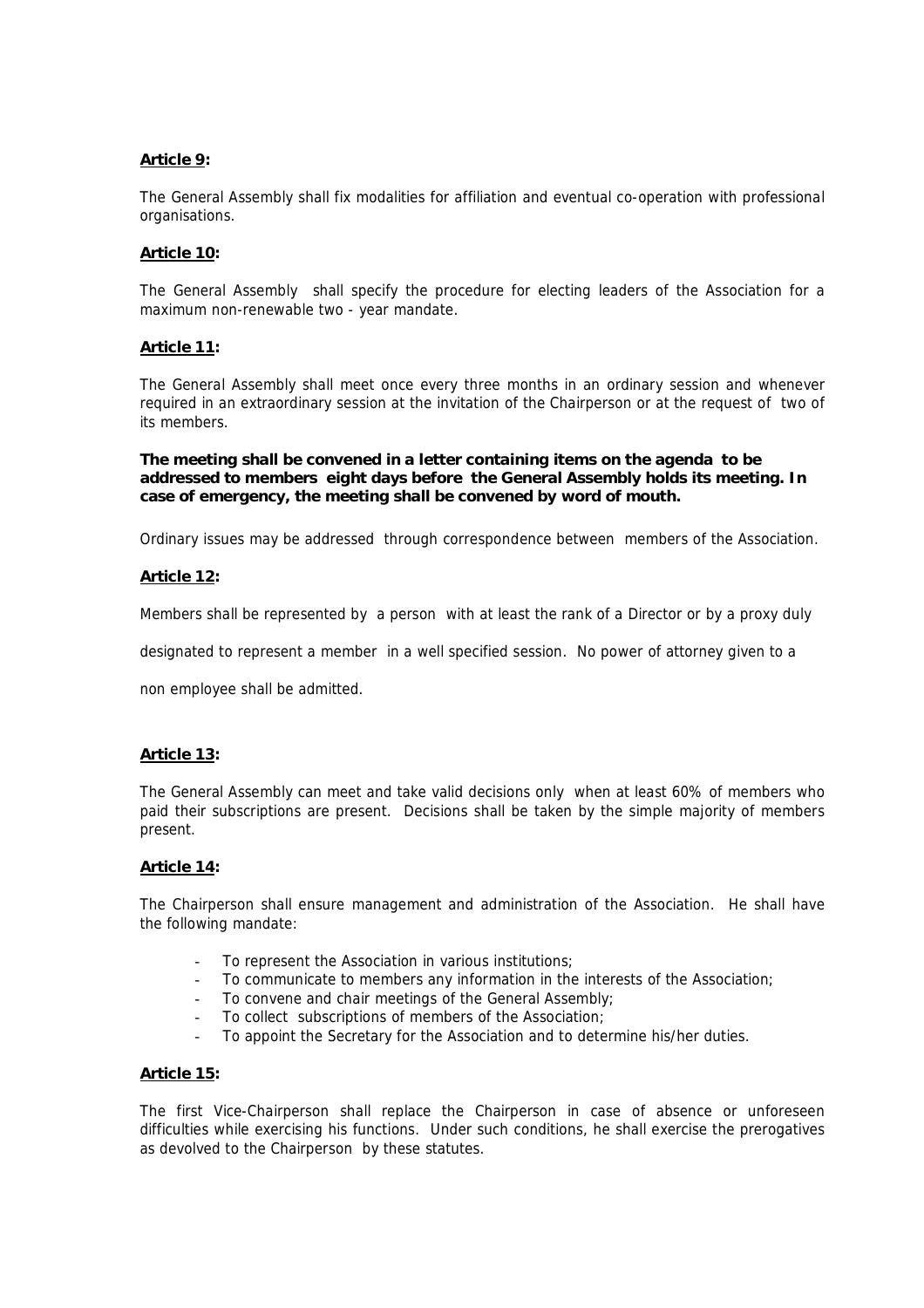**Article 9:**

The General Assembly shall fix modalities for affiliation and eventual co-operation with professional organisations.

**Article 10:**

The General Assembly shall specify the procedure for electing leaders of the Association for a maximum non-renewable two - year mandate.

**Article 11:**

The General Assembly shall meet once every three months in an ordinary session and whenever required in an extraordinary session at the invitation of the Chairperson or at the request of two of its members.

**The meeting shall be convened in a letter containing items on the agenda to be addressed to members eight days before the General Assembly holds its meeting. In case of emergency, the meeting shall be convened by word of mouth.**

Ordinary issues may be addressed through correspondence between members of the Association.

**Article 12:**

Members shall be represented by a person with at least the rank of a Director or by a proxy duly designated to represent a member in a well specified session. No power of attorney given to a non employee shall be admitted.

**Article 13:**

The General Assembly can meet and take valid decisions only when at least 60% of members who paid their subscriptions are present. Decisions shall be taken by the simple majority of members present.

**Article 14:**

The Chairperson shall ensure management and administration of the Association. He shall have the following mandate:

- To represent the Association in various institutions;
- To communicate to members any information in the interests of the Association;
- To convene and chair meetings of the General Assembly;
- To collect subscriptions of members of the Association;
- To appoint the Secretary for the Association and to determine his/her duties.

**Article 15:**

The first Vice-Chairperson shall replace the Chairperson in case of absence or unforeseen difficulties while exercising his functions. Under such conditions, he shall exercise the prerogatives as devolved to the Chairperson by these statutes.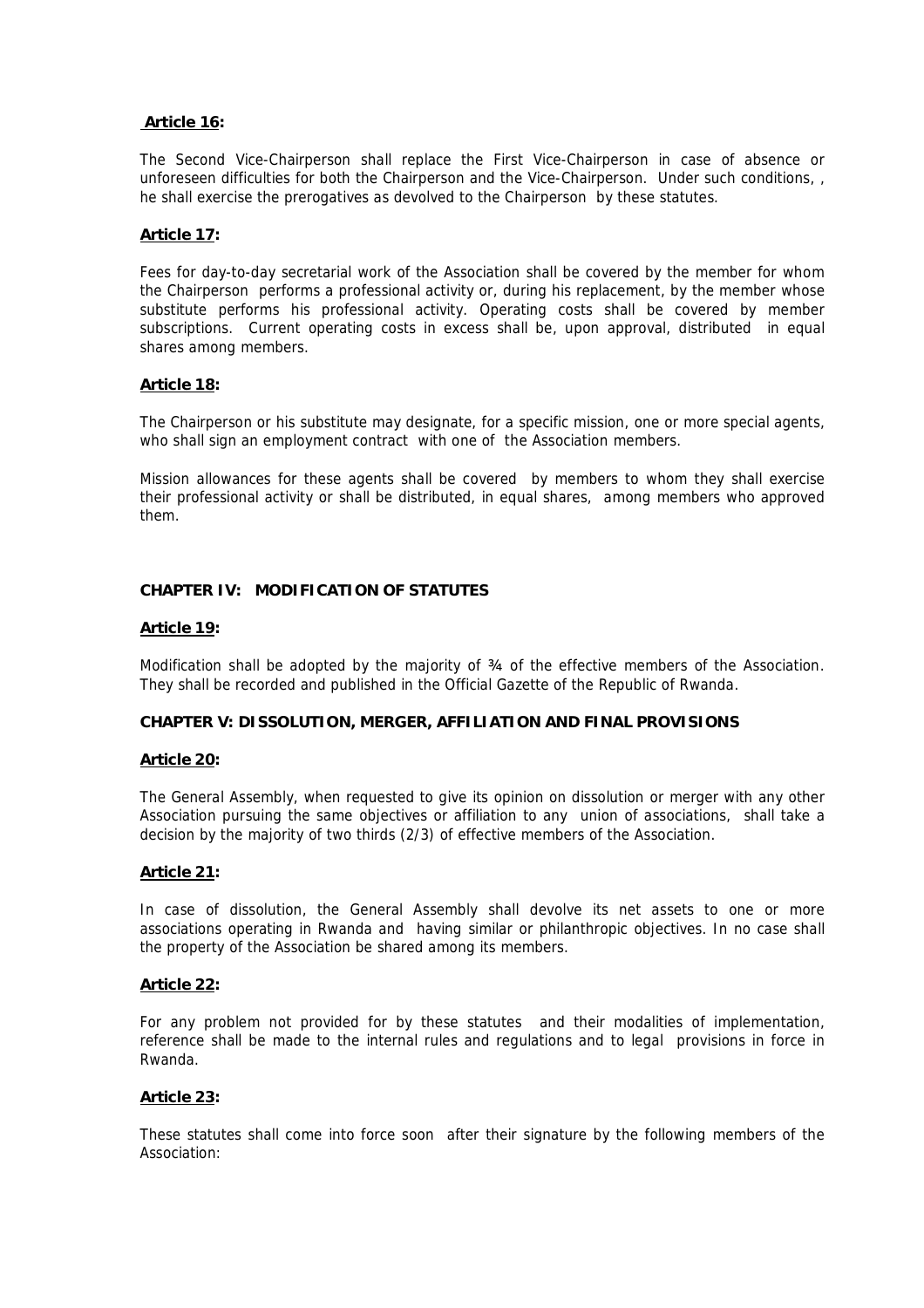**Article 16:**

The Second Vice-Chairperson shall replace the First Vice-Chairperson in case of absence or unforeseen difficulties for both the Chairperson and the Vice-Chairperson. Under such conditions, , he shall exercise the prerogatives as devolved to the Chairperson by these statutes.

**Article 17:**

Fees for day-to-day secretarial work of the Association shall be covered by the member for whom the Chairperson performs a professional activity or, during his replacement, by the member whose substitute performs his professional activity. Operating costs shall be covered by member subscriptions. Current operating costs in excess shall be, upon approval, distributed in equal shares among members.

**Article 18:**

The Chairperson or his substitute may designate, for a specific mission, one or more special agents, who shall sign an employment contract with one of the Association members.

Mission allowances for these agents shall be covered by members to whom they shall exercise their professional activity or shall be distributed, in equal shares, among members who approved them.

**CHAPTER IV: MODIFICATION OF STATUTES**

**Article 19:**

Modification shall be adopted by the majority of ¾ of the effective members of the Association. They shall be recorded and published in the Official Gazette of the Republic of Rwanda.

**CHAPTER V: DISSOLUTION, MERGER, AFFILIATION AND FINAL PROVISIONS**

**Article 20:**

The General Assembly, when requested to give its opinion on dissolution or merger with any other Association pursuing the same objectives or affiliation to any union of associations, shall take a decision by the majority of two thirds (2/3) of effective members of the Association.

**Article 21:**

In case of dissolution, the General Assembly shall devolve its net assets to one or more associations operating in Rwanda and having similar or philanthropic objectives. In no case shall the property of the Association be shared among its members.

**Article 22:**

For any problem not provided for by these statutes and their modalities of implementation, reference shall be made to the internal rules and regulations and to legal provisions in force in Rwanda.

**Article 23:**

These statutes shall come into force soon after their signature by the following members of the Association: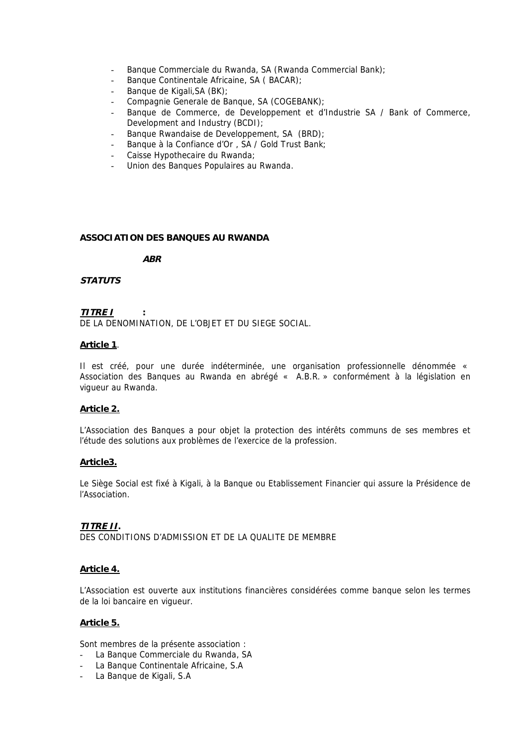- Banque Commerciale du Rwanda, SA (Rwanda Commercial Bank);
- Banque Continentale Africaine, SA ( BACAR);
- Banque de Kigali,SA (BK);
- Compagnie Generale de Banque, SA (COGEBANK);
- Banque de Commerce, de Developpement et d'Industrie SA / Bank of Commerce, Development and Industry (BCDI);
- Banque Rwandaise de Developpement, SA (BRD);
- Banque à la Confiance d'Or , SA / Gold Trust Bank;
- Caisse Hypothecaire du Rwanda;
- Union des Banques Populaires au Rwanda.

**ASSOCIATION DES BANQUES AU RWANDA**

***ABR***

***STATUTS***

***TITRE I*** **:**
DE LA DENOMINATION, DE L'OBJET ET DU SIEGE SOCIAL.

**Article 1**.

Il est créé, pour une durée indéterminée, une organisation professionnelle dénommée « Association des Banques au Rwanda en abrégé « A.B.R. » conformément à la législation en vigueur au Rwanda.

**Article 2.**

L'Association des Banques a pour objet la protection des intérêts communs de ses membres et l'étude des solutions aux problèmes de l'exercice de la profession.

**Article3.**

Le Siège Social est fixé à Kigali, à la Banque ou Etablissement Financier qui assure la Présidence de l'Association.

***TITRE II*.**
DES CONDITIONS D'ADMISSION ET DE LA QUALITE DE MEMBRE

**Article 4.**

L'Association est ouverte aux institutions financières considérées comme banque selon les termes de la loi bancaire en vigueur.

**Article 5.**

Sont membres de la présente association :

- La Banque Commerciale du Rwanda, SA
- La Banque Continentale Africaine, S.A
- La Banque de Kigali, S.A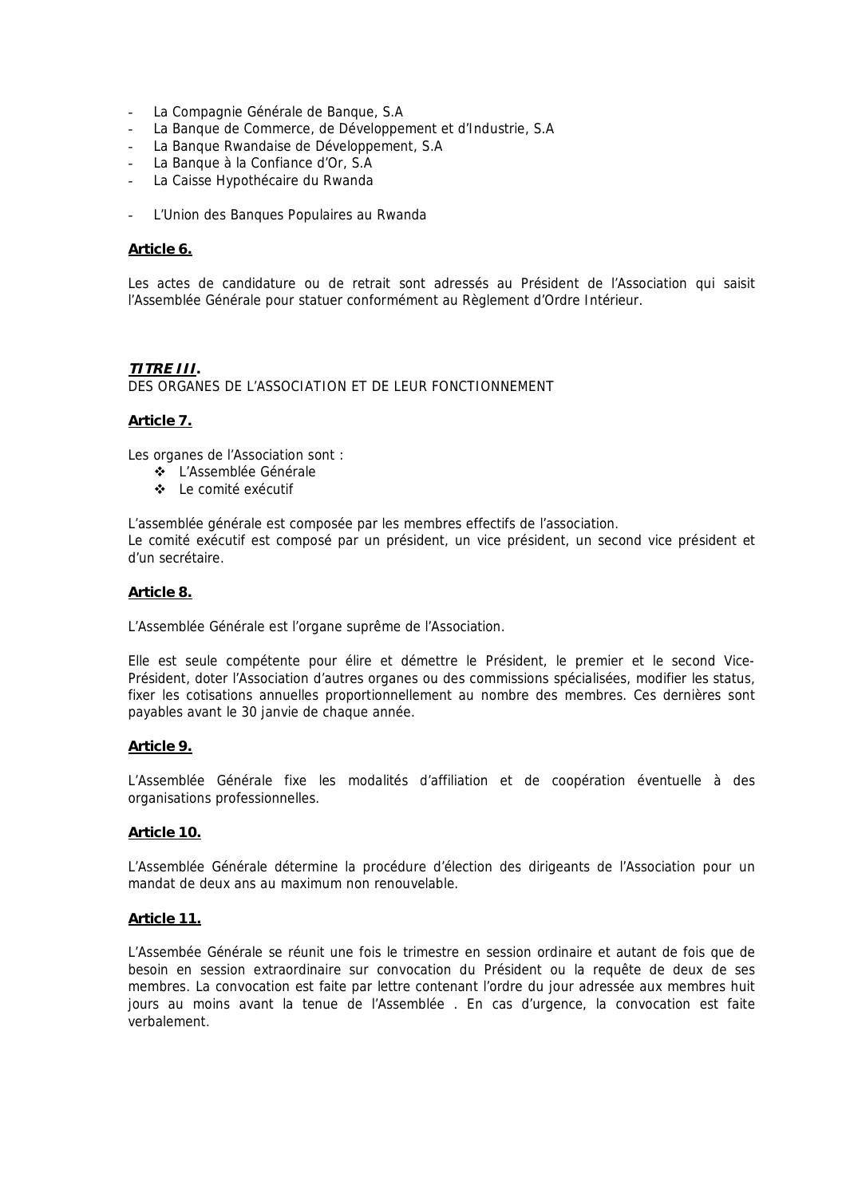- La Compagnie Générale de Banque, S.A
- La Banque de Commerce, de Développement et d'Industrie, S.A
- La Banque Rwandaise de Développement, S.A
- La Banque à la Confiance d'Or, S.A
- La Caisse Hypothécaire du Rwanda

- L'Union des Banques Populaires au Rwanda

**Article 6.**

Les actes de candidature ou de retrait sont adressés au Président de l'Association qui saisit l'Assemblée Générale pour statuer conformément au Règlement d'Ordre Intérieur.

***TITRE III*.**
DES ORGANES DE L'ASSOCIATION ET DE LEUR FONCTIONNEMENT

**Article 7.**

Les organes de l'Association sont :

- L'Assemblée Générale
- Le comité exécutif

L'assemblée générale est composée par les membres effectifs de l'association.
Le comité exécutif est composé par un président, un vice président, un second vice président et d'un secrétaire.

**Article 8.**

L'Assemblée Générale est l'organe suprême de l'Association.

Elle est seule compétente pour élire et démettre le Président, le premier et le second Vice-Président, doter l'Association d'autres organes ou des commissions spécialisées, modifier les status, fixer les cotisations annuelles proportionnellement au nombre des membres. Ces dernières sont payables avant le 30 janvie de chaque année.

**Article 9.**

L'Assemblée Générale fixe les modalités d'affiliation et de coopération éventuelle à des organisations professionnelles.

**Article 10.**

L'Assemblée Générale détermine la procédure d'élection des dirigeants de l'Association pour un mandat de deux ans au maximum non renouvelable.

**Article 11.**

L'Assembée Générale se réunit une fois le trimestre en session ordinaire et autant de fois que de besoin en session extraordinaire sur convocation du Président ou la requête de deux de ses membres. La convocation est faite par lettre contenant l'ordre du jour adressée aux membres huit jours au moins avant la tenue de l'Assemblée . En cas d'urgence, la convocation est faite verbalement.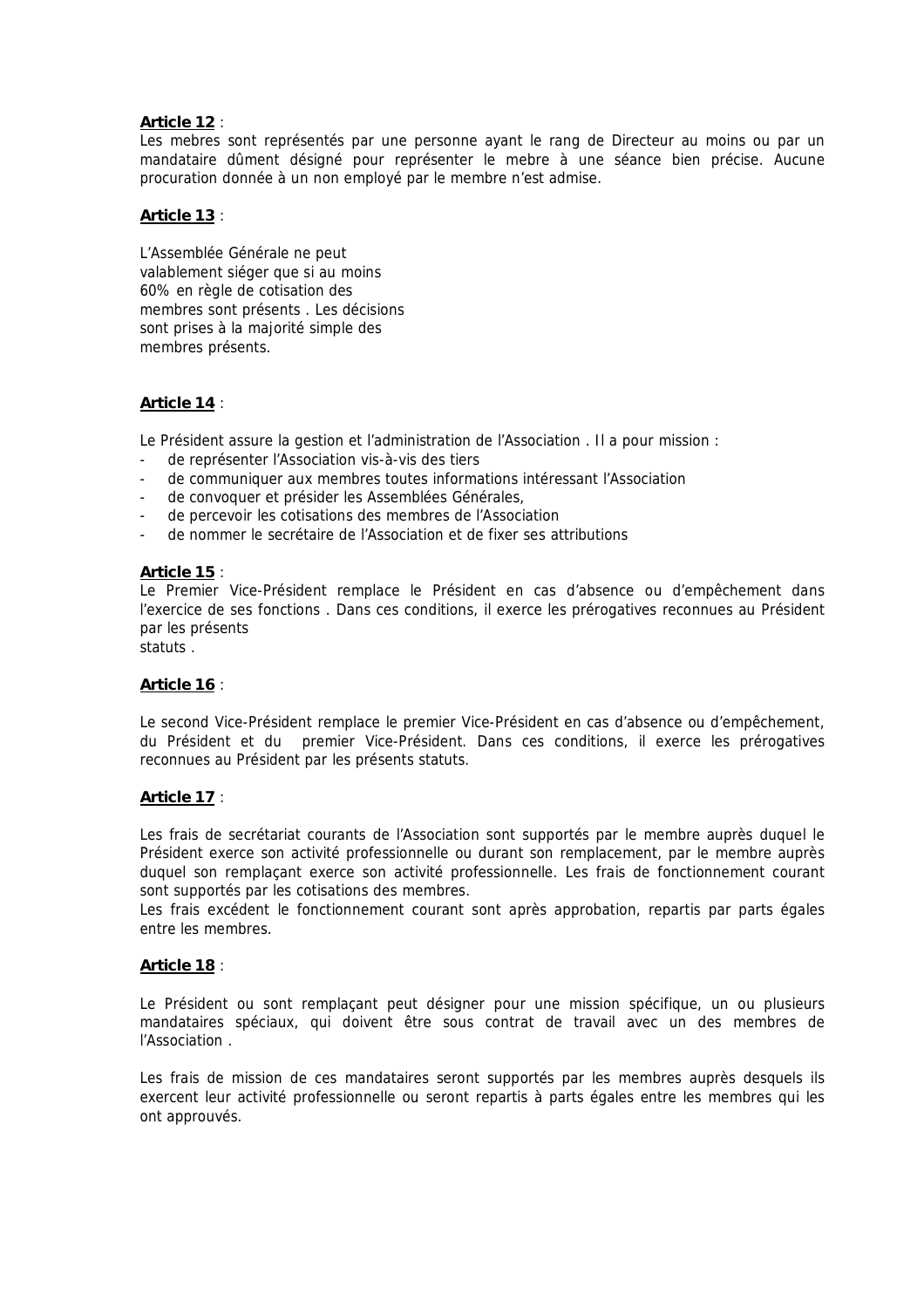**Article 12** :
Les mebres sont représentés par une personne ayant le rang de Directeur au moins ou par un mandataire dûment désigné pour représenter le mebre à une séance bien précise. Aucune procuration donnée à un non employé par le membre n'est admise.

**Article 13** :

L'Assemblée Générale ne peut valablement siéger que si au moins 60% en règle de cotisation des membres sont présents . Les décisions sont prises à la majorité simple des membres présents.

**Article 14** :

Le Président assure la gestion et l'administration de l'Association . Il a pour mission :

- de représenter l'Association vis-à-vis des tiers
- de communiquer aux membres toutes informations intéressant l'Association
- de convoquer et présider les Assemblées Générales,
- de percevoir les cotisations des membres de l'Association
- de nommer le secrétaire de l'Association et de fixer ses attributions

**Article 15** :
Le Premier Vice-Président remplace le Président en cas d'absence ou d'empêchement dans l'exercice de ses fonctions . Dans ces conditions, il exerce les prérogatives reconnues au Président par les présents statuts .

**Article 16** :

Le second Vice-Président remplace le premier Vice-Président en cas d'absence ou d'empêchement, du Président et du premier Vice-Président. Dans ces conditions, il exerce les prérogatives reconnues au Président par les présents statuts.

**Article 17** :

Les frais de secrétariat courants de l'Association sont supportés par le membre auprès duquel le Président exerce son activité professionnelle ou durant son remplacement, par le membre auprès duquel son remplaçant exerce son activité professionnelle. Les frais de fonctionnement courant sont supportés par les cotisations des membres.
Les frais excédent le fonctionnement courant sont après approbation, repartis par parts égales entre les membres.

**Article 18** :

Le Président ou sont remplaçant peut désigner pour une mission spécifique, un ou plusieurs mandataires spéciaux, qui doivent être sous contrat de travail avec un des membres de l'Association .

Les frais de mission de ces mandataires seront supportés par les membres auprès desquels ils exercent leur activité professionnelle ou seront repartis à parts égales entre les membres qui les ont approuvés.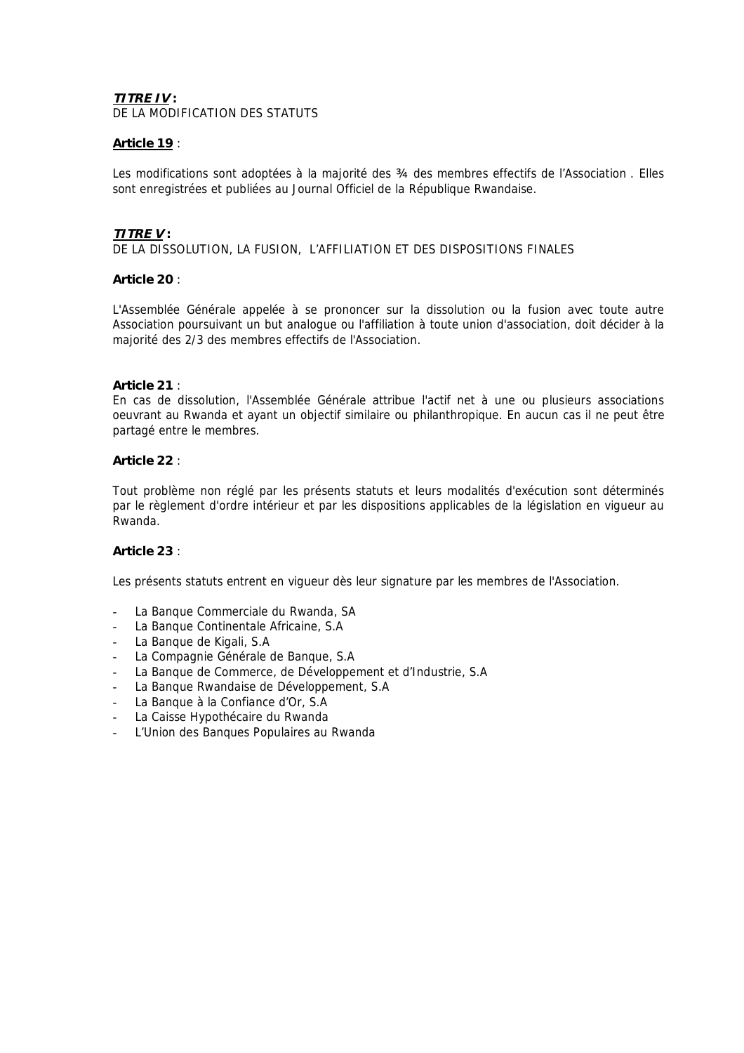***TITRE IV* :**
DE LA MODIFICATION DES STATUTS

**Article 19** :

Les modifications sont adoptées à la majorité des ¾ des membres effectifs de l'Association . Elles sont enregistrées et publiées au Journal Officiel de la République Rwandaise.

***TITRE V* :**
DE LA DISSOLUTION, LA FUSION, L'AFFILIATION ET DES DISPOSITIONS FINALES

**Article 20** :

L'Assemblée Générale appelée à se prononcer sur la dissolution ou la fusion avec toute autre Association poursuivant un but analogue ou l'affiliation à toute union d'association, doit décider à la majorité des 2/3 des membres effectifs de l'Association.

**Article 21** :
En cas de dissolution, l'Assemblée Générale attribue l'actif net à une ou plusieurs associations oeuvrant au Rwanda et ayant un objectif similaire ou philanthropique. En aucun cas il ne peut être partagé entre le membres.

**Article 22** :

Tout problème non réglé par les présents statuts et leurs modalités d'exécution sont déterminés par le règlement d'ordre intérieur et par les dispositions applicables de la législation en vigueur au Rwanda.

**Article 23** :

Les présents statuts entrent en vigueur dès leur signature par les membres de l'Association.

- La Banque Commerciale du Rwanda, SA
- La Banque Continentale Africaine, S.A
- La Banque de Kigali, S.A
- La Compagnie Générale de Banque, S.A
- La Banque de Commerce, de Développement et d'Industrie, S.A
- La Banque Rwandaise de Développement, S.A
- La Banque à la Confiance d'Or, S.A
- La Caisse Hypothécaire du Rwanda
- L'Union des Banques Populaires au Rwanda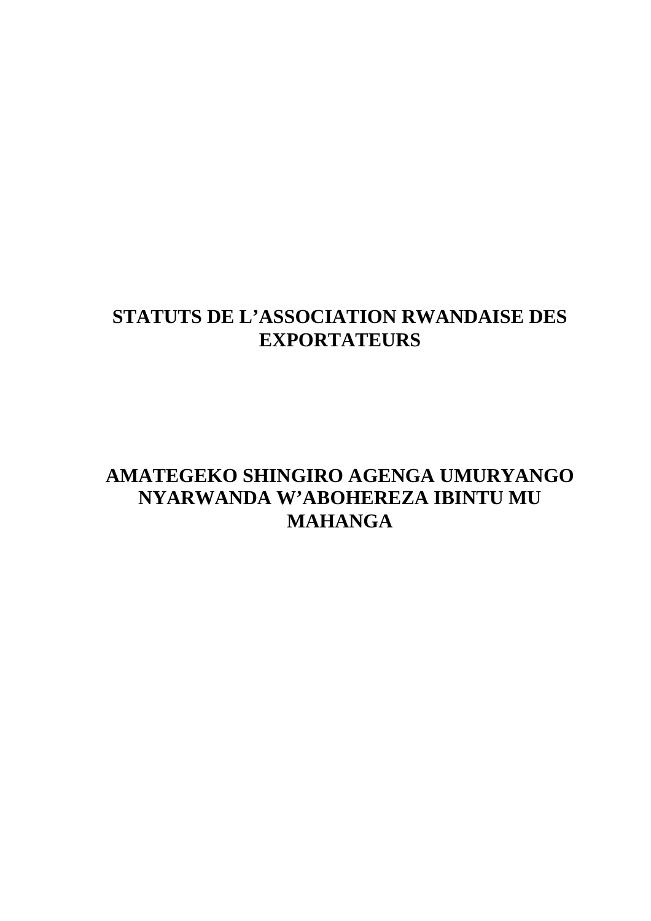# STATUTS DE L'ASSOCIATION RWANDAISE DES EXPORTATEURS

# AMATEGEKO SHINGIRO AGENGA UMURYANGO NYARWANDA W'ABOHEREZA IBINTU MU MAHANGA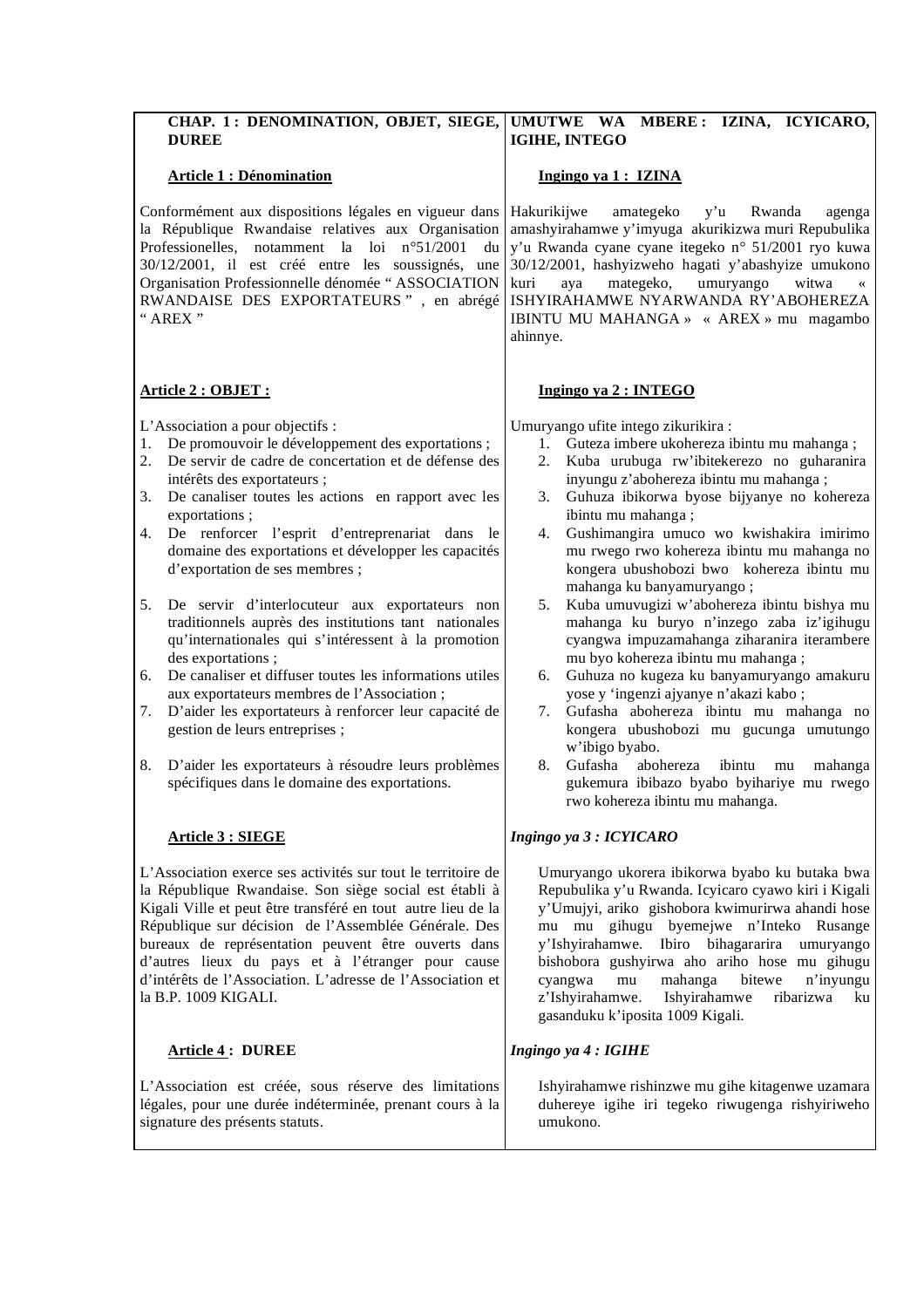**CHAP. 1 : DENOMINATION, OBJET, SIEGE, DUREE**

**Article 1 : Dénomination**

Conformément aux dispositions légales en vigueur dans la République Rwandaise relatives aux Organisation Professionelles, notamment la loi n°51/2001 du 30/12/2001, il est créé entre les soussignés, une Organisation Professionnelle dénomée " ASSOCIATION RWANDAISE DES EXPORTATEURS " , en abrégé " AREX "

**Article 2 : OBJET :**

L'Association a pour objectifs :

1. De promouvoir le développement des exportations ;
2. De servir de cadre de concertation et de défense des intérêts des exportateurs ;
3. De canaliser toutes les actions en rapport avec les exportations ;
4. De renforcer l'esprit d'entreprenariat dans le domaine des exportations et développer les capacités d'exportation de ses membres ;
5. De servir d'interlocuteur aux exportateurs non traditionnels auprès des institutions tant nationales qu'internationales qui s'intéressent à la promotion des exportations ;
6. De canaliser et diffuser toutes les informations utiles aux exportateurs membres de l'Association ;
7. D'aider les exportateurs à renforcer leur capacité de gestion de leurs entreprises ;
8. D'aider les exportateurs à résoudre leurs problèmes spécifiques dans le domaine des exportations.

**Article 3 : SIEGE**

L'Association exerce ses activités sur tout le territoire de la République Rwandaise. Son siège social est établi à Kigali Ville et peut être transféré en tout autre lieu de la République sur décision de l'Assemblée Générale. Des bureaux de représentation peuvent être ouverts dans d'autres lieux du pays et à l'étranger pour cause d'intérêts de l'Association. L'adresse de l'Association et la B.P. 1009 KIGALI.

**Article 4 : DUREE**

L'Association est créée, sous réserve des limitations légales, pour une durée indéterminée, prenant cours à la signature des présents statuts.

**UMUTWE WA MBERE : IZINA, ICYICARO, IGIHE, INTEGO**

**Ingingo ya 1 : IZINA**

Hakurikijwe amategeko y'u Rwanda agenga amashyirahamwe y'imyuga akurikizwa muri Repubulika y'u Rwanda cyane cyane itegeko n° 51/2001 ryo kuwa 30/12/2001, hashyizweho hagati y'abashyize umukono kuri aya mategeko, umuryango witwa « ISHYIRAHAMWE NYARWANDA RY'ABOHEREZA IBINTU MU MAHANGA » « AREX » mu magambo ahinnye.

**Ingingo ya 2 : INTEGO**

Umuryango ufite intego zikurikira :

1. Guteza imbere ukohereza ibintu mu mahanga ;
2. Kuba urubuga rw'ibitekerezo no guharanira inyungu z'abohereza ibintu mu mahanga ;
3. Guhuza ibikorwa byose bijyanye no kohereza ibintu mu mahanga ;
4. Gushimangira umuco wo kwishakira imirimo mu rwego rwo kohereza ibintu mu mahanga no kongera ubushobozi bwo kohereza ibintu mu mahanga ku banyamuryango ;
5. Kuba umuvugizi w'abohereza ibintu bishya mu mahanga ku buryo n'inzego zaba iz'igihugu cyangwa impuzamahanga ziharanira iterambere mu byo kohereza ibintu mu mahanga ;
6. Guhuza no kugeza ku banyamuryango amakuru yose y 'ingenzi ajyanye n'akazi kabo ;
7. Gufasha abohereza ibintu mu mahanga no kongera ubushobozi mu gucunga umutungo w'ibigo byabo.
8. Gufasha abohereza ibintu mu mahanga gukemura ibibazo byabo byihariye mu rwego rwo kohereza ibintu mu mahanga.

***Ingingo ya 3 : ICYICARO***

Umuryango ukorera ibikorwa byabo ku butaka bwa Repubulika y'u Rwanda. Icyicaro cyawo kiri i Kigali y'Umujyi, ariko gishobora kwimurirwa ahandi hose mu mu gihugu byemejwe n'Inteko Rusange y'Ishyirahamwe. Ibiro bihagararira umuryango bishobora gushyirwa aho ariho hose mu gihugu cyangwa mu mahanga bitewe n'inyungu z'Ishyirahamwe. Ishyirahamwe ribarizwa ku gasanduku k'iposita 1009 Kigali.

***Ingingo ya 4 : IGIHE***

Ishyirahamwe rishinzwe mu gihe kitagenwe uzamara duhereye igihe iri tegeko riwugenga rishyiriweho umukono.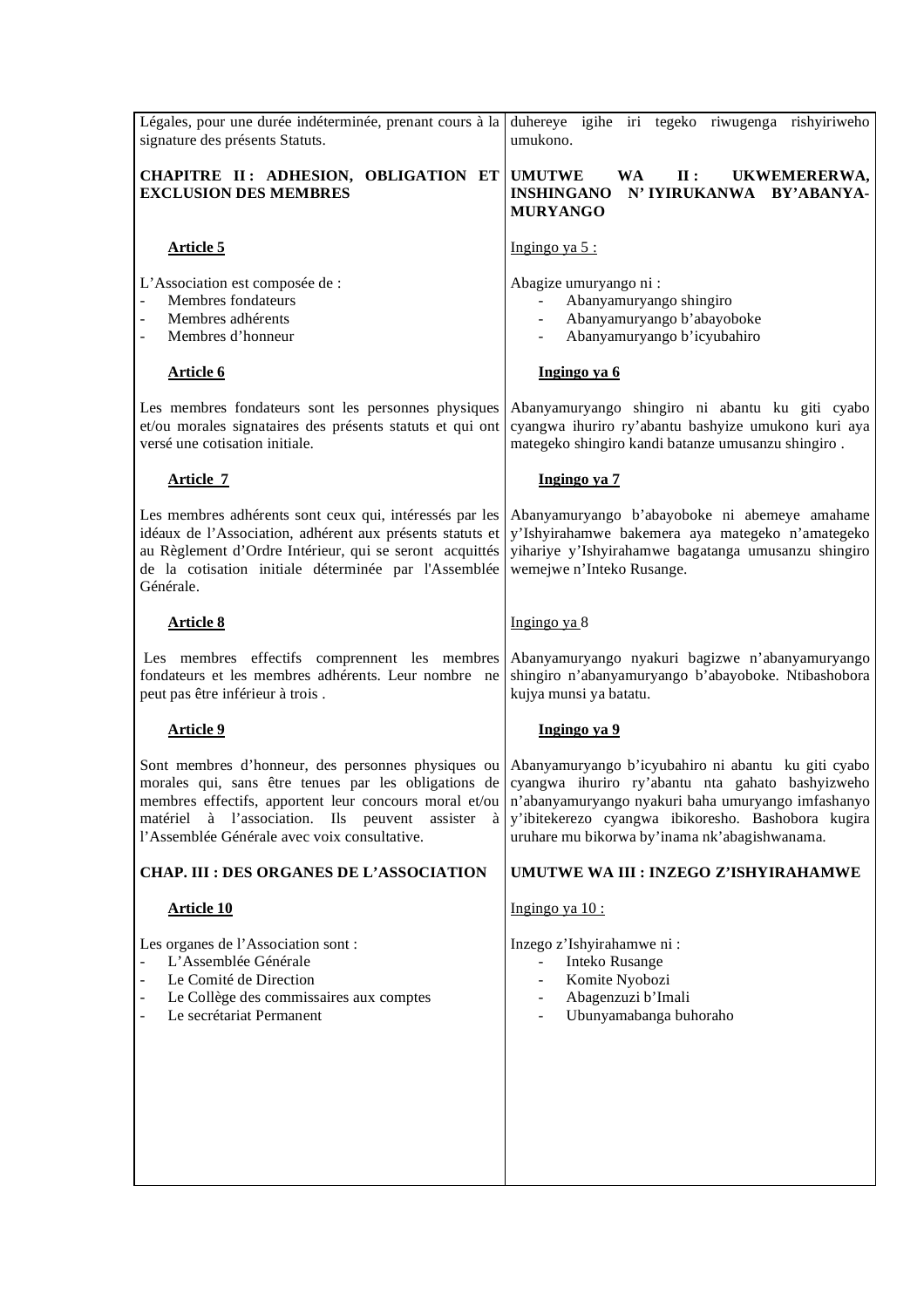Légales, pour une durée indéterminée, prenant cours à la signature des présents Statuts.

duhereye igihe iri tegeko riwugenga rishyiriweho umukono.

**CHAPITRE II : ADHESION, OBLIGATION ET EXCLUSION DES MEMBRES**

**UMUTWE WA II : UKWEMERERWA, INSHINGANO N' IYIRUKANWA BY'ABANYA-MURYANGO**

**Article 5**

L'Association est composée de :

- Membres fondateurs
- Membres adhérents
- Membres d'honneur

Ingingo ya 5 :

Abagize umuryango ni :

- Abanyamuryango shingiro
- Abanyamuryango b'abayoboke
- Abanyamuryango b'icyubahiro

**Article 6**

Les membres fondateurs sont les personnes physiques et/ou morales signataires des présents statuts et qui ont versé une cotisation initiale.

**Ingingo ya 6**

Abanyamuryango shingiro ni abantu ku giti cyabo cyangwa ihuriro ry'abantu bashyize umukono kuri aya mategeko shingiro kandi batanze umusanzu shingiro .

**Article 7**

Les membres adhérents sont ceux qui, intéressés par les idéaux de l'Association, adhérent aux présents statuts et au Règlement d'Ordre Intérieur, qui se seront acquittés de la cotisation initiale déterminée par l'Assemblée Générale.

**Ingingo ya 7**

Abanyamuryango b'abayoboke ni abemeye amahame y'Ishyirahamwe bakemera aya mategeko n'amategeko yihariye y'Ishyirahamwe bagatanga umusanzu shingiro wemejwe n'Inteko Rusange.

**Article 8**

Les membres effectifs comprennent les membres fondateurs et les membres adhérents. Leur nombre ne peut pas être inférieur à trois .

Ingingo ya 8

Abanyamuryango nyakuri bagizwe n'abanyamuryango shingiro n'abanyamuryango b'abayoboke. Ntibashobora kujya munsi ya batatu.

**Article 9**

Sont membres d'honneur, des personnes physiques ou morales qui, sans être tenues par les obligations de membres effectifs, apportent leur concours moral et/ou matériel à l'association. Ils peuvent assister à l'Assemblée Générale avec voix consultative.

**Ingingo ya 9**

Abanyamuryango b'icyubahiro ni abantu ku giti cyabo cyangwa ihuriro ry'abantu nta gahato bashyizweho n'abanyamuryango nyakuri baha umuryango imfashanyo y'ibitekerezo cyangwa ibikoresho. Bashobora kugira uruhare mu bikorwa by'inama nk'abagishwanama.

**CHAP. III : DES ORGANES DE L'ASSOCIATION**

**UMUTWE WA III : INZEGO Z'ISHYIRAHAMWE**

**Article 10**

Les organes de l'Association sont :

- L'Assemblée Générale
- Le Comité de Direction
- Le Collège des commissaires aux comptes
- Le secrétariat Permanent

Ingingo ya 10 :

Inzego z'Ishyirahamwe ni :

- Inteko Rusange
- Komite Nyobozi
- Abagenzuzi b'Imali
- Ubunyamabanga buhoraho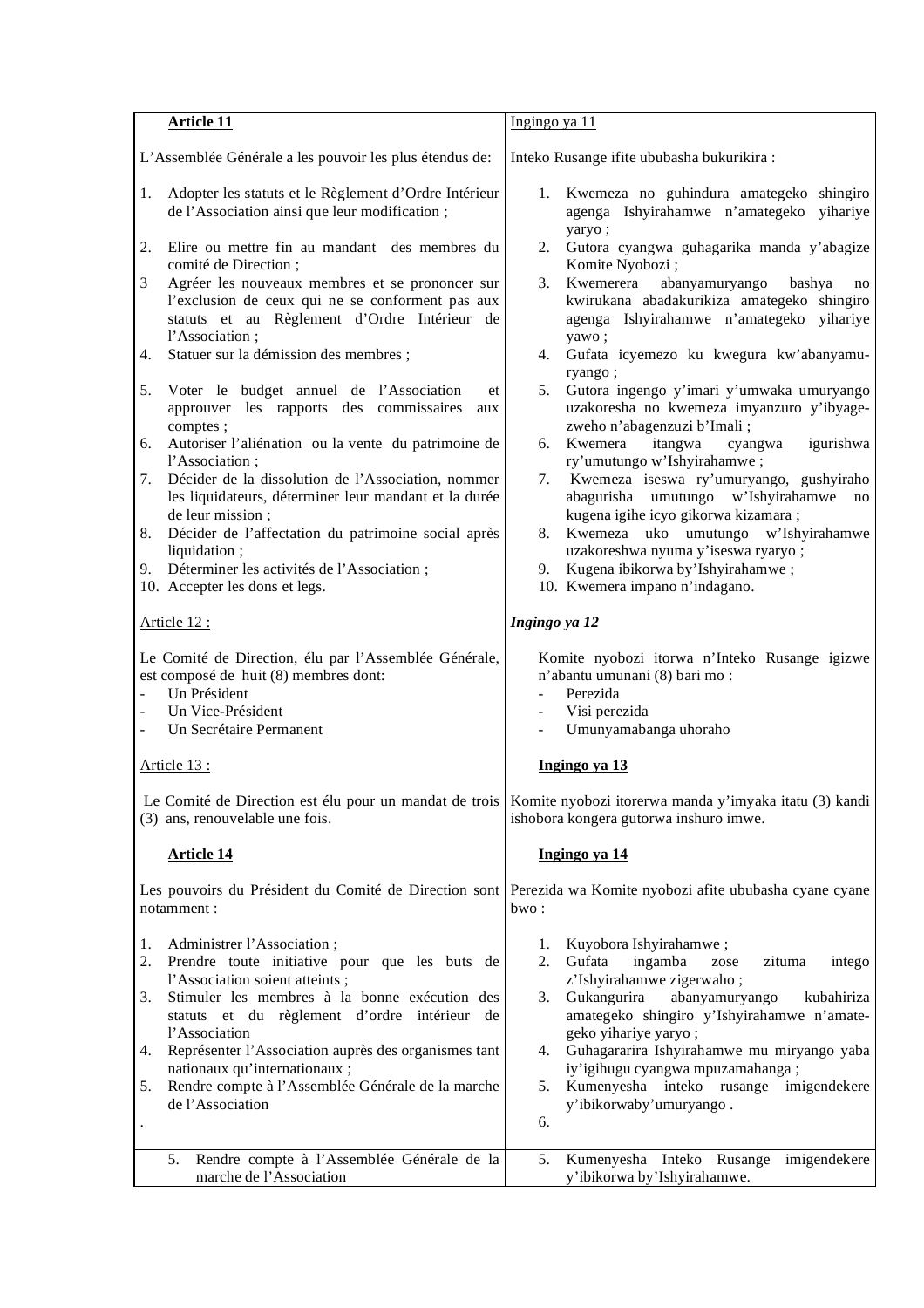| Article 11 | Ingingo ya 11 |
|---|---|
| L'Assemblée Générale a les pouvoir les plus étendus de: | Inteko Rusange ifite ububasha bukurikira : |
| 1. Adopter les statuts et le Règlement d'Ordre Intérieur de l'Association ainsi que leur modification ; | 1. Kwemeza no guhindura amategeko shingiro agenga Ishyirahamwe n'amategeko yihariye yaryo ; |
| 2. Elire ou mettre fin au mandant des membres du comité de Direction ; | 2. Gutora cyangwa guhagarika manda y'abagize Komite Nyobozi ; |
| 3 Agréer les nouveaux membres et se prononcer sur l'exclusion de ceux qui ne se conforment pas aux statuts et au Règlement d'Ordre Intérieur de l'Association ; | 3. Kwemerera abanyamuryango bashya no kwirukana abadakurikiza amategeko shingiro agenga Ishyirahamwe n'amategeko yihariye yawo ; |
| 4. Statuer sur la démission des membres ; | 4. Gufata icyemezo ku kwegura kw'abanyamuryango ; |
| 5. Voter le budget annuel de l'Association et approuver les rapports des commissaires aux comptes ; | 5. Gutora ingengo y'imari y'umwaka umuryango uzakoresha no kwemeza imyanzuro y'ibyagezweho n'abagenzuzi b'Imali ; |
| 6. Autoriser l'aliénation ou la vente du patrimoine de l'Association ; | 6. Kwemera itangwa cyangwa igurishwa ry'umutungo w'Ishyirahamwe ; |
| 7. Décider de la dissolution de l'Association, nommer les liquidateurs, déterminer leur mandant et la durée de leur mission ; | 7. Kwemeza iseswa ry'umuryango, gushyiraho abagurisha umutungo w'Ishyirahamwe no kugena igihe icyo gikorwa kizamara ; |
| 8. Décider de l'affectation du patrimoine social après liquidation ; | 8. Kwemeza uko umutungo w'Ishyirahamwe uzakoreshwa nyuma y'iseswa ryaryo ; |
| 9. Déterminer les activités de l'Association ; | 9. Kugena ibikorwa by'Ishyirahamwe ; |
| 10. Accepter les dons et legs. | 10. Kwemera impano n'indagano. |
| Article 12 : | *Ingingo ya 12* |
| Le Comité de Direction, élu par l'Assemblée Générale, est composé de huit (8) membres dont:<br>- Un Président<br>- Un Vice-Président<br>- Un Secrétaire Permanent | Komite nyobozi itorwa n'Inteko Rusange igizwe n'abantu umunani (8) bari mo :<br>- Perezida<br>- Visi perezida<br>- Umunyamabanga uhoraho |
| Article 13 : | **Ingingo ya 13** |
| Le Comité de Direction est élu pour un mandat de trois (3) ans, renouvelable une fois. | Komite nyobozi itorerwa manda y'imyaka itatu (3) kandi ishobora kongera gutorwa inshuro imwe. |
| **Article 14** | **Ingingo ya 14** |
| Les pouvoirs du Président du Comité de Direction sont notamment : | Perezida wa Komite nyobozi afite ububasha cyane cyane bwo : |
| 1. Administrer l'Association ;<br>2. Prendre toute initiative pour que les buts de l'Association soient atteints ;<br>3. Stimuler les membres à la bonne exécution des statuts et du règlement d'ordre intérieur de l'Association<br>4. Représenter l'Association auprès des organismes tant nationaux qu'internationaux ;<br>5. Rendre compte à l'Assemblée Générale de la marche de l'Association<br>. | 1. Kuyobora Ishyirahamwe ;<br>2. Gufata ingamba zose zituma intego z'Ishyirahamwe zigerwaho ;<br>3. Gukangurira abanyamuryango kubahiriza amategeko shingiro y'Ishyirahamwe n'amategeko yihariye yaryo ;<br>4. Guhagararira Ishyirahamwe mu miryango yaba iy'igihugu cyangwa mpuzamahanga ;<br>5. Kumenyesha inteko rusange imigendekere y'ibikorwaby'umuryango .<br>6. |
| 5. Rendre compte à l'Assemblée Générale de la marche de l'Association | 5. Kumenyesha Inteko Rusange imigendekere y'ibikorwa by'Ishyirahamwe. |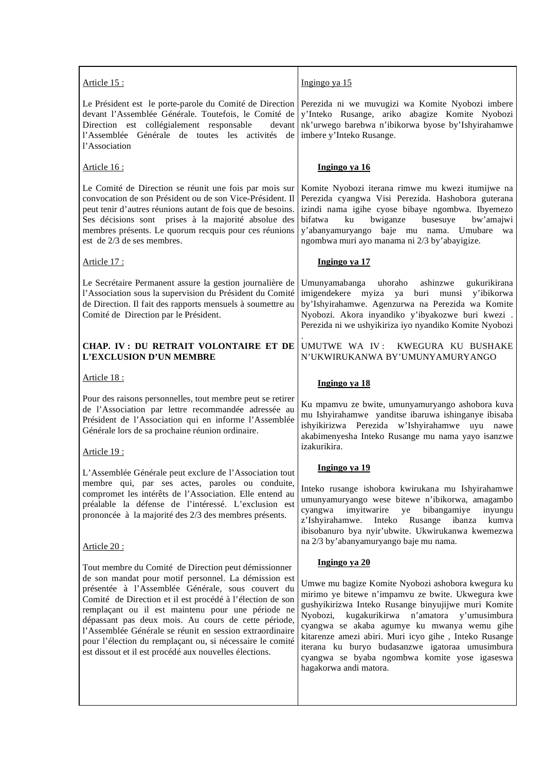| Article 15 : | Ingingo ya 15 |
|---|---|
| Le Président est le porte-parole du Comité de Direction devant l'Assemblée Générale. Toutefois, le Comité de Direction est collégialement responsable devant l'Assemblée Générale de toutes les activités de l'Association | Perezida ni we muvugizi wa Komite Nyobozi imbere y'Inteko Rusange, ariko abagize Komite Nyobozi nk'urwego barebwa n'ibikorwa byose by'Ishyirahamwe imbere y'Inteko Rusange. |
| Article 16 : | **Ingingo ya 16** |
| Le Comité de Direction se réunit une fois par mois sur convocation de son Président ou de son Vice-Président. Il peut tenir d'autres réunions autant de fois que de besoins. Ses décisions sont prises à la majorité absolue des membres présents. Le quorum recquis pour ces réunions est de 2/3 de ses membres. | Komite Nyobozi iterana rimwe mu kwezi itumijwe na Perezida cyangwa Visi Perezida. Hashobora guterana izindi nama igihe cyose bibaye ngombwa. Ibyemezo bifatwa ku bwiganze busesuye bw'amajwi y'abanyamuryango baje mu nama. Umubare wa ngombwa muri ayo manama ni 2/3 by'abayigize. |
| Article 17 : | **Ingingo ya 17** |
| Le Secrétaire Permanent assure la gestion journalière de l'Association sous la supervision du Président du Comité de Direction. Il fait des rapports mensuels à soumettre au Comité de Direction par le Président. | Umunyamabanga uhoraho ashinzwe gukurikirana imigendekere myiza ya buri munsi y'ibikorwa by'Ishyirahamwe. Agenzurwa na Perezida wa Komite Nyobozi. Akora inyandiko y'ibyakozwe buri kwezi . Perezida ni we ushyikiriza iyo nyandiko Komite Nyobozi . |
| **CHAP. IV : DU RETRAIT VOLONTAIRE ET DE L'EXCLUSION D'UN MEMBRE** | UMUTWE WA IV : KWEGURA KU BUSHAKE N'UKWIRUKANWA BY'UMUNYAMURYANGO |
| Article 18 : | **Ingingo ya 18** |
| Pour des raisons personnelles, tout membre peut se retirer de l'Association par lettre recommandée adressée au Président de l'Association qui en informe l'Assemblée Générale lors de sa prochaine réunion ordinaire. | Ku mpamvu ze bwite, umunyamuryango ashobora kuva mu Ishyirahamwe yanditse ibaruwa ishinganye ibisaba ishyikirizwa Perezida w'Ishyirahamwe uyu nawe akabimenyesha Inteko Rusange mu nama yayo isanzwe izakurikira. |
| Article 19 : | **Ingingo ya 19** |
| L'Assemblée Générale peut exclure de l'Association tout membre qui, par ses actes, paroles ou conduite, compromet les intérêts de l'Association. Elle entend au préalable la défense de l'intéressé. L'exclusion est prononcée à la majorité des 2/3 des membres présents. | Inteko rusange ishobora kwirukana mu Ishyirahamwe umunyamuryango wese bitewe n'ibikorwa, amagambo cyangwa imyitwarire ye bibangamiye inyungu z'Ishyirahamwe. Inteko Rusange ibanza kumva ibisobanuro bya nyir'ubwite. Ukwirukanwa kwemezwa na 2/3 by'abanyamuryango baje mu nama. |
| Article 20 : | **Ingingo ya 20** |
| Tout membre du Comité de Direction peut démissionner de son mandat pour motif personnel. La démission est présentée à l'Assemblée Générale, sous couvert du Comité de Direction et il est procédé à l'élection de son remplaçant ou il est maintenu pour une période ne dépassant pas deux mois. Au cours de cette période, l'Assemblée Générale se réunit en session extraordinaire pour l'élection du remplaçant ou, si nécessaire le comité est dissout et il est procédé aux nouvelles élections. | Umwe mu bagize Komite Nyobozi ashobora kwegura ku mirimo ye bitewe n'impamvu ze bwite. Ukwegura kwe gushyikirizwa Inteko Rusange binyujijwe muri Komite Nyobozi, kugakurikirwa n'amatora y'umusimbura cyangwa se akaba agumye ku mwanya wemu gihe kitarenze amezi abiri. Muri icyo gihe , Inteko Rusange iterana ku buryo budasanzwe igatoraa umusimbura cyangwa se byaba ngombwa komite yose igaseswa hagakorwa andi matora. |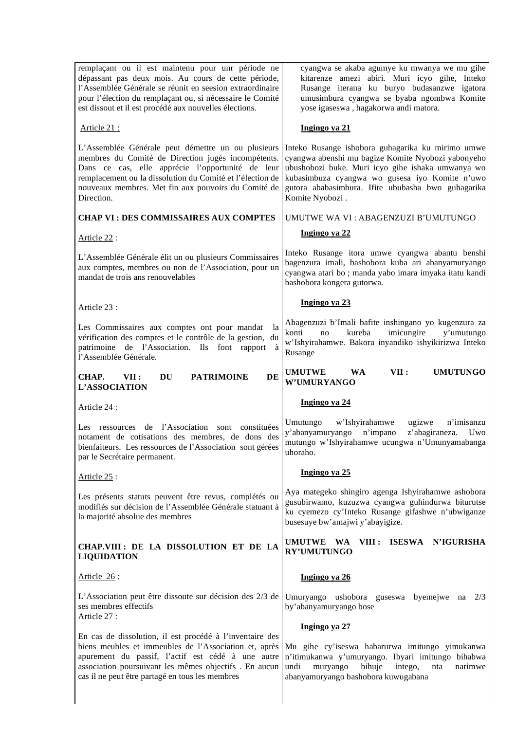| | |
|---|---|
| remplaçant ou il est maintenu pour unr période ne dépassant pas deux mois. Au cours de cette période, l'Assemblée Générale se réunit en seesion extraordinaire pour l'élection du remplaçant ou, si nécessaire le Comité est dissout et il est procédé aux nouvelles élections. | cyangwa se akaba agumye ku mwanya we mu gihe kitarenze amezi abiri. Muri icyo gihe, Inteko Rusange iterana ku buryo budasanzwe igatora umusimbura cyangwa se byaba ngombwa Komite yose igaseswa , hagakorwa andi matora. |
| Article 21 : | **Ingingo ya 21** |
| L'Assemblée Générale peut démettre un ou plusieurs membres du Comité de Direction jugés incompétents. Dans ce cas, elle apprécie l'opportunité de leur remplacement ou la dissolution du Comité et l'élection de nouveaux membres. Met fin aux pouvoirs du Comité de Direction. | Inteko Rusange ishobora guhagarika ku mirimo umwe cyangwa abenshi mu bagize Komite Nyobozi yabonyeho ubushobozi buke. Muri icyo gihe ishaka umwanya wo kubasimbuza cyangwa wo gusesa iyo Komite n'uwo gutora ababasimbura. Ifite ububasha bwo guhagarika Komite Nyobozi . |
| **CHAP VI : DES COMMISSAIRES AUX COMPTES** | UMUTWE WA VI : ABAGENZUZI B'UMUTUNGO |
| Article 22 : | **Ingingo ya 22** |
| L'Assemblée Générale élit un ou plusieurs Commissaires aux comptes, membres ou non de l'Association, pour un mandat de trois ans renouvelables | Inteko Rusange itora umwe cyangwa abantu benshi bagenzura imali, bashobora kuba ari abanyamuryango cyangwa atari bo ; manda yabo imara imyaka itatu kandi bashobora kongera gutorwa. |
| Article 23 : | **Ingingo ya 23** |
| Les Commissaires aux comptes ont pour mandat la vérification des comptes et le contrôle de la gestion, du patrimoine de l'Association. Ils font rapport à l'Assemblée Générale. | Abagenzuzi b'Imali bafite inshingano yo kugenzura za konti no kureba imicungire y'umutungo w'Ishyirahamwe. Bakora inyandiko ishyikirizwa Inteko Rusange |
| **CHAP. VII : DU PATRIMOINE DE L'ASSOCIATION** | **UMUTWE WA VII : UMUTUNGO W'UMURYANGO** |
| Article 24 : | **Ingingo ya 24** |
| Les ressources de l'Association sont constituées notament de cotisations des membres, de dons des bienfaiteurs. Les ressources de l'Association sont gérées par le Secrétaire permanent. | Umutungo w'Ishyirahamwe ugizwe n'imisanzu y'abanyamuryango n'impano z'abagiraneza. Uwo mutungo w'Ishyirahamwe ucungwa n'Umunyamabanga uhoraho. |
| Article 25 : | **Ingingo ya 25** |
| Les présents statuts peuvent être revus, complétés ou modifiés sur décision de l'Assemblée Générale statuant à la majorité absolue des membres | Aya mategeko shingiro agenga Ishyirahamwe ashobora gusubirwamo, kuzuzwa cyangwa guhindurwa biturutse ku cyemezo cy'Inteko Rusange gifashwe n'ubwiganze busesuye bw'amajwi y'abayigize. |
| **CHAP.VIII : DE LA DISSOLUTION ET DE LA LIQUIDATION** | **UMUTWE WA VIII : ISESWA N'IGURISHA RY'UMUTUNGO** |
| Article 26 : | **Ingingo ya 26** |
| L'Association peut être dissoute sur décision des 2/3 de ses membres effectifs | Umuryango ushobora guseswa byemejwe na 2/3 by'abanyamuryango bose |
| Article 27 : | **Ingingo ya 27** |
| En cas de dissolution, il est procédé à l'inventaire des biens meubles et immeubles de l'Association et, après apurement du passif, l'actif est cédé à une autre association poursuivant les mêmes objectifs . En aucun cas il ne peut être partagé en tous les membres | Mu gihe cy'iseswa habarurwa imitungo yimukanwa n'itimukanwa y'umuryango. Ibyari imitungo bihabwa undi muryango bihuje intego, nta narimwe abanyamuryango bashobora kuwugabana |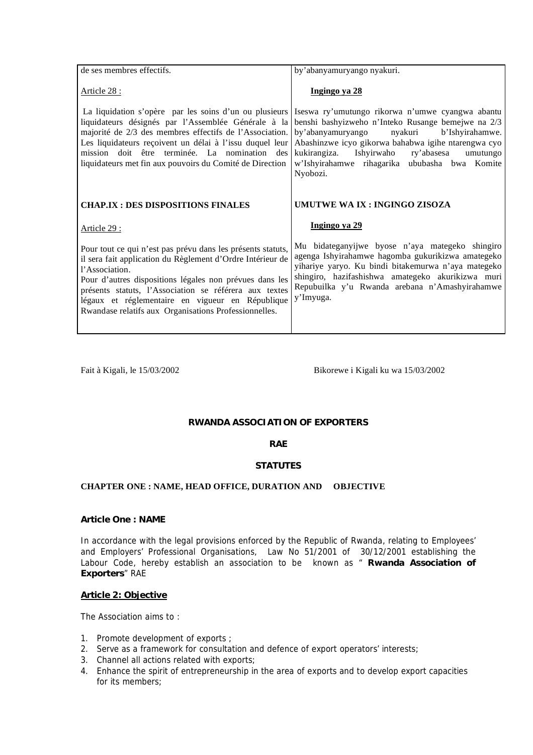| | |
|---|---|
| de ses membres effectifs. | by'abanyamuryango nyakuri. |
| Article 28 : | **Ingingo ya 28** |
| La liquidation s'opère par les soins d'un ou plusieurs liquidateurs désignés par l'Assemblée Générale à la majorité de 2/3 des membres effectifs de l'Association. Les liquidateurs reçoivent un délai à l'issu duquel leur mission doit être terminée. La nomination des liquidateurs met fin aux pouvoirs du Comité de Direction | Iseswa ry'umutungo rikorwa n'umwe cyangwa abantu benshi bashyizweho n'Inteko Rusange bemejwe na 2/3 by'abanyamuryango nyakuri b'Ishyirahamwe. Abashinzwe icyo gikorwa bahabwa igihe ntarengwa cyo kukirangiza. Ishyirwaho ry'abasesa umutungo w'Ishyirahamwe rihagarika ububasha bwa Komite Nyobozi. |
| **CHAP.IX : DES DISPOSITIONS FINALES** | **UMUTWE WA IX : INGINGO ZISOZA** |
| Article 29 : | **Ingingo ya 29** |
| Pour tout ce qui n'est pas prévu dans les présents statuts, il sera fait application du Règlement d'Ordre Intérieur de l'Association.<br>Pour d'autres dispositions légales non prévues dans les présents statuts, l'Association se référera aux textes légaux et réglementaire en vigueur en République Rwandase relatifs aux Organisations Professionnelles. | Mu bidateganyijwe byose n'aya mategeko shingiro agenga Ishyirahamwe hagomba gukurikizwa amategeko yihariye yaryo. Ku bindi bitakemurwa n'aya mategeko shingiro, hazifashishwa amategeko akurikizwa muri Repubuilka y'u Rwanda arebana n'Amashyirahamwe y'Imyuga. |

Fait à Kigali, le 15/03/2002

Bikorewe i Kigali ku wa 15/03/2002

**RWANDA ASSOCIATION OF EXPORTERS**

**RAE**

**STATUTES**

**CHAPTER ONE : NAME, HEAD OFFICE, DURATION AND OBJECTIVE**

**Article One : NAME**

In accordance with the legal provisions enforced by the Republic of Rwanda, relating to Employees' and Employers' Professional Organisations, Law No 51/2001 of 30/12/2001 establishing the Labour Code, hereby establish an association to be known as " **Rwanda Association of Exporters**" RAE

**Article 2: Objective**

The Association aims to :

1. Promote development of exports ;
2. Serve as a framework for consultation and defence of export operators' interests;
3. Channel all actions related with exports;
4. Enhance the spirit of entrepreneurship in the area of exports and to develop export capacities for its members;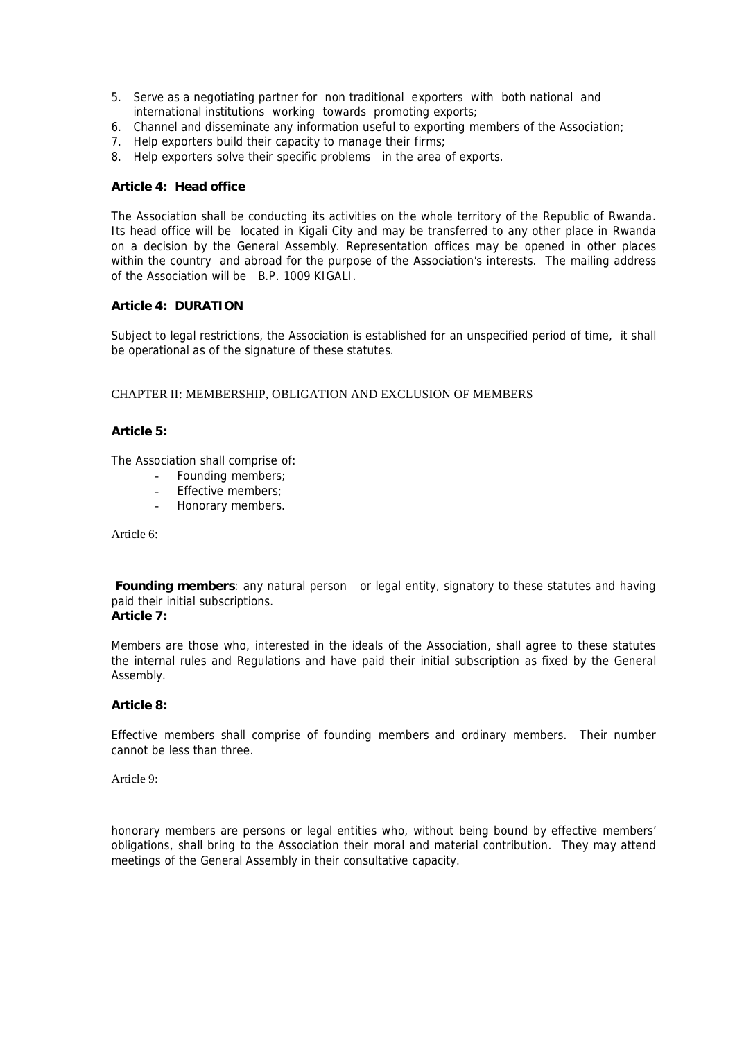5. Serve as a negotiating partner for non traditional exporters with both national and international institutions working towards promoting exports;
6. Channel and disseminate any information useful to exporting members of the Association;
7. Help exporters build their capacity to manage their firms;
8. Help exporters solve their specific problems in the area of exports.

**Article 4: Head office**

The Association shall be conducting its activities on the whole territory of the Republic of Rwanda. Its head office will be located in Kigali City and may be transferred to any other place in Rwanda on a decision by the General Assembly. Representation offices may be opened in other places within the country and abroad for the purpose of the Association's interests. The mailing address of the Association will be B.P. 1009 KIGALI.

**Article 4: DURATION**

Subject to legal restrictions, the Association is established for an unspecified period of time, it shall be operational as of the signature of these statutes.

CHAPTER II: MEMBERSHIP, OBLIGATION AND EXCLUSION OF MEMBERS

**Article 5:**

The Association shall comprise of:

- Founding members;
- Effective members;
- Honorary members.

Article 6:

**Founding members**: any natural person or legal entity, signatory to these statutes and having paid their initial subscriptions.

**Article 7:**

Members are those who, interested in the ideals of the Association, shall agree to these statutes the internal rules and Regulations and have paid their initial subscription as fixed by the General Assembly.

**Article 8:**

Effective members shall comprise of founding members and ordinary members. Their number cannot be less than three.

Article 9:

honorary members are persons or legal entities who, without being bound by effective members' obligations, shall bring to the Association their moral and material contribution. They may attend meetings of the General Assembly in their consultative capacity.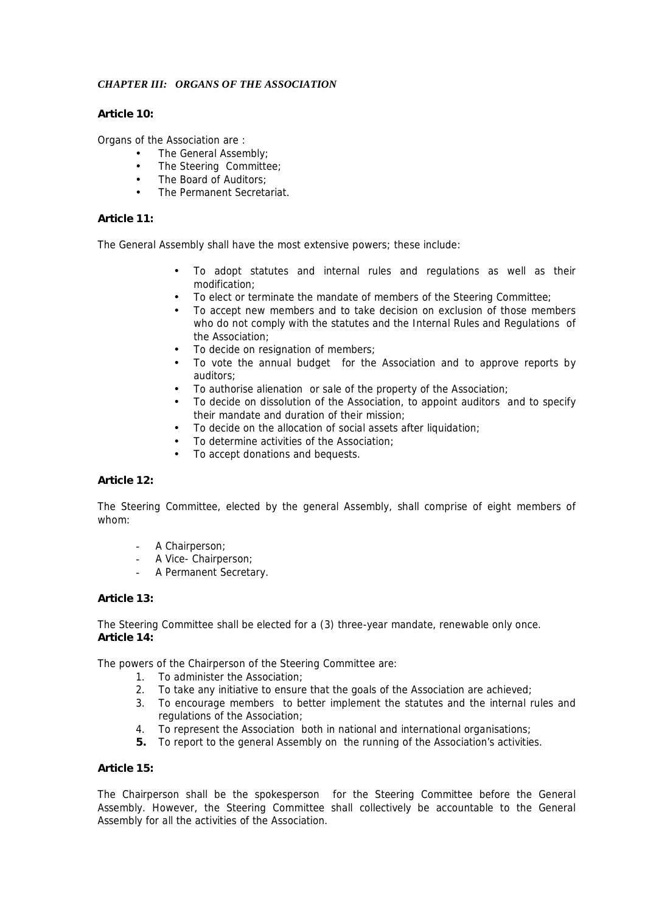### *CHAPTER III: ORGANS OF THE ASSOCIATION*

**Article 10:**

Organs of the Association are :

- The General Assembly;
- The Steering Committee;
- The Board of Auditors;
- The Permanent Secretariat.

**Article 11:**

The General Assembly shall have the most extensive powers; these include:

- To adopt statutes and internal rules and regulations as well as their modification;
- To elect or terminate the mandate of members of the Steering Committee;
- To accept new members and to take decision on exclusion of those members who do not comply with the statutes and the Internal Rules and Regulations of the Association;
- To decide on resignation of members;
- To vote the annual budget for the Association and to approve reports by auditors;
- To authorise alienation or sale of the property of the Association;
- To decide on dissolution of the Association, to appoint auditors and to specify their mandate and duration of their mission;
- To decide on the allocation of social assets after liquidation;
- To determine activities of the Association;
- To accept donations and bequests.

**Article 12:**

The Steering Committee, elected by the general Assembly, shall comprise of eight members of whom:

- A Chairperson;
- A Vice- Chairperson;
- A Permanent Secretary.

**Article 13:**

The Steering Committee shall be elected for a (3) three-year mandate, renewable only once.

**Article 14:**

The powers of the Chairperson of the Steering Committee are:

1. To administer the Association;
2. To take any initiative to ensure that the goals of the Association are achieved;
3. To encourage members to better implement the statutes and the internal rules and regulations of the Association;
4. To represent the Association both in national and international organisations;
5. To report to the general Assembly on the running of the Association's activities.

**Article 15:**

The Chairperson shall be the spokesperson for the Steering Committee before the General Assembly. However, the Steering Committee shall collectively be accountable to the General Assembly for all the activities of the Association.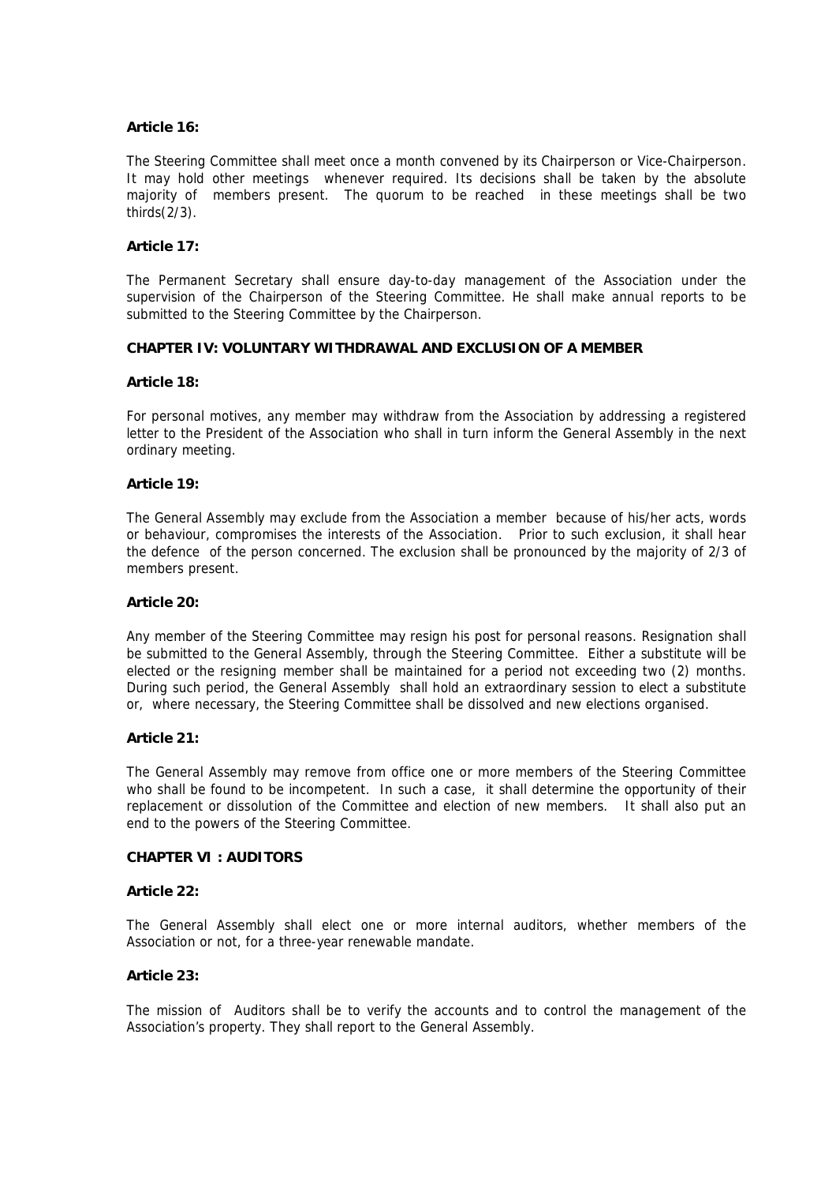**Article 16:**

The Steering Committee shall meet once a month convened by its Chairperson or Vice-Chairperson. It may hold other meetings whenever required. Its decisions shall be taken by the absolute majority of members present. The quorum to be reached in these meetings shall be two thirds(2/3).

**Article 17:**

The Permanent Secretary shall ensure day-to-day management of the Association under the supervision of the Chairperson of the Steering Committee. He shall make annual reports to be submitted to the Steering Committee by the Chairperson.

**CHAPTER IV: VOLUNTARY WITHDRAWAL AND EXCLUSION OF A MEMBER**

**Article 18:**

For personal motives, any member may withdraw from the Association by addressing a registered letter to the President of the Association who shall in turn inform the General Assembly in the next ordinary meeting.

**Article 19:**

The General Assembly may exclude from the Association a member because of his/her acts, words or behaviour, compromises the interests of the Association. Prior to such exclusion, it shall hear the defence of the person concerned. The exclusion shall be pronounced by the majority of 2/3 of members present.

**Article 20:**

Any member of the Steering Committee may resign his post for personal reasons. Resignation shall be submitted to the General Assembly, through the Steering Committee. Either a substitute will be elected or the resigning member shall be maintained for a period not exceeding two (2) months. During such period, the General Assembly shall hold an extraordinary session to elect a substitute or, where necessary, the Steering Committee shall be dissolved and new elections organised.

**Article 21:**

The General Assembly may remove from office one or more members of the Steering Committee who shall be found to be incompetent. In such a case, it shall determine the opportunity of their replacement or dissolution of the Committee and election of new members. It shall also put an end to the powers of the Steering Committee.

**CHAPTER VI : AUDITORS**

**Article 22:**

The General Assembly shall elect one or more internal auditors, whether members of the Association or not, for a three-year renewable mandate.

**Article 23:**

The mission of Auditors shall be to verify the accounts and to control the management of the Association's property. They shall report to the General Assembly.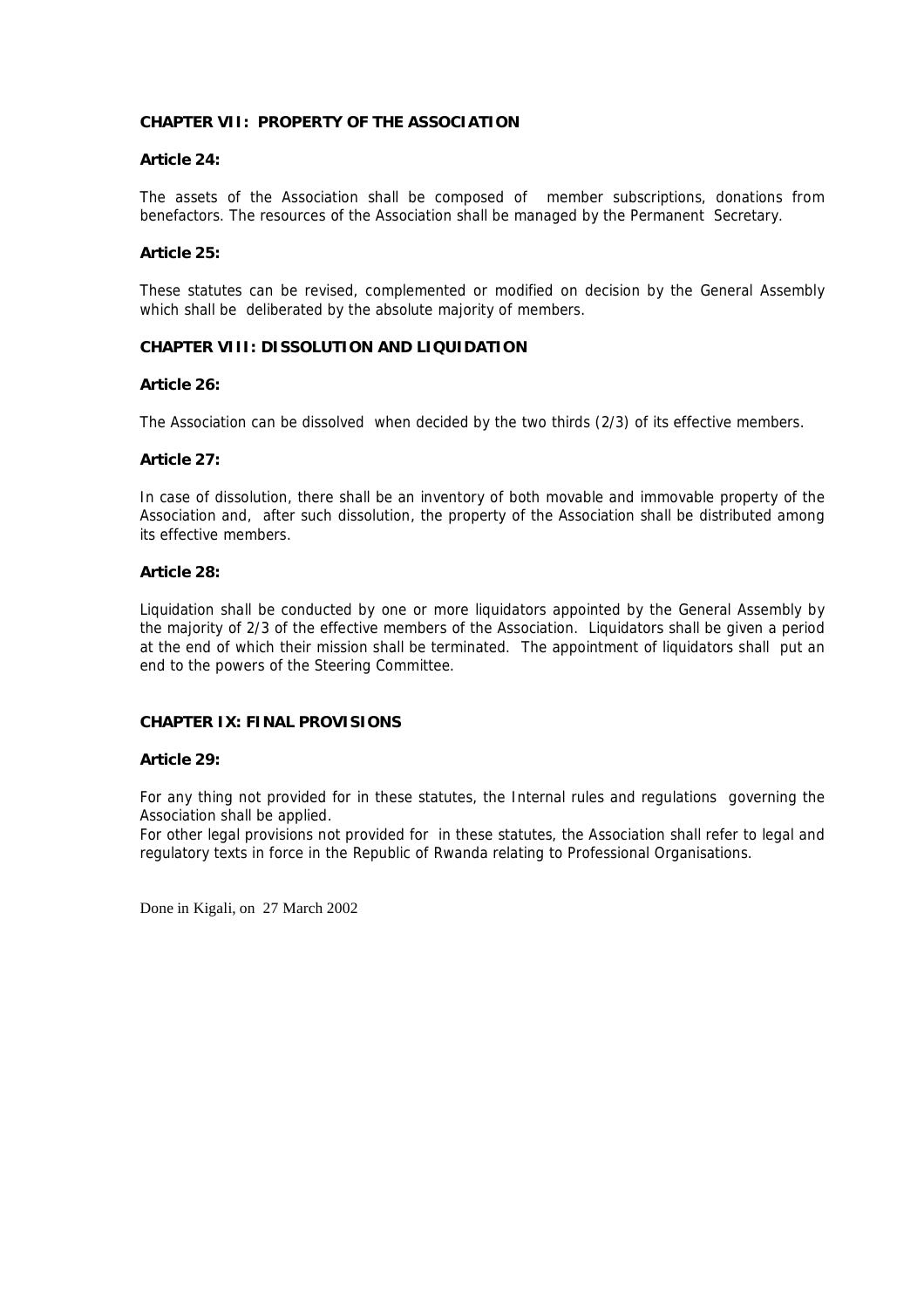## CHAPTER VII: PROPERTY OF THE ASSOCIATION

### Article 24:

The assets of the Association shall be composed of member subscriptions, donations from benefactors. The resources of the Association shall be managed by the Permanent Secretary.

### Article 25:

These statutes can be revised, complemented or modified on decision by the General Assembly which shall be deliberated by the absolute majority of members.

## CHAPTER VIII: DISSOLUTION AND LIQUIDATION

### Article 26:

The Association can be dissolved when decided by the two thirds (2/3) of its effective members.

### Article 27:

In case of dissolution, there shall be an inventory of both movable and immovable property of the Association and, after such dissolution, the property of the Association shall be distributed among its effective members.

### Article 28:

Liquidation shall be conducted by one or more liquidators appointed by the General Assembly by the majority of 2/3 of the effective members of the Association. Liquidators shall be given a period at the end of which their mission shall be terminated. The appointment of liquidators shall put an end to the powers of the Steering Committee.

## CHAPTER IX: FINAL PROVISIONS

### Article 29:

For any thing not provided for in these statutes, the Internal rules and regulations governing the Association shall be applied.

For other legal provisions not provided for in these statutes, the Association shall refer to legal and regulatory texts in force in the Republic of Rwanda relating to Professional Organisations.

Done in Kigali, on 27 March 2002